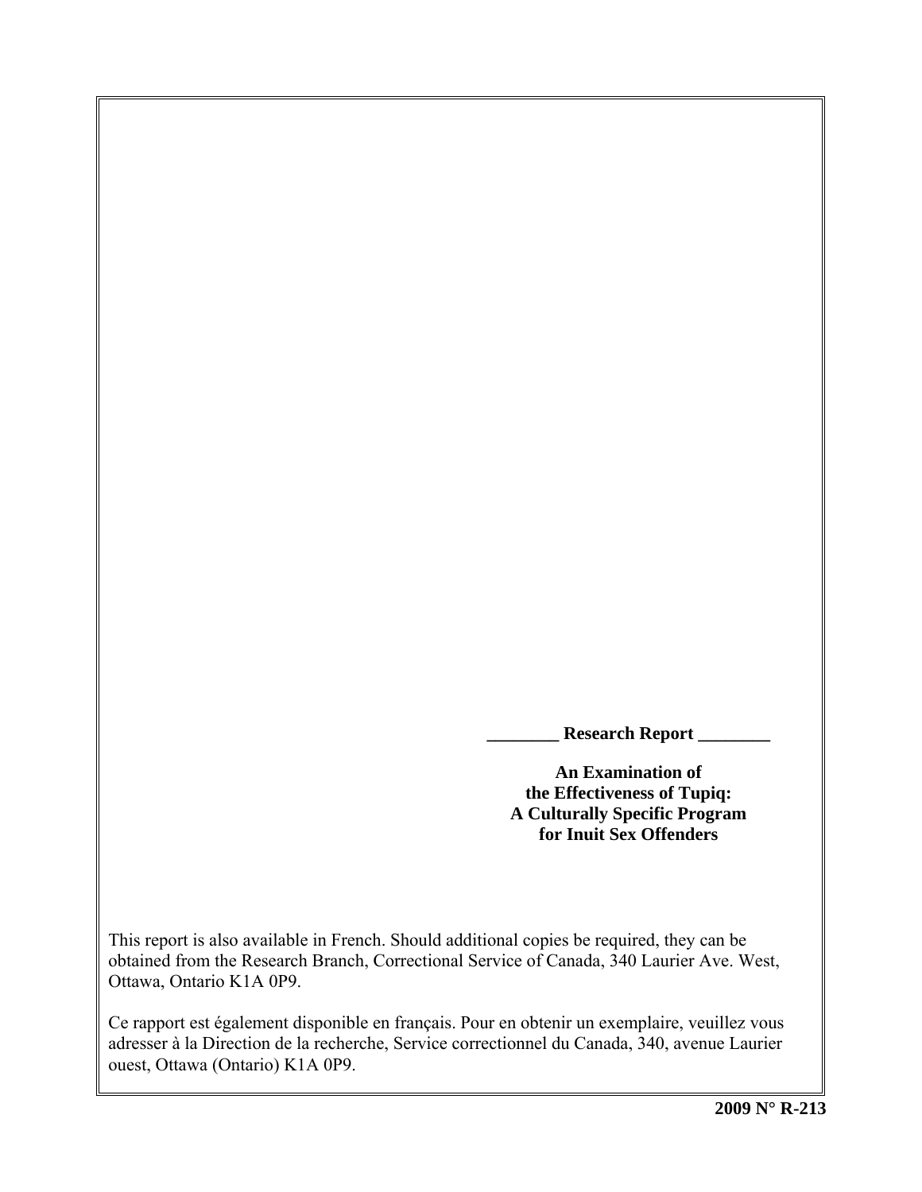**________ Research Report ________**

# An Examination of the Effectiveness of Tupiq: A Culturally Specific Program for Inuit Sex Offenders

This report is also available in French. Should additional copies be required, they can be obtained from the Research Branch, Correctional Service of Canada, 340 Laurier Ave. West, Ottawa, Ontario K1A 0P9.

Ce rapport est également disponible en français. Pour en obtenir un exemplaire, veuillez vous adresser à la Direction de la recherche, Service correctionnel du Canada, 340, avenue Laurier ouest, Ottawa (Ontario) K1A 0P9.

**2009 N° R-213**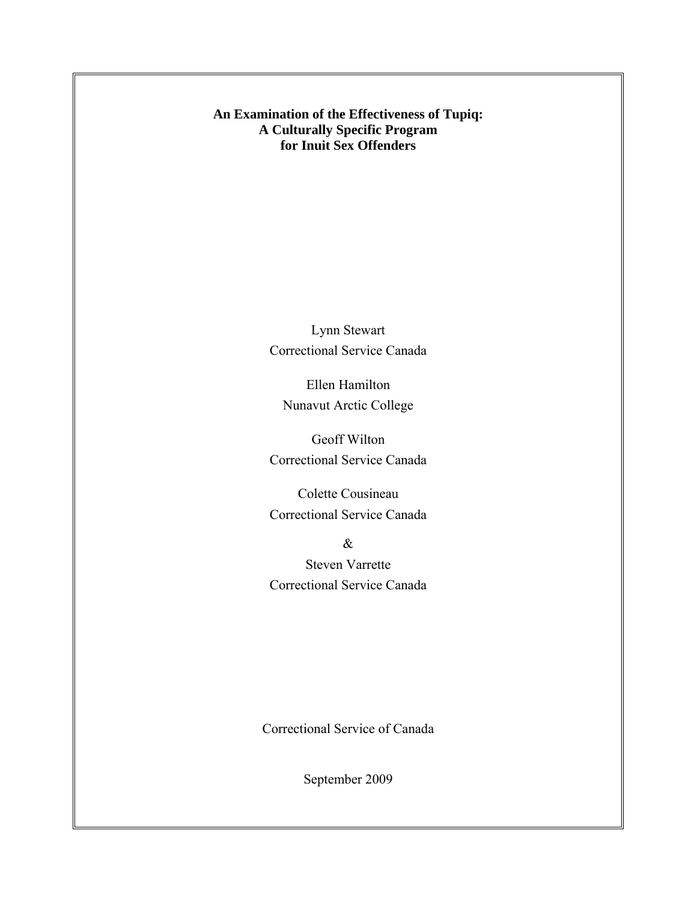**An Examination of the Effectiveness of Tupiq:**
**A Culturally Specific Program**
**for Inuit Sex Offenders**

Lynn Stewart
Correctional Service Canada

Ellen Hamilton
Nunavut Arctic College

Geoff Wilton
Correctional Service Canada

Colette Cousineau
Correctional Service Canada

&

Steven Varrette
Correctional Service Canada

Correctional Service of Canada

September 2009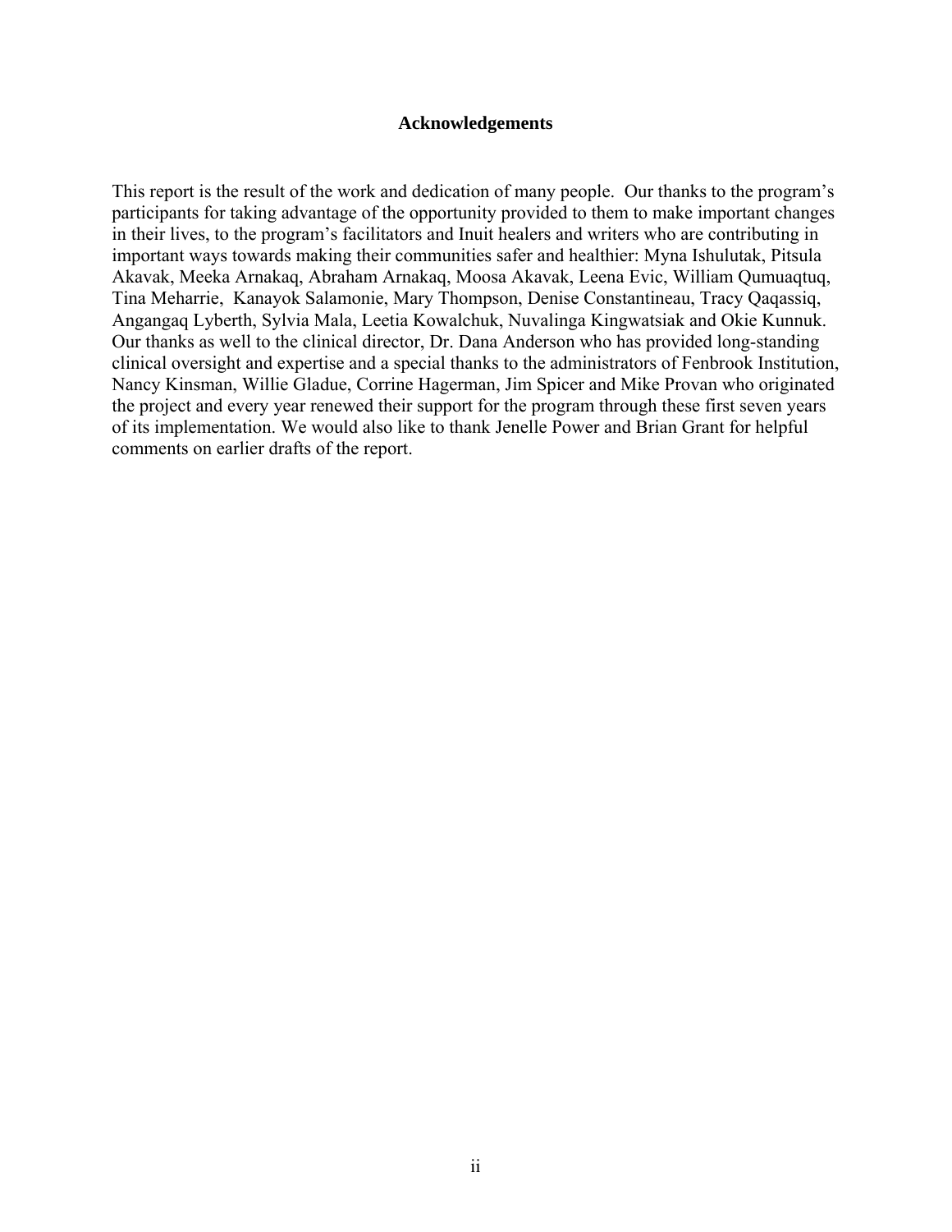# Acknowledgements

This report is the result of the work and dedication of many people. Our thanks to the program's participants for taking advantage of the opportunity provided to them to make important changes in their lives, to the program's facilitators and Inuit healers and writers who are contributing in important ways towards making their communities safer and healthier: Myna Ishulutak, Pitsula Akavak, Meeka Arnakaq, Abraham Arnakaq, Moosa Akavak, Leena Evic, William Qumuaqtuq, Tina Meharrie, Kanayok Salamonie, Mary Thompson, Denise Constantineau, Tracy Qaqassiq, Angangaq Lyberth, Sylvia Mala, Leetia Kowalchuk, Nuvalinga Kingwatsiak and Okie Kunnuk. Our thanks as well to the clinical director, Dr. Dana Anderson who has provided long-standing clinical oversight and expertise and a special thanks to the administrators of Fenbrook Institution, Nancy Kinsman, Willie Gladue, Corrine Hagerman, Jim Spicer and Mike Provan who originated the project and every year renewed their support for the program through these first seven years of its implementation. We would also like to thank Jenelle Power and Brian Grant for helpful comments on earlier drafts of the report.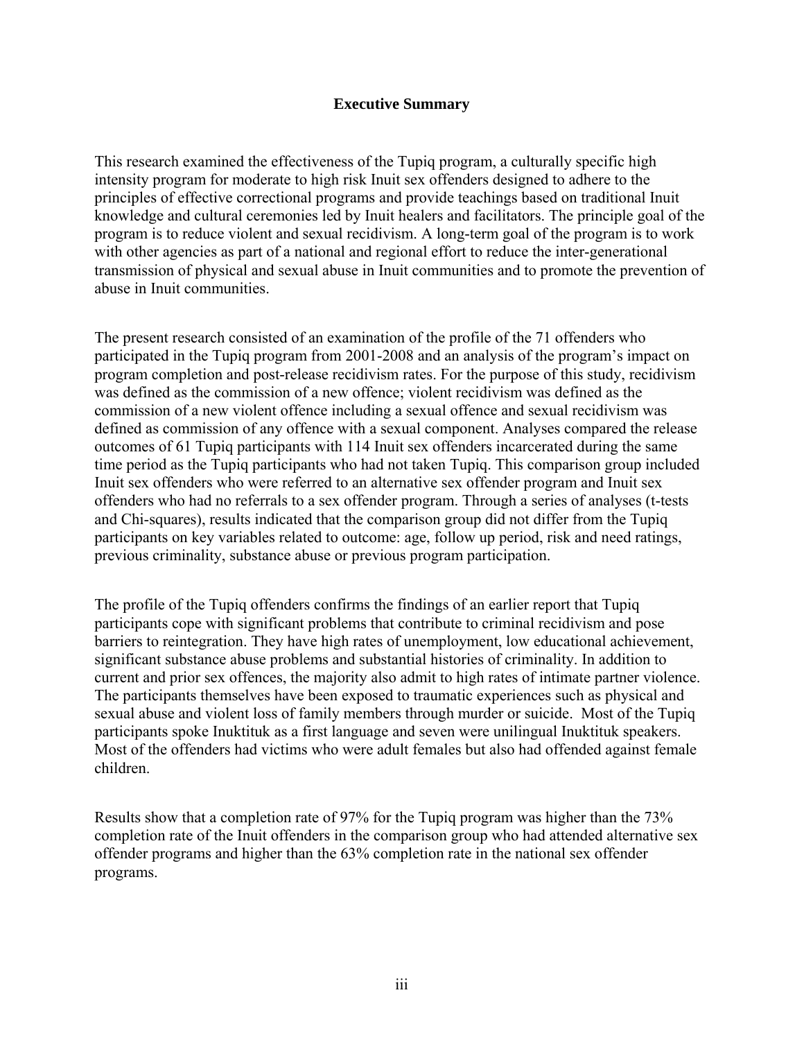## Executive Summary

This research examined the effectiveness of the Tupiq program, a culturally specific high intensity program for moderate to high risk Inuit sex offenders designed to adhere to the principles of effective correctional programs and provide teachings based on traditional Inuit knowledge and cultural ceremonies led by Inuit healers and facilitators. The principle goal of the program is to reduce violent and sexual recidivism. A long-term goal of the program is to work with other agencies as part of a national and regional effort to reduce the inter-generational transmission of physical and sexual abuse in Inuit communities and to promote the prevention of abuse in Inuit communities.

The present research consisted of an examination of the profile of the 71 offenders who participated in the Tupiq program from 2001-2008 and an analysis of the program's impact on program completion and post-release recidivism rates. For the purpose of this study, recidivism was defined as the commission of a new offence; violent recidivism was defined as the commission of a new violent offence including a sexual offence and sexual recidivism was defined as commission of any offence with a sexual component. Analyses compared the release outcomes of 61 Tupiq participants with 114 Inuit sex offenders incarcerated during the same time period as the Tupiq participants who had not taken Tupiq. This comparison group included Inuit sex offenders who were referred to an alternative sex offender program and Inuit sex offenders who had no referrals to a sex offender program. Through a series of analyses (t-tests and Chi-squares), results indicated that the comparison group did not differ from the Tupiq participants on key variables related to outcome: age, follow up period, risk and need ratings, previous criminality, substance abuse or previous program participation.

The profile of the Tupiq offenders confirms the findings of an earlier report that Tupiq participants cope with significant problems that contribute to criminal recidivism and pose barriers to reintegration. They have high rates of unemployment, low educational achievement, significant substance abuse problems and substantial histories of criminality. In addition to current and prior sex offences, the majority also admit to high rates of intimate partner violence. The participants themselves have been exposed to traumatic experiences such as physical and sexual abuse and violent loss of family members through murder or suicide. Most of the Tupiq participants spoke Inuktituk as a first language and seven were unilingual Inuktituk speakers. Most of the offenders had victims who were adult females but also had offended against female children.

Results show that a completion rate of 97% for the Tupiq program was higher than the 73% completion rate of the Inuit offenders in the comparison group who had attended alternative sex offender programs and higher than the 63% completion rate in the national sex offender programs.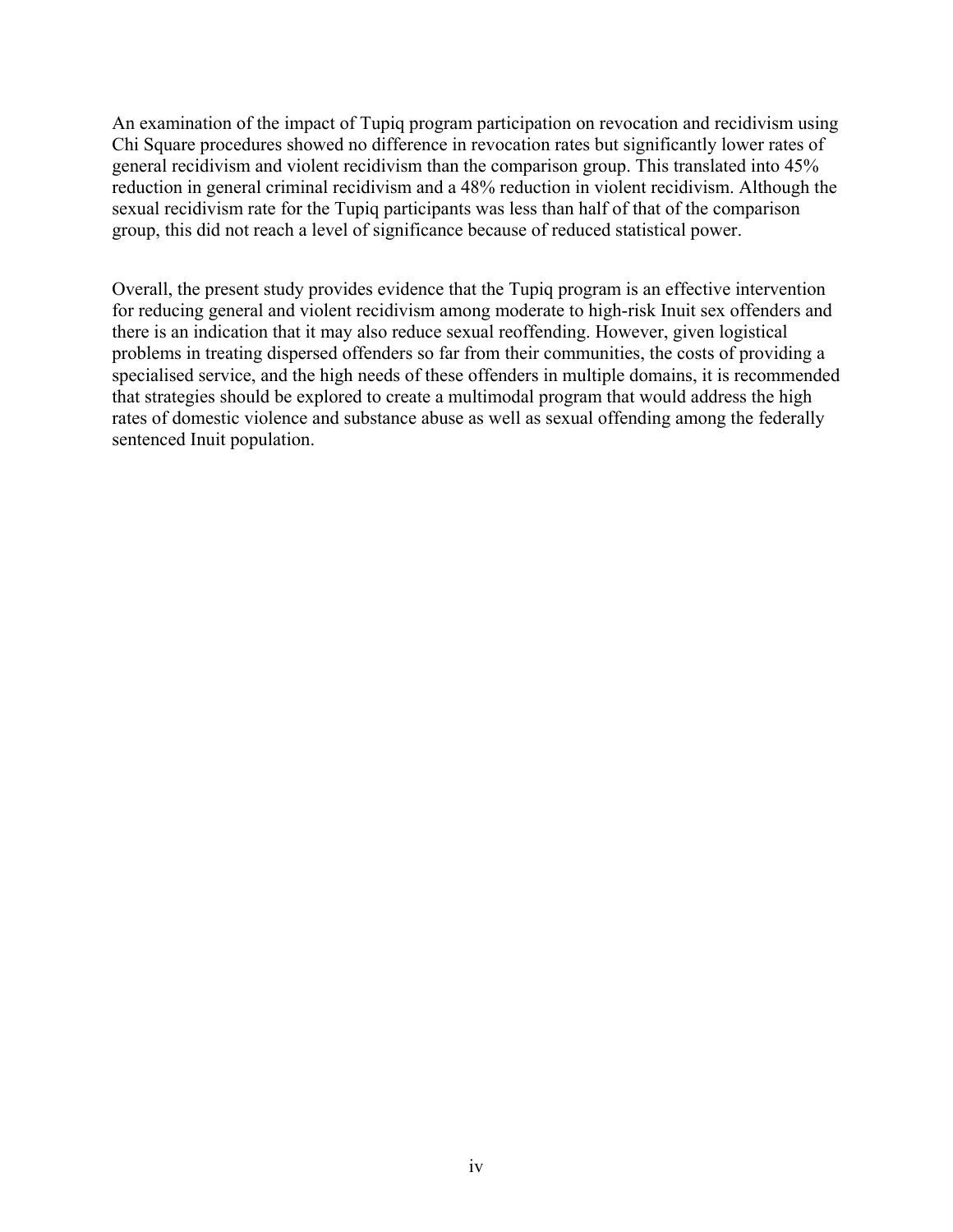An examination of the impact of Tupiq program participation on revocation and recidivism using Chi Square procedures showed no difference in revocation rates but significantly lower rates of general recidivism and violent recidivism than the comparison group. This translated into 45% reduction in general criminal recidivism and a 48% reduction in violent recidivism. Although the sexual recidivism rate for the Tupiq participants was less than half of that of the comparison group, this did not reach a level of significance because of reduced statistical power.

Overall, the present study provides evidence that the Tupiq program is an effective intervention for reducing general and violent recidivism among moderate to high-risk Inuit sex offenders and there is an indication that it may also reduce sexual reoffending. However, given logistical problems in treating dispersed offenders so far from their communities, the costs of providing a specialised service, and the high needs of these offenders in multiple domains, it is recommended that strategies should be explored to create a multimodal program that would address the high rates of domestic violence and substance abuse as well as sexual offending among the federally sentenced Inuit population.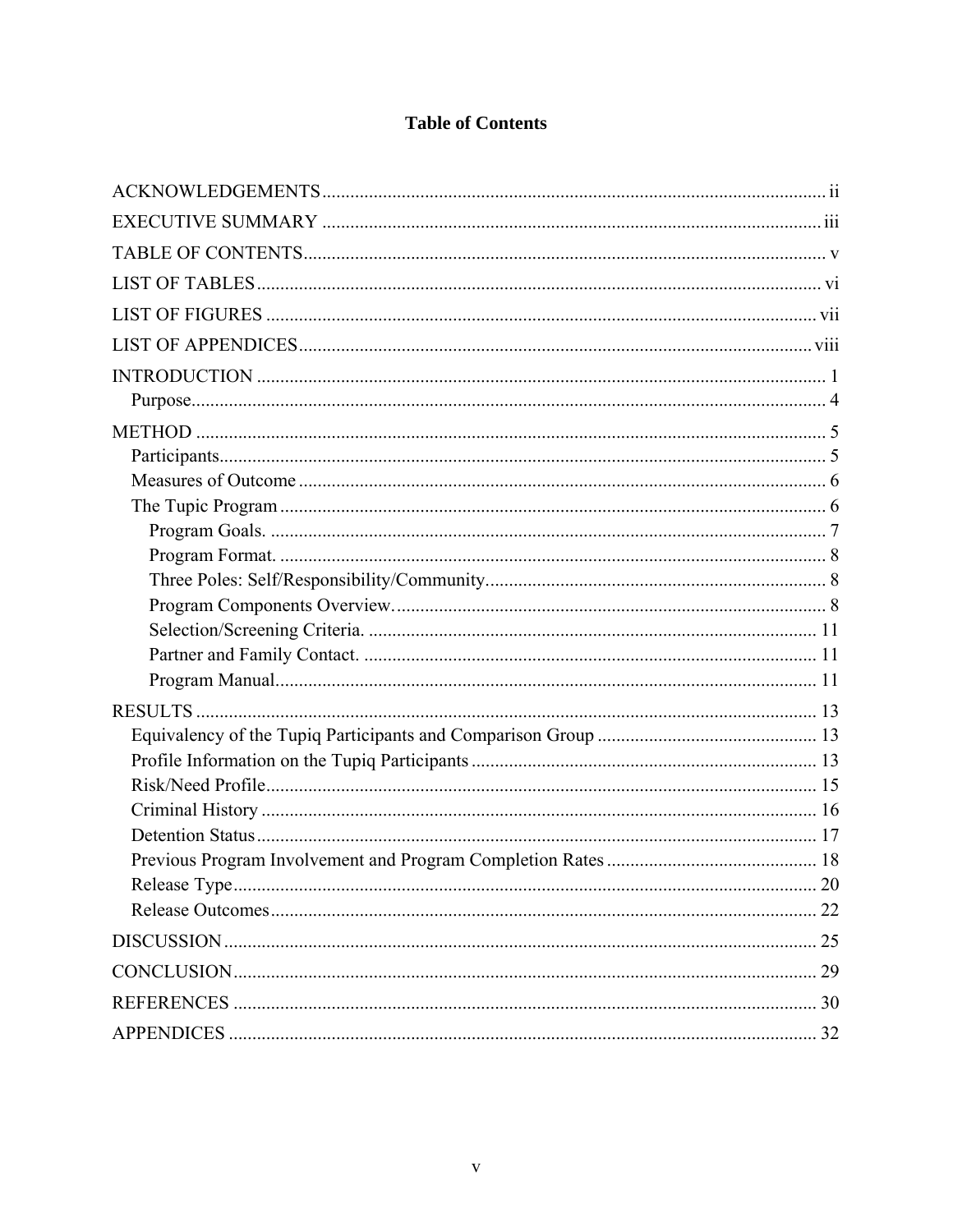# Table of Contents

ACKNOWLEDGEMENTS ........................................................................................................... ii

EXECUTIVE SUMMARY ........................................................................................................ iii

TABLE OF CONTENTS ............................................................................................................ v

LIST OF TABLES ..................................................................................................................... vi

LIST OF FIGURES .................................................................................................................. vii

LIST OF APPENDICES ........................................................................................................... viii

INTRODUCTION ....................................................................................................................... 1

- Purpose ..................................................................................................................................... 4

METHOD ..................................................................................................................................... 5

- Participants ............................................................................................................................... 5
- Measures of Outcome ............................................................................................................... 6
- The Tupic Program ................................................................................................................... 6
  - Program Goals. ..................................................................................................................... 7
  - Program Format. ................................................................................................................... 8
  - Three Poles: Self/Responsibility/Community ........................................................................ 8
  - Program Components Overview. ........................................................................................... 8
  - Selection/Screening Criteria. ............................................................................................... 11
  - Partner and Family Contact. ................................................................................................ 11
  - Program Manual ................................................................................................................. 11

RESULTS ................................................................................................................................... 13

- Equivalency of the Tupiq Participants and Comparison Group .............................................. 13
- Profile Information on the Tupiq Participants ......................................................................... 13
- Risk/Need Profile ..................................................................................................................... 15
- Criminal History ...................................................................................................................... 16
- Detention Status ....................................................................................................................... 17
- Previous Program Involvement and Program Completion Rates ............................................ 18
- Release Type ........................................................................................................................... 20
- Release Outcomes .................................................................................................................... 22

DISCUSSION ............................................................................................................................. 25

CONCLUSION ........................................................................................................................... 29

REFERENCES ............................................................................................................................ 30

APPENDICES ............................................................................................................................. 32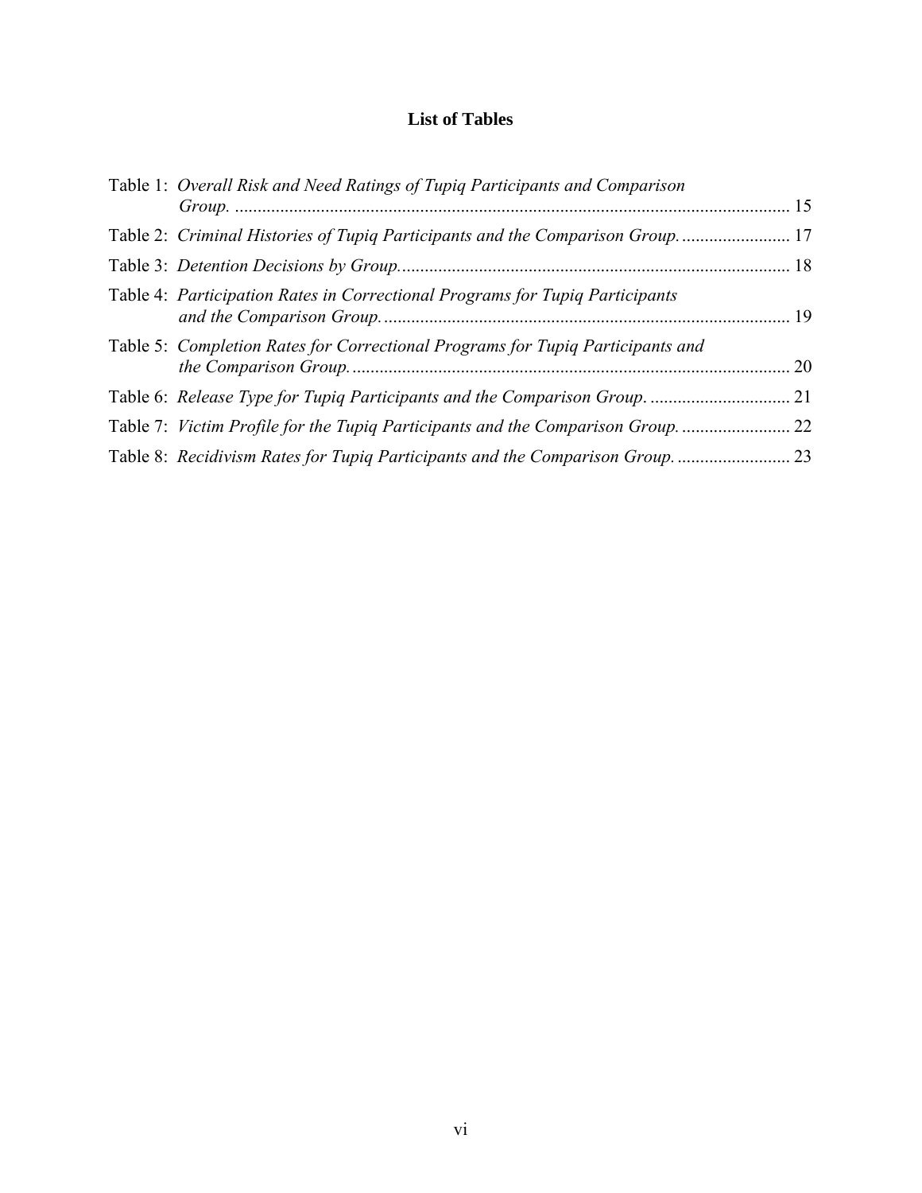# List of Tables

Table 1: *Overall Risk and Need Ratings of Tupiq Participants and Comparison Group.* .......... 15

Table 2: *Criminal Histories of Tupiq Participants and the Comparison Group.* .......... 17

Table 3: *Detention Decisions by Group.* .......... 18

Table 4: *Participation Rates in Correctional Programs for Tupiq Participants and the Comparison Group.* .......... 19

Table 5: *Completion Rates for Correctional Programs for Tupiq Participants and the Comparison Group.* .......... 20

Table 6: *Release Type for Tupiq Participants and the Comparison Group.* .......... 21

Table 7: *Victim Profile for the Tupiq Participants and the Comparison Group.* .......... 22

Table 8: *Recidivism Rates for Tupiq Participants and the Comparison Group.* .......... 23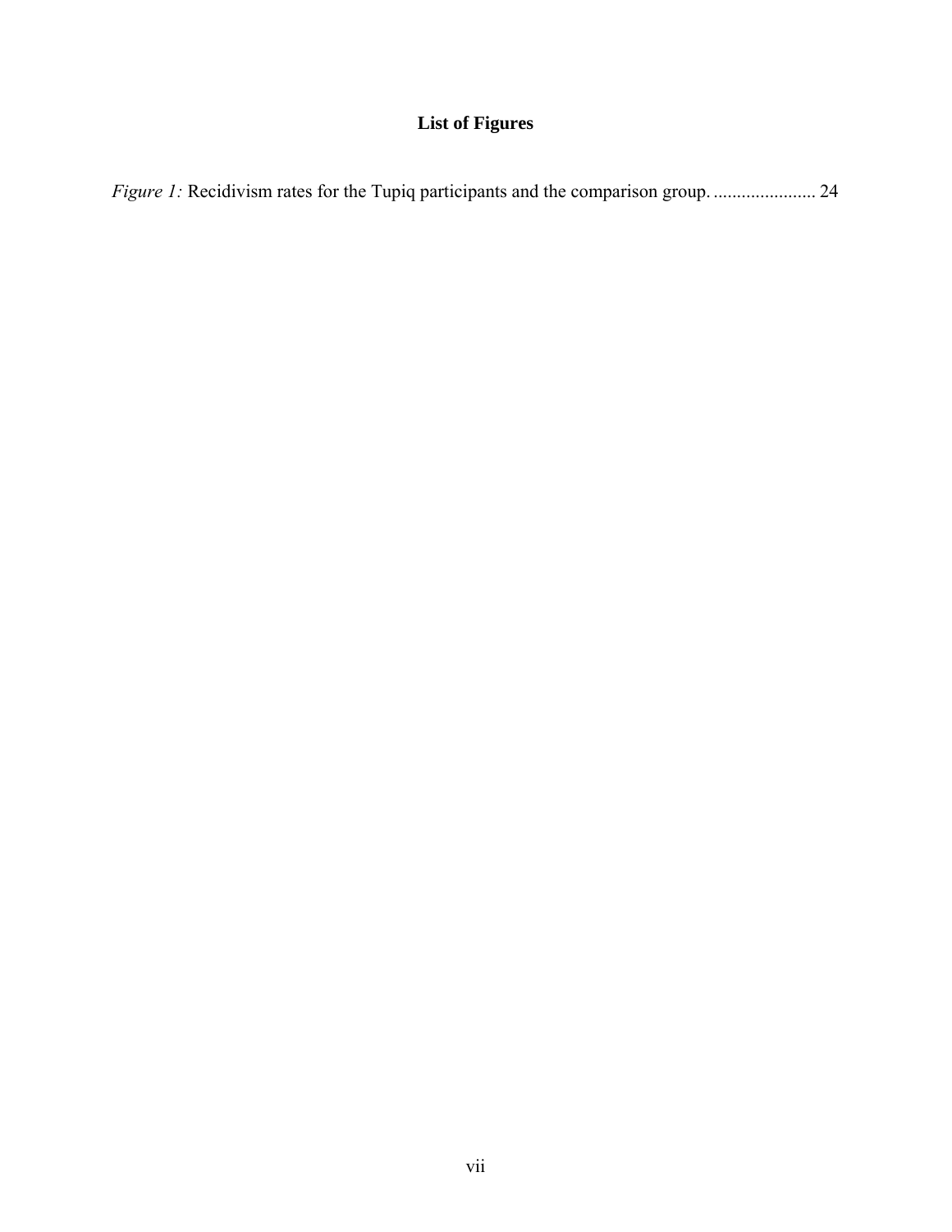# List of Figures

*Figure 1:* Recidivism rates for the Tupiq participants and the comparison group. ...................... 24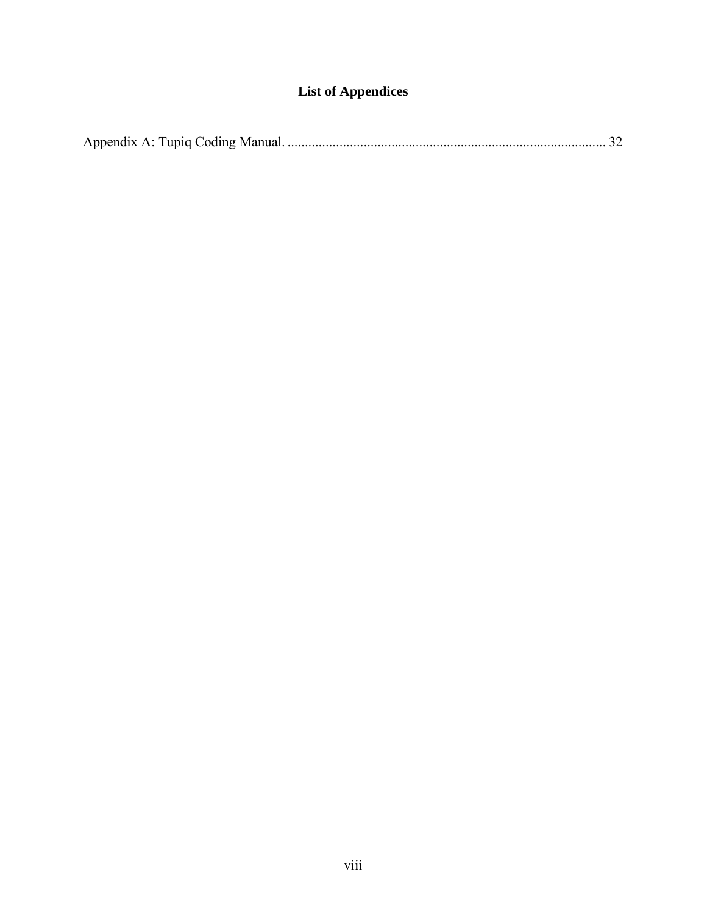# List of Appendices

Appendix A: Tupiq Coding Manual. ........................................................................................... 32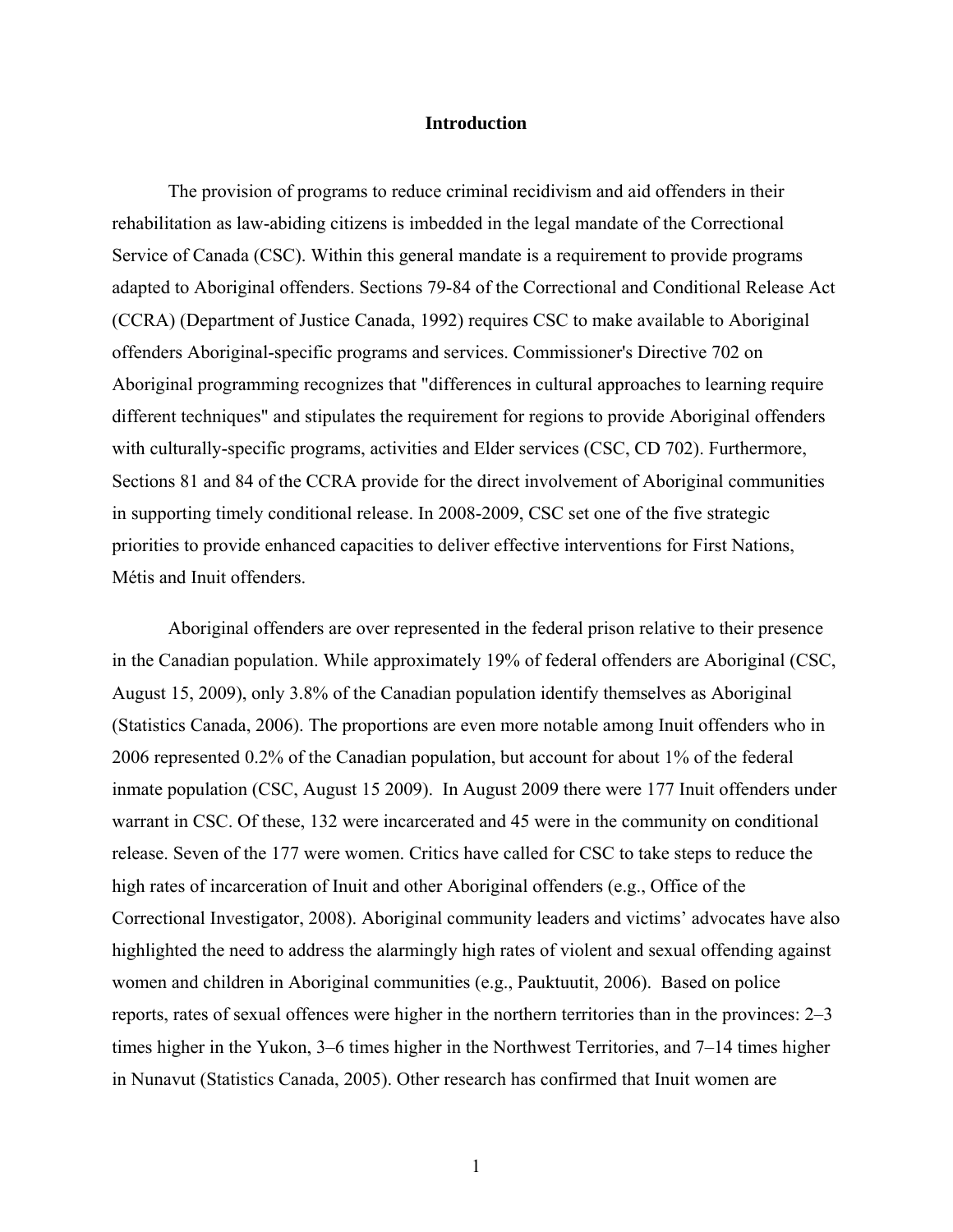# Introduction

The provision of programs to reduce criminal recidivism and aid offenders in their rehabilitation as law-abiding citizens is imbedded in the legal mandate of the Correctional Service of Canada (CSC). Within this general mandate is a requirement to provide programs adapted to Aboriginal offenders. Sections 79-84 of the Correctional and Conditional Release Act (CCRA) (Department of Justice Canada, 1992) requires CSC to make available to Aboriginal offenders Aboriginal-specific programs and services. Commissioner's Directive 702 on Aboriginal programming recognizes that "differences in cultural approaches to learning require different techniques" and stipulates the requirement for regions to provide Aboriginal offenders with culturally-specific programs, activities and Elder services (CSC, CD 702). Furthermore, Sections 81 and 84 of the CCRA provide for the direct involvement of Aboriginal communities in supporting timely conditional release. In 2008-2009, CSC set one of the five strategic priorities to provide enhanced capacities to deliver effective interventions for First Nations, Métis and Inuit offenders.

Aboriginal offenders are over represented in the federal prison relative to their presence in the Canadian population. While approximately 19% of federal offenders are Aboriginal (CSC, August 15, 2009), only 3.8% of the Canadian population identify themselves as Aboriginal (Statistics Canada, 2006). The proportions are even more notable among Inuit offenders who in 2006 represented 0.2% of the Canadian population, but account for about 1% of the federal inmate population (CSC, August 15 2009). In August 2009 there were 177 Inuit offenders under warrant in CSC. Of these, 132 were incarcerated and 45 were in the community on conditional release. Seven of the 177 were women. Critics have called for CSC to take steps to reduce the high rates of incarceration of Inuit and other Aboriginal offenders (e.g., Office of the Correctional Investigator, 2008). Aboriginal community leaders and victims' advocates have also highlighted the need to address the alarmingly high rates of violent and sexual offending against women and children in Aboriginal communities (e.g., Pauktuutit, 2006). Based on police reports, rates of sexual offences were higher in the northern territories than in the provinces: 2–3 times higher in the Yukon, 3–6 times higher in the Northwest Territories, and 7–14 times higher in Nunavut (Statistics Canada, 2005). Other research has confirmed that Inuit women are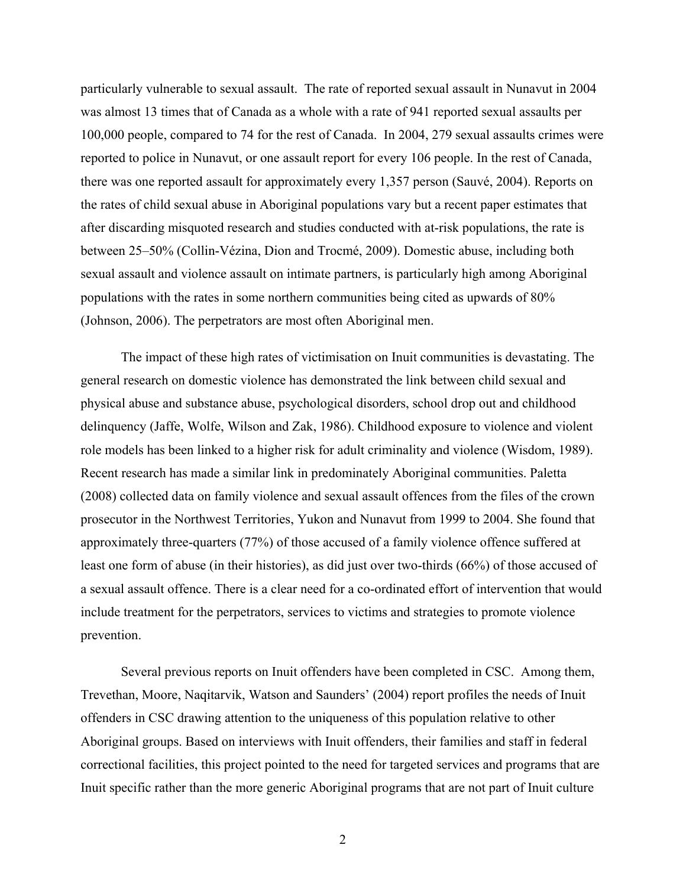particularly vulnerable to sexual assault. The rate of reported sexual assault in Nunavut in 2004 was almost 13 times that of Canada as a whole with a rate of 941 reported sexual assaults per 100,000 people, compared to 74 for the rest of Canada. In 2004, 279 sexual assaults crimes were reported to police in Nunavut, or one assault report for every 106 people. In the rest of Canada, there was one reported assault for approximately every 1,357 person (Sauvé, 2004). Reports on the rates of child sexual abuse in Aboriginal populations vary but a recent paper estimates that after discarding misquoted research and studies conducted with at-risk populations, the rate is between 25–50% (Collin-Vézina, Dion and Trocmé, 2009). Domestic abuse, including both sexual assault and violence assault on intimate partners, is particularly high among Aboriginal populations with the rates in some northern communities being cited as upwards of 80% (Johnson, 2006). The perpetrators are most often Aboriginal men.

The impact of these high rates of victimisation on Inuit communities is devastating. The general research on domestic violence has demonstrated the link between child sexual and physical abuse and substance abuse, psychological disorders, school drop out and childhood delinquency (Jaffe, Wolfe, Wilson and Zak, 1986). Childhood exposure to violence and violent role models has been linked to a higher risk for adult criminality and violence (Wisdom, 1989). Recent research has made a similar link in predominately Aboriginal communities. Paletta (2008) collected data on family violence and sexual assault offences from the files of the crown prosecutor in the Northwest Territories, Yukon and Nunavut from 1999 to 2004. She found that approximately three-quarters (77%) of those accused of a family violence offence suffered at least one form of abuse (in their histories), as did just over two-thirds (66%) of those accused of a sexual assault offence. There is a clear need for a co-ordinated effort of intervention that would include treatment for the perpetrators, services to victims and strategies to promote violence prevention.

Several previous reports on Inuit offenders have been completed in CSC. Among them, Trevethan, Moore, Naqitarvik, Watson and Saunders' (2004) report profiles the needs of Inuit offenders in CSC drawing attention to the uniqueness of this population relative to other Aboriginal groups. Based on interviews with Inuit offenders, their families and staff in federal correctional facilities, this project pointed to the need for targeted services and programs that are Inuit specific rather than the more generic Aboriginal programs that are not part of Inuit culture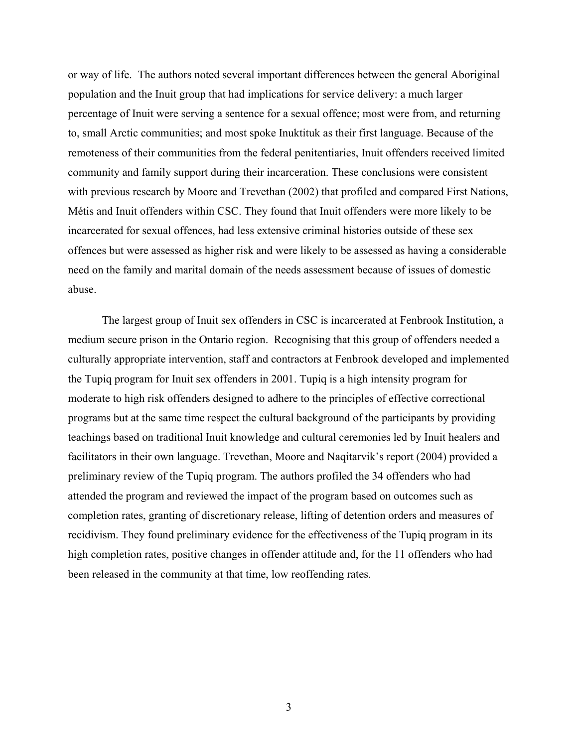or way of life. The authors noted several important differences between the general Aboriginal population and the Inuit group that had implications for service delivery: a much larger percentage of Inuit were serving a sentence for a sexual offence; most were from, and returning to, small Arctic communities; and most spoke Inuktituk as their first language. Because of the remoteness of their communities from the federal penitentiaries, Inuit offenders received limited community and family support during their incarceration. These conclusions were consistent with previous research by Moore and Trevethan (2002) that profiled and compared First Nations, Métis and Inuit offenders within CSC. They found that Inuit offenders were more likely to be incarcerated for sexual offences, had less extensive criminal histories outside of these sex offences but were assessed as higher risk and were likely to be assessed as having a considerable need on the family and marital domain of the needs assessment because of issues of domestic abuse.

The largest group of Inuit sex offenders in CSC is incarcerated at Fenbrook Institution, a medium secure prison in the Ontario region. Recognising that this group of offenders needed a culturally appropriate intervention, staff and contractors at Fenbrook developed and implemented the Tupiq program for Inuit sex offenders in 2001. Tupiq is a high intensity program for moderate to high risk offenders designed to adhere to the principles of effective correctional programs but at the same time respect the cultural background of the participants by providing teachings based on traditional Inuit knowledge and cultural ceremonies led by Inuit healers and facilitators in their own language. Trevethan, Moore and Naqitarvik's report (2004) provided a preliminary review of the Tupiq program. The authors profiled the 34 offenders who had attended the program and reviewed the impact of the program based on outcomes such as completion rates, granting of discretionary release, lifting of detention orders and measures of recidivism. They found preliminary evidence for the effectiveness of the Tupiq program in its high completion rates, positive changes in offender attitude and, for the 11 offenders who had been released in the community at that time, low reoffending rates.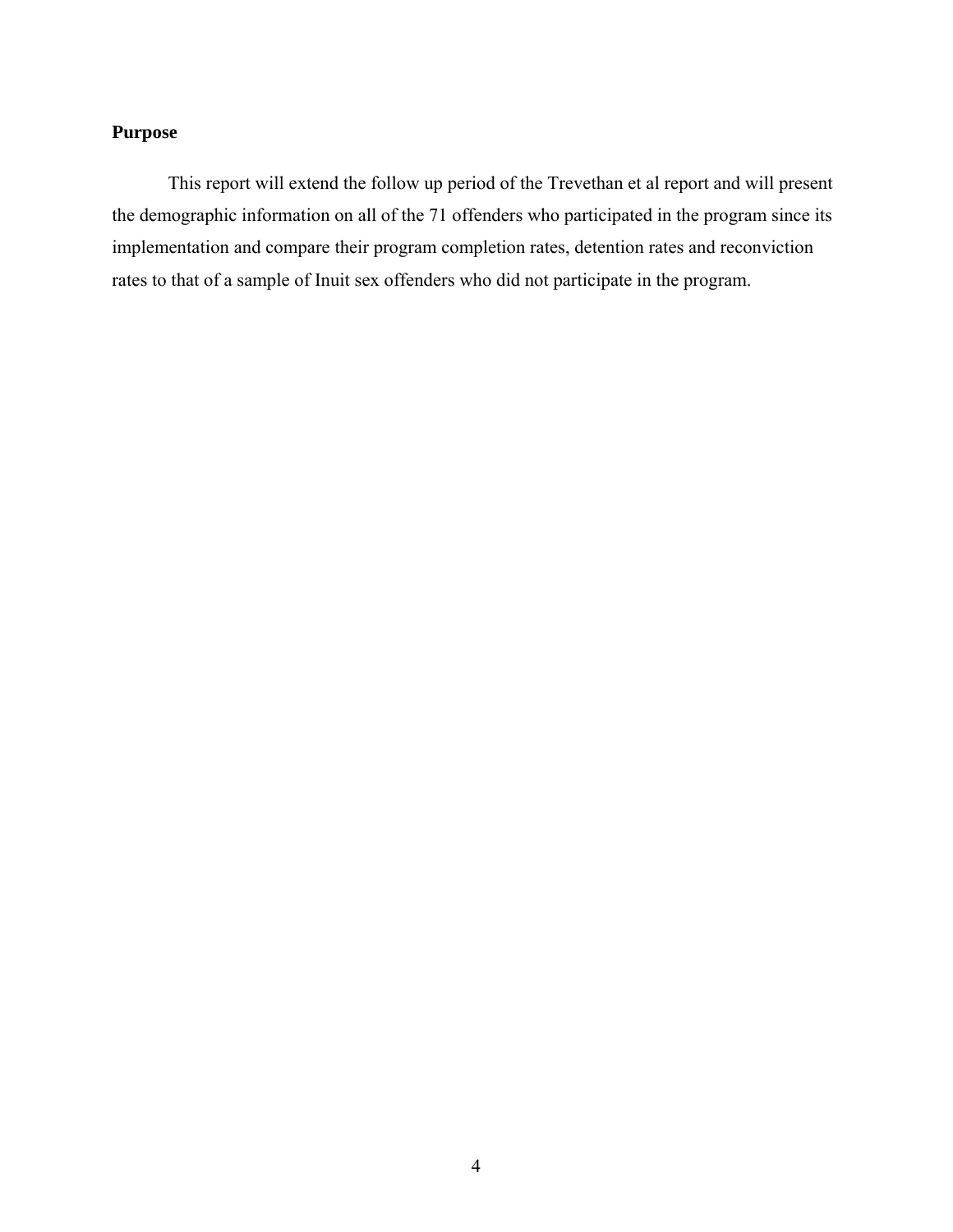## Purpose

This report will extend the follow up period of the Trevethan et al report and will present the demographic information on all of the 71 offenders who participated in the program since its implementation and compare their program completion rates, detention rates and reconviction rates to that of a sample of Inuit sex offenders who did not participate in the program.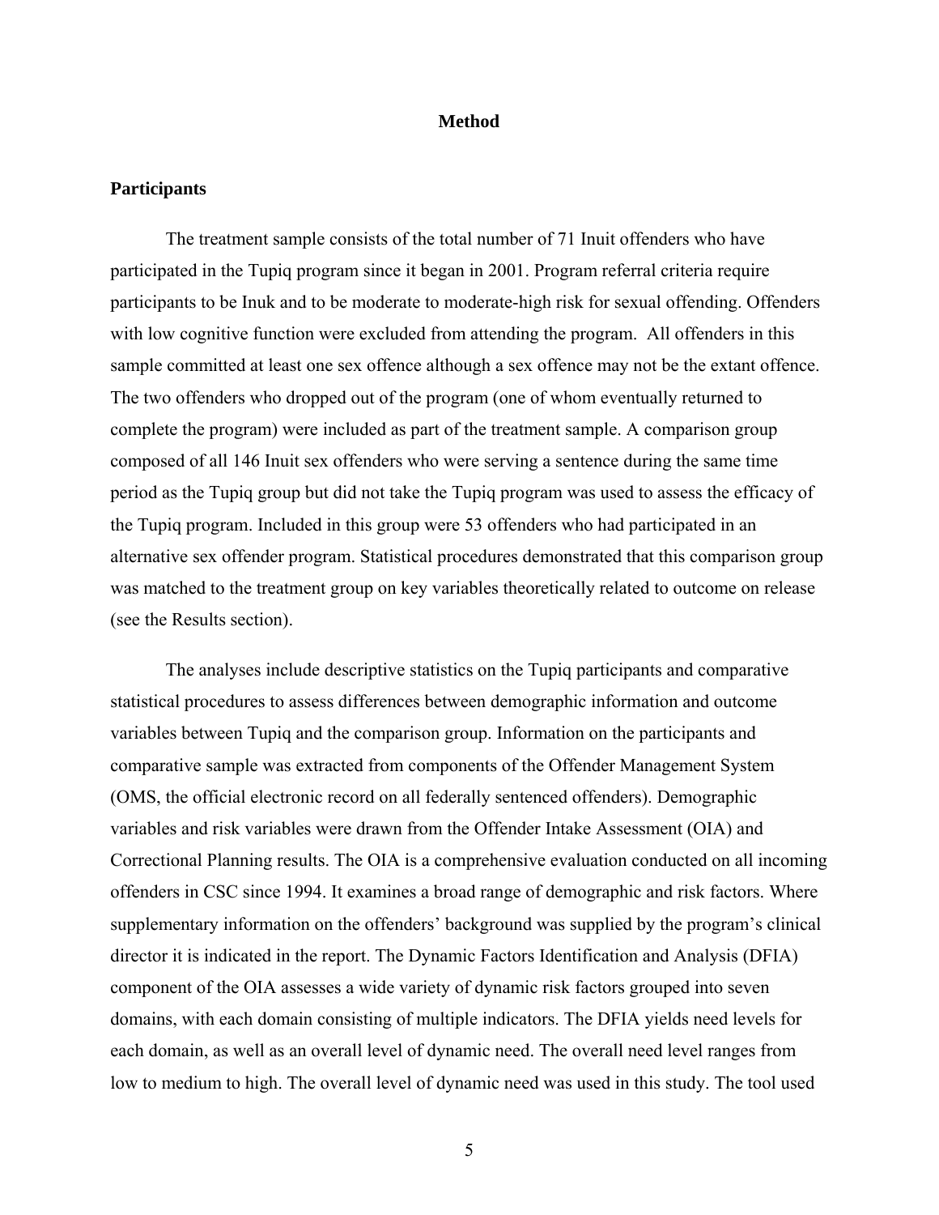# Method

## Participants

The treatment sample consists of the total number of 71 Inuit offenders who have participated in the Tupiq program since it began in 2001. Program referral criteria require participants to be Inuk and to be moderate to moderate-high risk for sexual offending. Offenders with low cognitive function were excluded from attending the program. All offenders in this sample committed at least one sex offence although a sex offence may not be the extant offence. The two offenders who dropped out of the program (one of whom eventually returned to complete the program) were included as part of the treatment sample. A comparison group composed of all 146 Inuit sex offenders who were serving a sentence during the same time period as the Tupiq group but did not take the Tupiq program was used to assess the efficacy of the Tupiq program. Included in this group were 53 offenders who had participated in an alternative sex offender program. Statistical procedures demonstrated that this comparison group was matched to the treatment group on key variables theoretically related to outcome on release (see the Results section).

The analyses include descriptive statistics on the Tupiq participants and comparative statistical procedures to assess differences between demographic information and outcome variables between Tupiq and the comparison group. Information on the participants and comparative sample was extracted from components of the Offender Management System (OMS, the official electronic record on all federally sentenced offenders). Demographic variables and risk variables were drawn from the Offender Intake Assessment (OIA) and Correctional Planning results. The OIA is a comprehensive evaluation conducted on all incoming offenders in CSC since 1994. It examines a broad range of demographic and risk factors. Where supplementary information on the offenders' background was supplied by the program's clinical director it is indicated in the report. The Dynamic Factors Identification and Analysis (DFIA) component of the OIA assesses a wide variety of dynamic risk factors grouped into seven domains, with each domain consisting of multiple indicators. The DFIA yields need levels for each domain, as well as an overall level of dynamic need. The overall need level ranges from low to medium to high. The overall level of dynamic need was used in this study. The tool used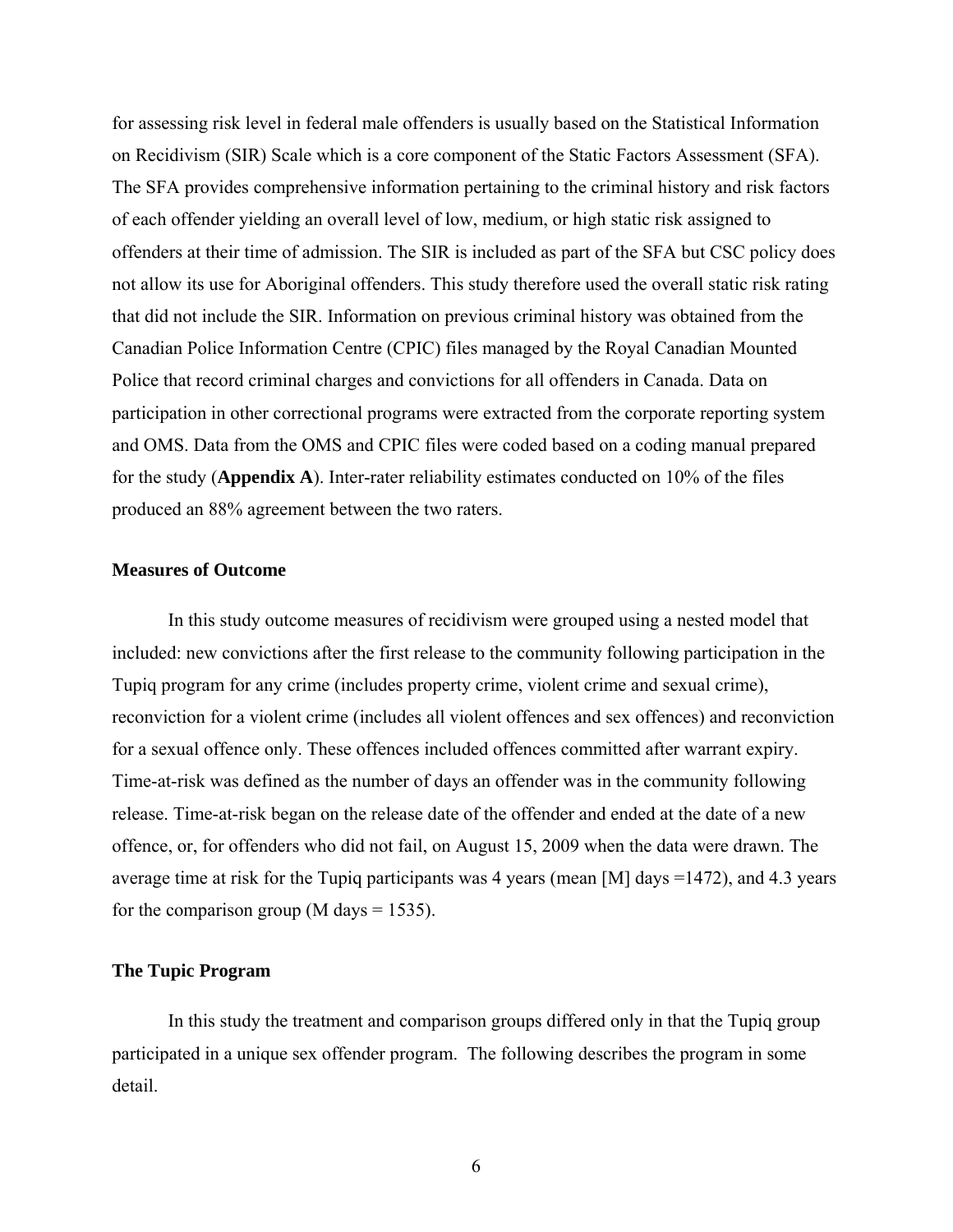for assessing risk level in federal male offenders is usually based on the Statistical Information on Recidivism (SIR) Scale which is a core component of the Static Factors Assessment (SFA). The SFA provides comprehensive information pertaining to the criminal history and risk factors of each offender yielding an overall level of low, medium, or high static risk assigned to offenders at their time of admission. The SIR is included as part of the SFA but CSC policy does not allow its use for Aboriginal offenders. This study therefore used the overall static risk rating that did not include the SIR. Information on previous criminal history was obtained from the Canadian Police Information Centre (CPIC) files managed by the Royal Canadian Mounted Police that record criminal charges and convictions for all offenders in Canada. Data on participation in other correctional programs were extracted from the corporate reporting system and OMS. Data from the OMS and CPIC files were coded based on a coding manual prepared for the study (**Appendix A**). Inter-rater reliability estimates conducted on 10% of the files produced an 88% agreement between the two raters.

### Measures of Outcome

In this study outcome measures of recidivism were grouped using a nested model that included: new convictions after the first release to the community following participation in the Tupiq program for any crime (includes property crime, violent crime and sexual crime), reconviction for a violent crime (includes all violent offences and sex offences) and reconviction for a sexual offence only. These offences included offences committed after warrant expiry. Time-at-risk was defined as the number of days an offender was in the community following release. Time-at-risk began on the release date of the offender and ended at the date of a new offence, or, for offenders who did not fail, on August 15, 2009 when the data were drawn. The average time at risk for the Tupiq participants was 4 years (mean [M] days =1472), and 4.3 years for the comparison group (M days = 1535).

### The Tupic Program

In this study the treatment and comparison groups differed only in that the Tupiq group participated in a unique sex offender program. The following describes the program in some detail.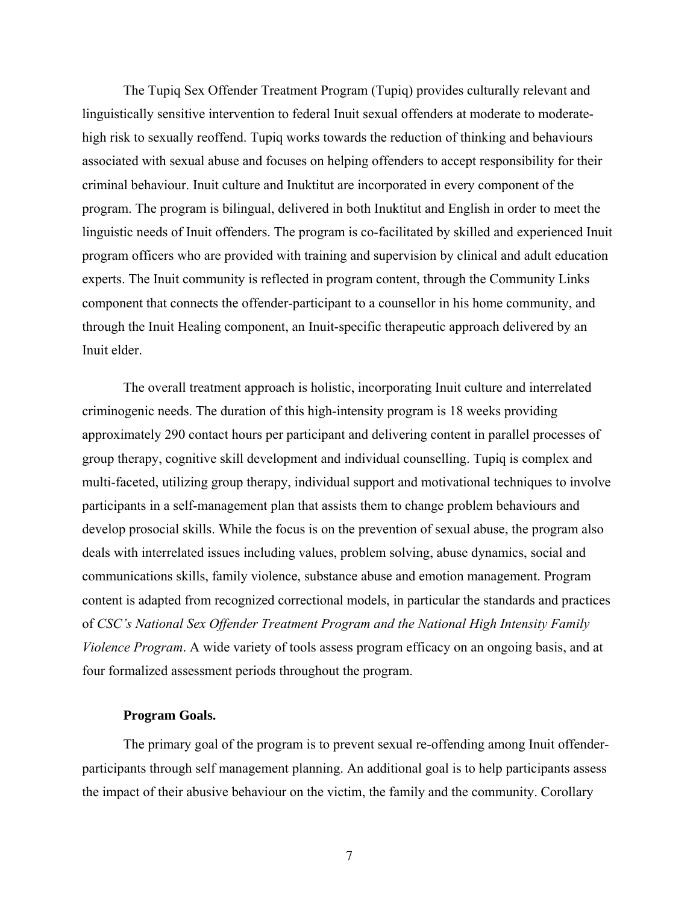The Tupiq Sex Offender Treatment Program (Tupiq) provides culturally relevant and linguistically sensitive intervention to federal Inuit sexual offenders at moderate to moderate-high risk to sexually reoffend. Tupiq works towards the reduction of thinking and behaviours associated with sexual abuse and focuses on helping offenders to accept responsibility for their criminal behaviour. Inuit culture and Inuktitut are incorporated in every component of the program. The program is bilingual, delivered in both Inuktitut and English in order to meet the linguistic needs of Inuit offenders. The program is co-facilitated by skilled and experienced Inuit program officers who are provided with training and supervision by clinical and adult education experts. The Inuit community is reflected in program content, through the Community Links component that connects the offender-participant to a counsellor in his home community, and through the Inuit Healing component, an Inuit-specific therapeutic approach delivered by an Inuit elder.

The overall treatment approach is holistic, incorporating Inuit culture and interrelated criminogenic needs. The duration of this high-intensity program is 18 weeks providing approximately 290 contact hours per participant and delivering content in parallel processes of group therapy, cognitive skill development and individual counselling. Tupiq is complex and multi-faceted, utilizing group therapy, individual support and motivational techniques to involve participants in a self-management plan that assists them to change problem behaviours and develop prosocial skills. While the focus is on the prevention of sexual abuse, the program also deals with interrelated issues including values, problem solving, abuse dynamics, social and communications skills, family violence, substance abuse and emotion management. Program content is adapted from recognized correctional models, in particular the standards and practices of *CSC's National Sex Offender Treatment Program and the National High Intensity Family Violence Program*. A wide variety of tools assess program efficacy on an ongoing basis, and at four formalized assessment periods throughout the program.

**Program Goals.**

The primary goal of the program is to prevent sexual re-offending among Inuit offender-participants through self management planning. An additional goal is to help participants assess the impact of their abusive behaviour on the victim, the family and the community. Corollary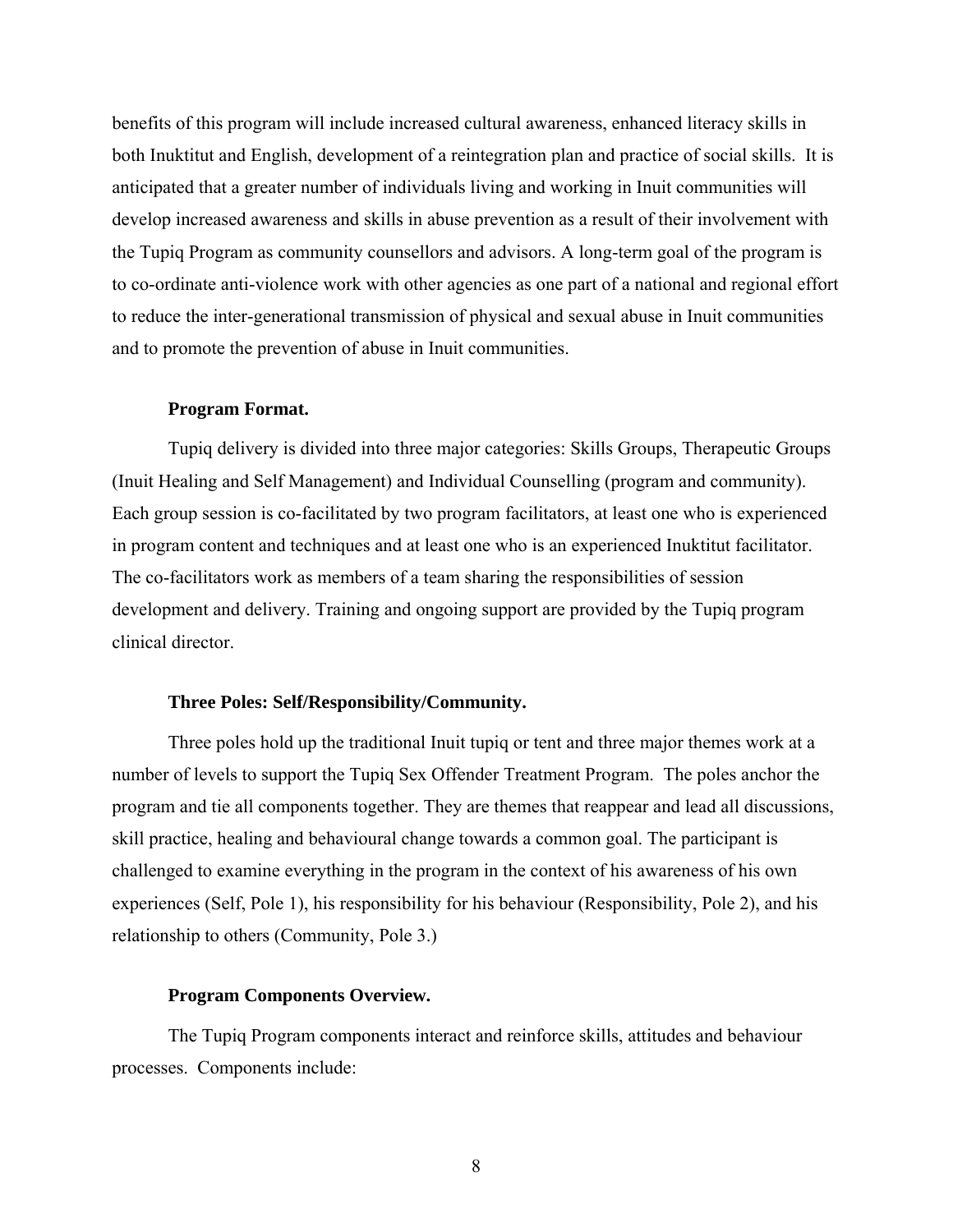benefits of this program will include increased cultural awareness, enhanced literacy skills in both Inuktitut and English, development of a reintegration plan and practice of social skills. It is anticipated that a greater number of individuals living and working in Inuit communities will develop increased awareness and skills in abuse prevention as a result of their involvement with the Tupiq Program as community counsellors and advisors. A long-term goal of the program is to co-ordinate anti-violence work with other agencies as one part of a national and regional effort to reduce the inter-generational transmission of physical and sexual abuse in Inuit communities and to promote the prevention of abuse in Inuit communities.

**Program Format.**

Tupiq delivery is divided into three major categories: Skills Groups, Therapeutic Groups (Inuit Healing and Self Management) and Individual Counselling (program and community). Each group session is co-facilitated by two program facilitators, at least one who is experienced in program content and techniques and at least one who is an experienced Inuktitut facilitator. The co-facilitators work as members of a team sharing the responsibilities of session development and delivery. Training and ongoing support are provided by the Tupiq program clinical director.

**Three Poles: Self/Responsibility/Community.**

Three poles hold up the traditional Inuit tupiq or tent and three major themes work at a number of levels to support the Tupiq Sex Offender Treatment Program. The poles anchor the program and tie all components together. They are themes that reappear and lead all discussions, skill practice, healing and behavioural change towards a common goal. The participant is challenged to examine everything in the program in the context of his awareness of his own experiences (Self, Pole 1), his responsibility for his behaviour (Responsibility, Pole 2), and his relationship to others (Community, Pole 3.)

**Program Components Overview.**

The Tupiq Program components interact and reinforce skills, attitudes and behaviour processes. Components include: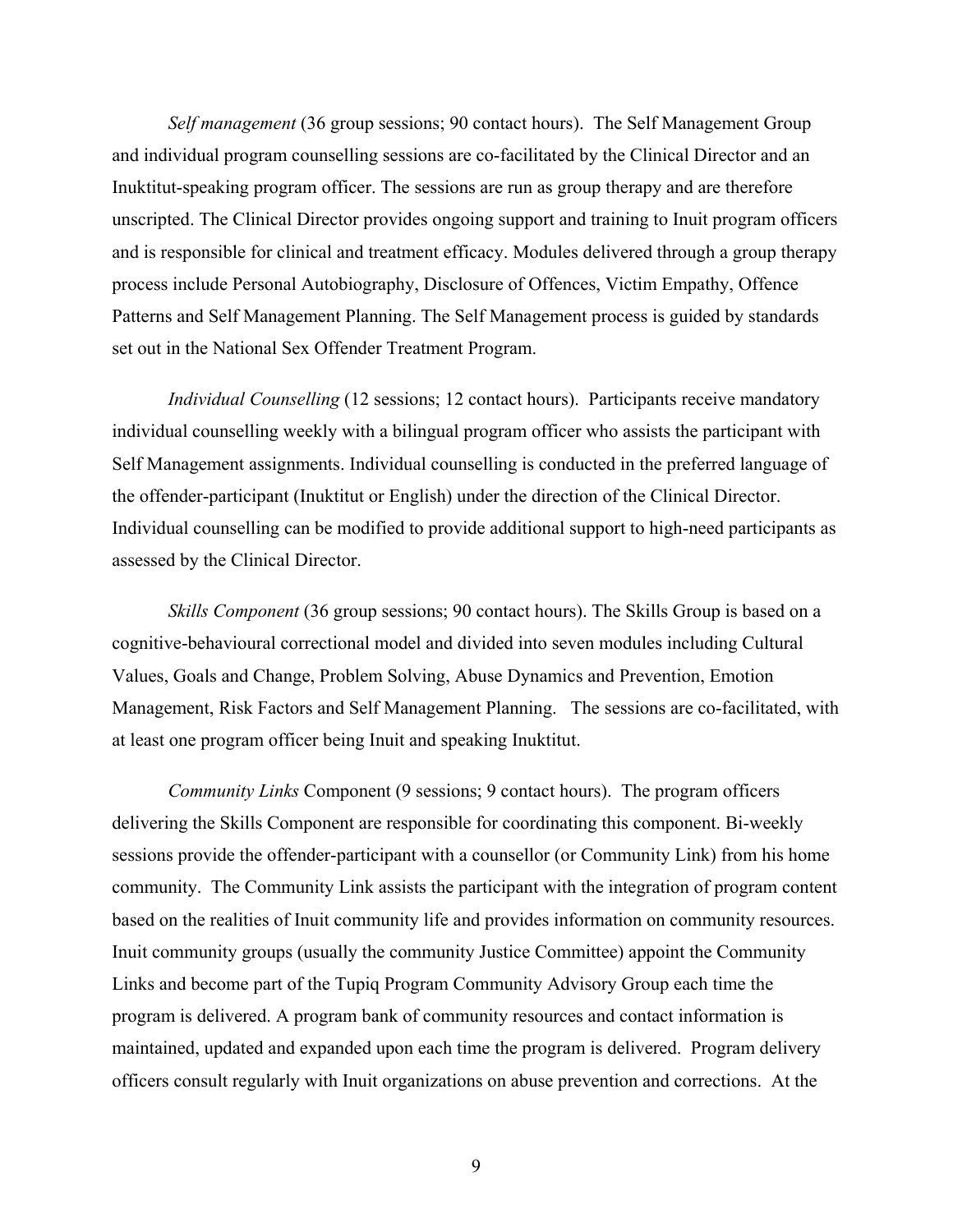*Self management* (36 group sessions; 90 contact hours). The Self Management Group and individual program counselling sessions are co-facilitated by the Clinical Director and an Inuktitut-speaking program officer. The sessions are run as group therapy and are therefore unscripted. The Clinical Director provides ongoing support and training to Inuit program officers and is responsible for clinical and treatment efficacy. Modules delivered through a group therapy process include Personal Autobiography, Disclosure of Offences, Victim Empathy, Offence Patterns and Self Management Planning. The Self Management process is guided by standards set out in the National Sex Offender Treatment Program.

*Individual Counselling* (12 sessions; 12 contact hours). Participants receive mandatory individual counselling weekly with a bilingual program officer who assists the participant with Self Management assignments. Individual counselling is conducted in the preferred language of the offender-participant (Inuktitut or English) under the direction of the Clinical Director. Individual counselling can be modified to provide additional support to high-need participants as assessed by the Clinical Director.

*Skills Component* (36 group sessions; 90 contact hours). The Skills Group is based on a cognitive-behavioural correctional model and divided into seven modules including Cultural Values, Goals and Change, Problem Solving, Abuse Dynamics and Prevention, Emotion Management, Risk Factors and Self Management Planning. The sessions are co-facilitated, with at least one program officer being Inuit and speaking Inuktitut.

*Community Links* Component (9 sessions; 9 contact hours). The program officers delivering the Skills Component are responsible for coordinating this component. Bi-weekly sessions provide the offender-participant with a counsellor (or Community Link) from his home community. The Community Link assists the participant with the integration of program content based on the realities of Inuit community life and provides information on community resources. Inuit community groups (usually the community Justice Committee) appoint the Community Links and become part of the Tupiq Program Community Advisory Group each time the program is delivered. A program bank of community resources and contact information is maintained, updated and expanded upon each time the program is delivered. Program delivery officers consult regularly with Inuit organizations on abuse prevention and corrections. At the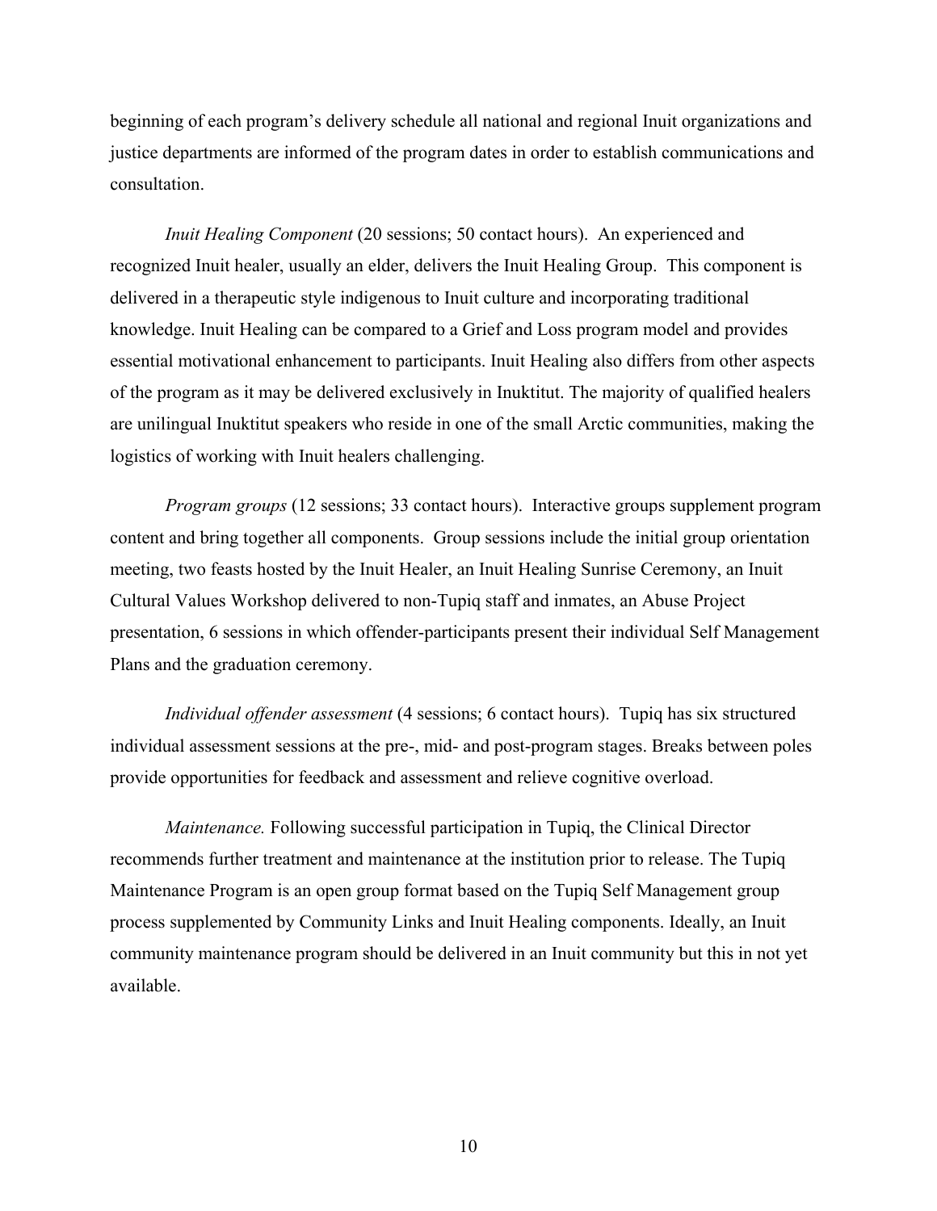beginning of each program's delivery schedule all national and regional Inuit organizations and justice departments are informed of the program dates in order to establish communications and consultation.

*Inuit Healing Component* (20 sessions; 50 contact hours). An experienced and recognized Inuit healer, usually an elder, delivers the Inuit Healing Group. This component is delivered in a therapeutic style indigenous to Inuit culture and incorporating traditional knowledge. Inuit Healing can be compared to a Grief and Loss program model and provides essential motivational enhancement to participants. Inuit Healing also differs from other aspects of the program as it may be delivered exclusively in Inuktitut. The majority of qualified healers are unilingual Inuktitut speakers who reside in one of the small Arctic communities, making the logistics of working with Inuit healers challenging.

*Program groups* (12 sessions; 33 contact hours). Interactive groups supplement program content and bring together all components. Group sessions include the initial group orientation meeting, two feasts hosted by the Inuit Healer, an Inuit Healing Sunrise Ceremony, an Inuit Cultural Values Workshop delivered to non-Tupiq staff and inmates, an Abuse Project presentation, 6 sessions in which offender-participants present their individual Self Management Plans and the graduation ceremony.

*Individual offender assessment* (4 sessions; 6 contact hours). Tupiq has six structured individual assessment sessions at the pre-, mid- and post-program stages. Breaks between poles provide opportunities for feedback and assessment and relieve cognitive overload.

*Maintenance.* Following successful participation in Tupiq, the Clinical Director recommends further treatment and maintenance at the institution prior to release. The Tupiq Maintenance Program is an open group format based on the Tupiq Self Management group process supplemented by Community Links and Inuit Healing components. Ideally, an Inuit community maintenance program should be delivered in an Inuit community but this in not yet available.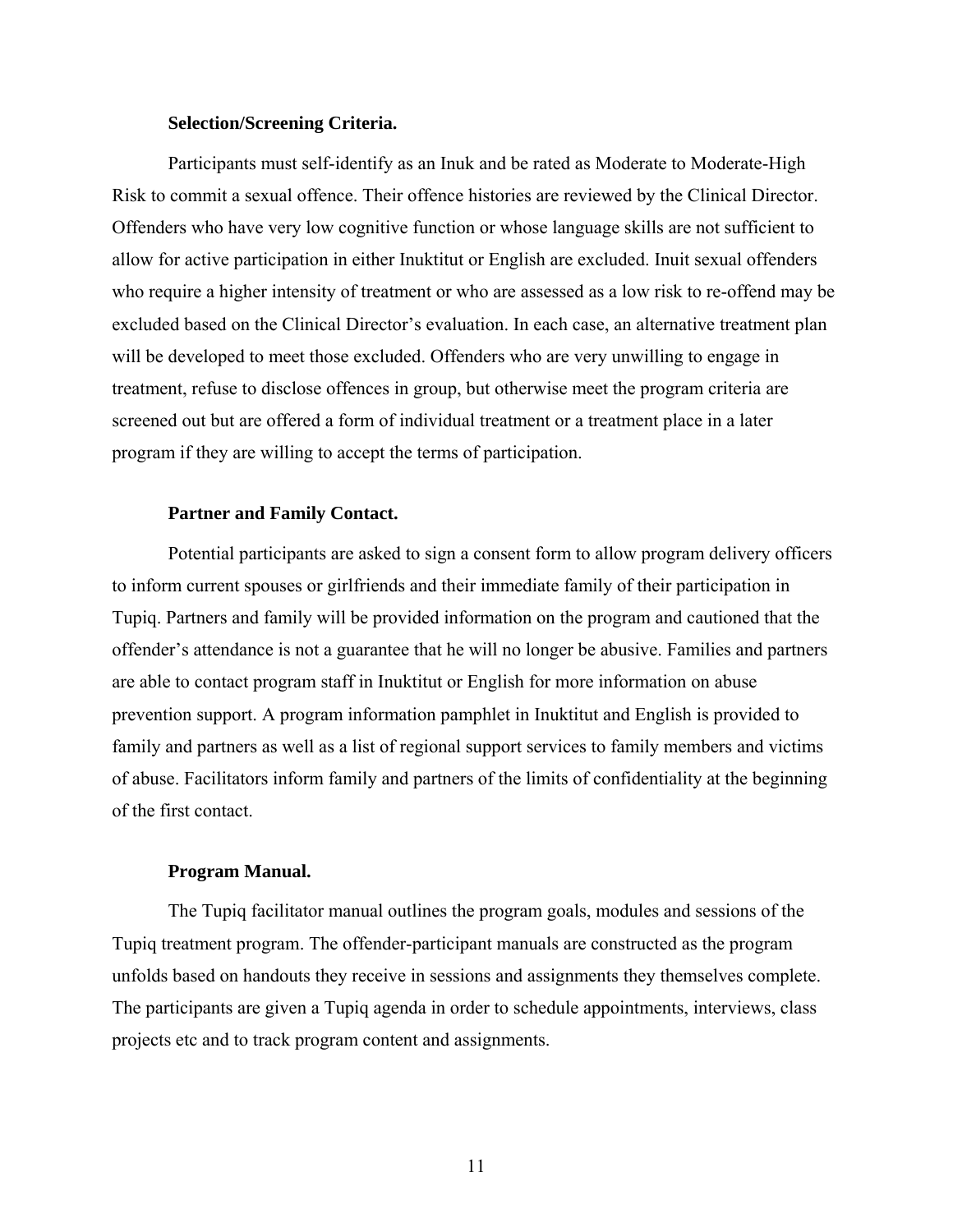**Selection/Screening Criteria.**

Participants must self-identify as an Inuk and be rated as Moderate to Moderate-High Risk to commit a sexual offence. Their offence histories are reviewed by the Clinical Director. Offenders who have very low cognitive function or whose language skills are not sufficient to allow for active participation in either Inuktitut or English are excluded. Inuit sexual offenders who require a higher intensity of treatment or who are assessed as a low risk to re-offend may be excluded based on the Clinical Director's evaluation. In each case, an alternative treatment plan will be developed to meet those excluded. Offenders who are very unwilling to engage in treatment, refuse to disclose offences in group, but otherwise meet the program criteria are screened out but are offered a form of individual treatment or a treatment place in a later program if they are willing to accept the terms of participation.

**Partner and Family Contact.**

Potential participants are asked to sign a consent form to allow program delivery officers to inform current spouses or girlfriends and their immediate family of their participation in Tupiq. Partners and family will be provided information on the program and cautioned that the offender's attendance is not a guarantee that he will no longer be abusive. Families and partners are able to contact program staff in Inuktitut or English for more information on abuse prevention support. A program information pamphlet in Inuktitut and English is provided to family and partners as well as a list of regional support services to family members and victims of abuse. Facilitators inform family and partners of the limits of confidentiality at the beginning of the first contact.

**Program Manual.**

The Tupiq facilitator manual outlines the program goals, modules and sessions of the Tupiq treatment program. The offender-participant manuals are constructed as the program unfolds based on handouts they receive in sessions and assignments they themselves complete. The participants are given a Tupiq agenda in order to schedule appointments, interviews, class projects etc and to track program content and assignments.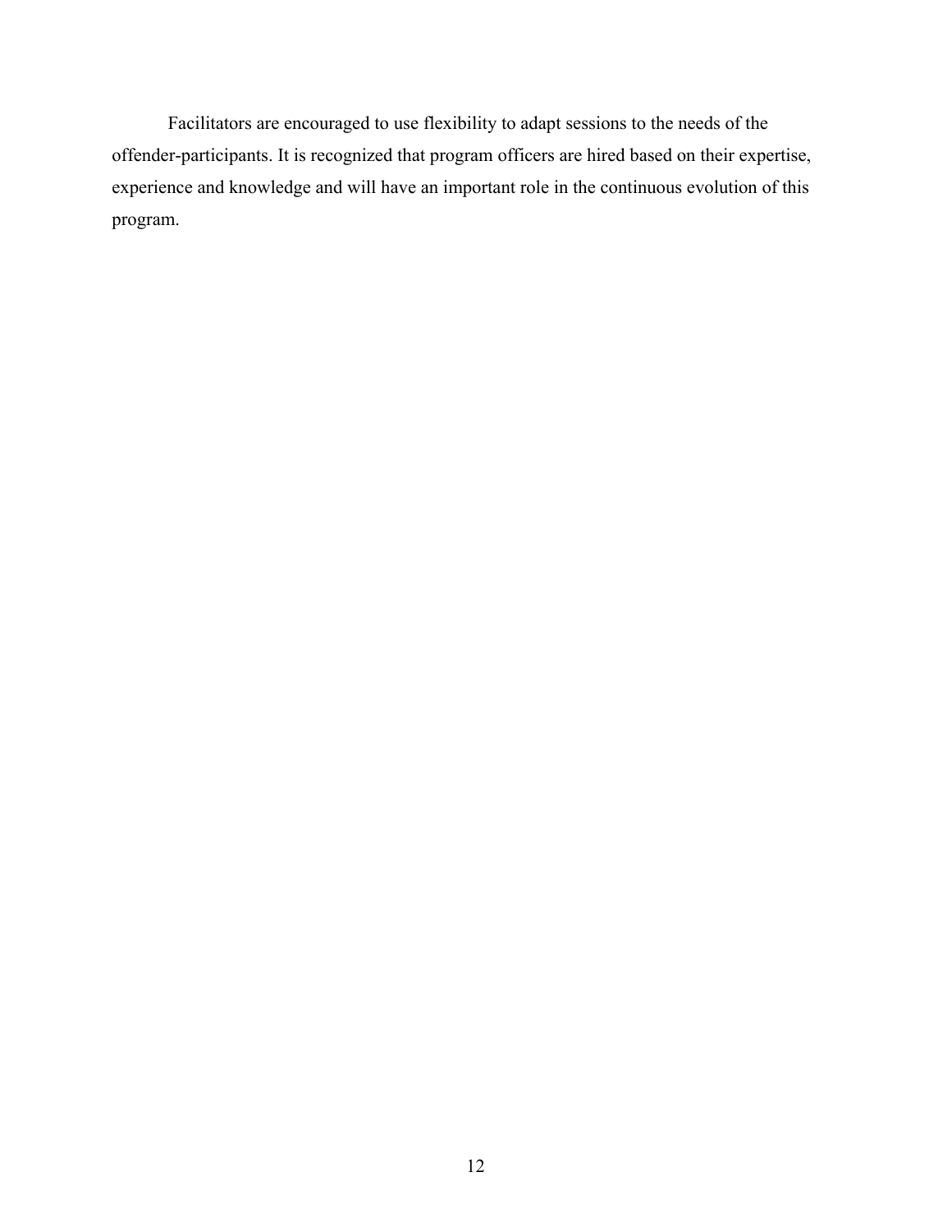Facilitators are encouraged to use flexibility to adapt sessions to the needs of the offender-participants. It is recognized that program officers are hired based on their expertise, experience and knowledge and will have an important role in the continuous evolution of this program.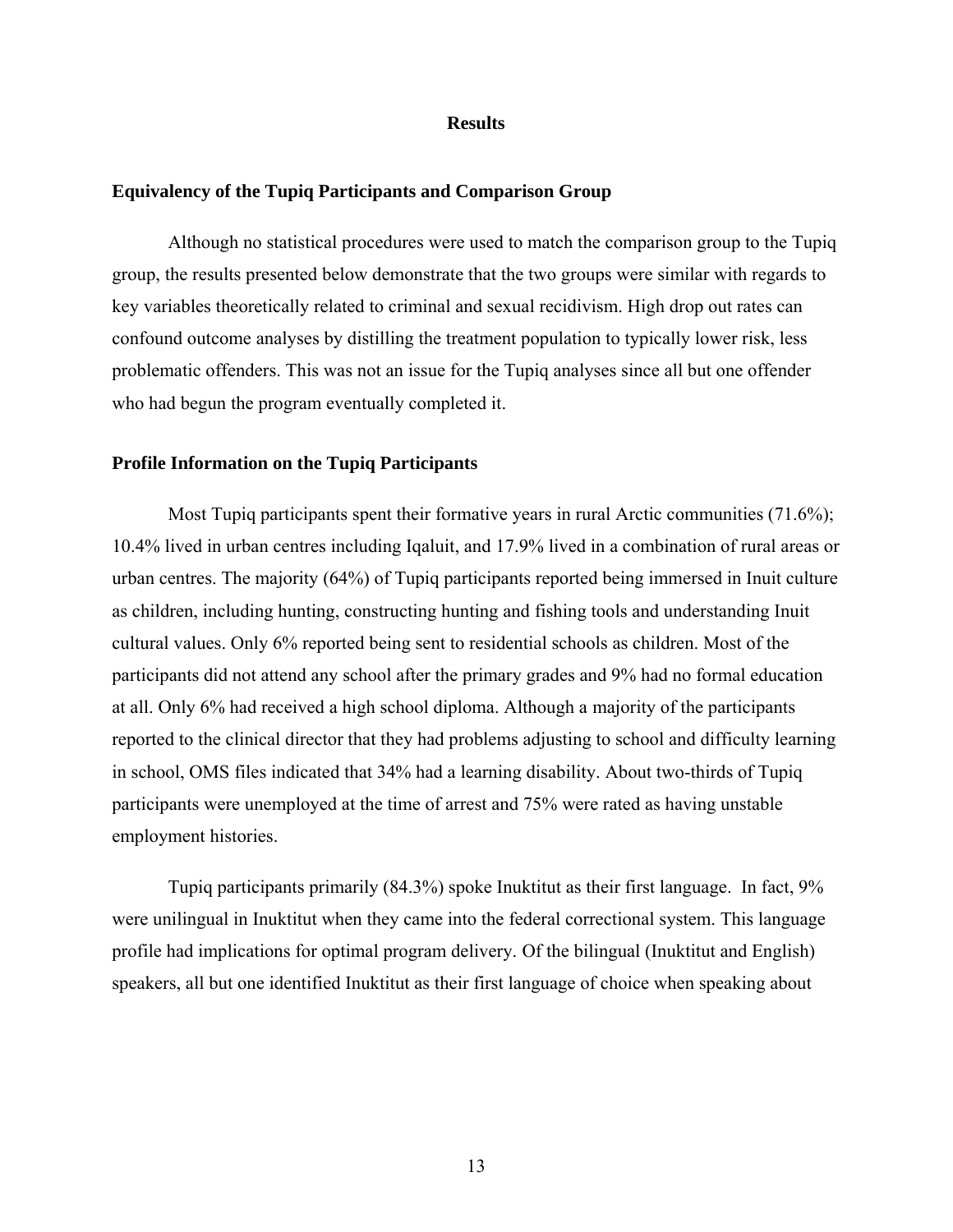# Results

## Equivalency of the Tupiq Participants and Comparison Group

Although no statistical procedures were used to match the comparison group to the Tupiq group, the results presented below demonstrate that the two groups were similar with regards to key variables theoretically related to criminal and sexual recidivism. High drop out rates can confound outcome analyses by distilling the treatment population to typically lower risk, less problematic offenders. This was not an issue for the Tupiq analyses since all but one offender who had begun the program eventually completed it.

## Profile Information on the Tupiq Participants

Most Tupiq participants spent their formative years in rural Arctic communities (71.6%); 10.4% lived in urban centres including Iqaluit, and 17.9% lived in a combination of rural areas or urban centres. The majority (64%) of Tupiq participants reported being immersed in Inuit culture as children, including hunting, constructing hunting and fishing tools and understanding Inuit cultural values. Only 6% reported being sent to residential schools as children. Most of the participants did not attend any school after the primary grades and 9% had no formal education at all. Only 6% had received a high school diploma. Although a majority of the participants reported to the clinical director that they had problems adjusting to school and difficulty learning in school, OMS files indicated that 34% had a learning disability. About two-thirds of Tupiq participants were unemployed at the time of arrest and 75% were rated as having unstable employment histories.

Tupiq participants primarily (84.3%) spoke Inuktitut as their first language. In fact, 9% were unilingual in Inuktitut when they came into the federal correctional system. This language profile had implications for optimal program delivery. Of the bilingual (Inuktitut and English) speakers, all but one identified Inuktitut as their first language of choice when speaking about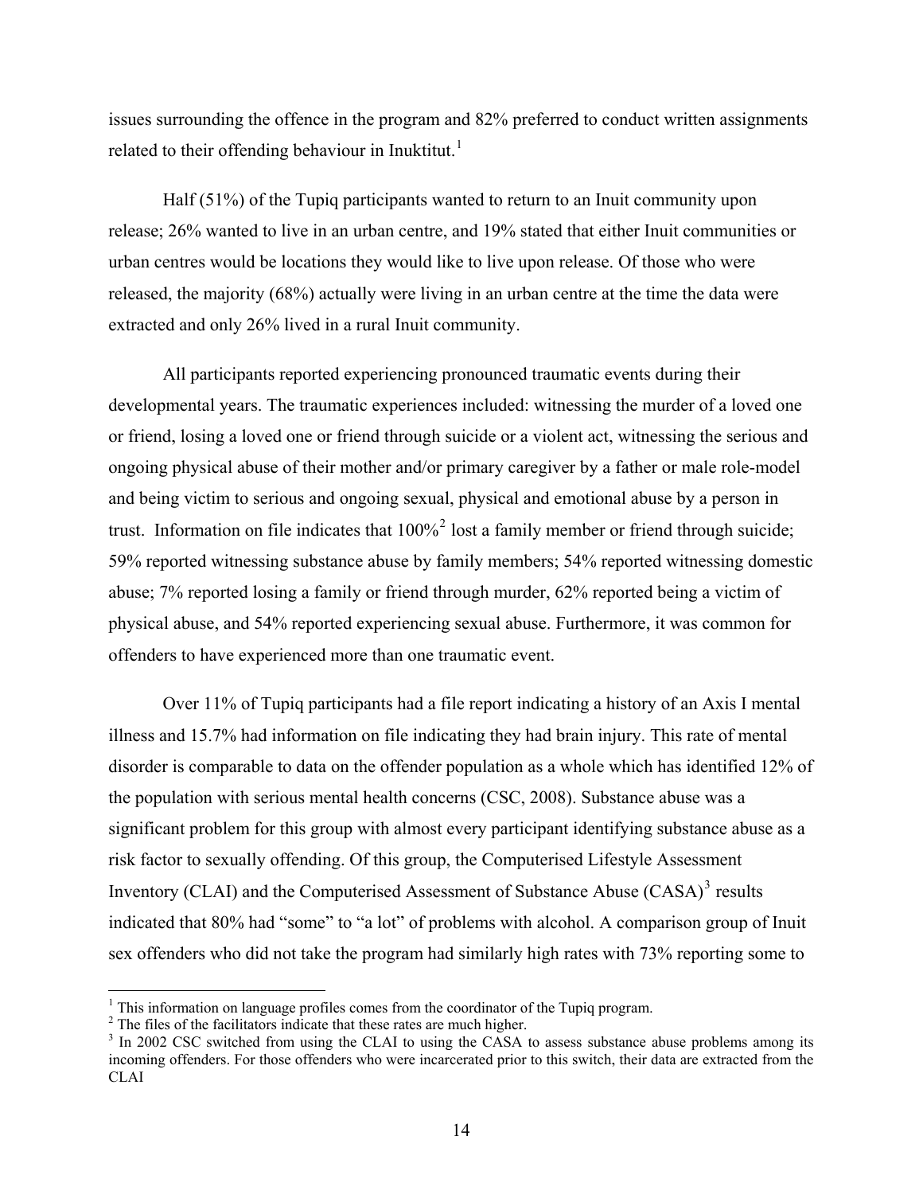issues surrounding the offence in the program and 82% preferred to conduct written assignments related to their offending behaviour in Inuktitut.[1]

Half (51%) of the Tupiq participants wanted to return to an Inuit community upon release; 26% wanted to live in an urban centre, and 19% stated that either Inuit communities or urban centres would be locations they would like to live upon release. Of those who were released, the majority (68%) actually were living in an urban centre at the time the data were extracted and only 26% lived in a rural Inuit community.

All participants reported experiencing pronounced traumatic events during their developmental years. The traumatic experiences included: witnessing the murder of a loved one or friend, losing a loved one or friend through suicide or a violent act, witnessing the serious and ongoing physical abuse of their mother and/or primary caregiver by a father or male role-model and being victim to serious and ongoing sexual, physical and emotional abuse by a person in trust. Information on file indicates that 100%[2] lost a family member or friend through suicide; 59% reported witnessing substance abuse by family members; 54% reported witnessing domestic abuse; 7% reported losing a family or friend through murder, 62% reported being a victim of physical abuse, and 54% reported experiencing sexual abuse. Furthermore, it was common for offenders to have experienced more than one traumatic event.

Over 11% of Tupiq participants had a file report indicating a history of an Axis I mental illness and 15.7% had information on file indicating they had brain injury. This rate of mental disorder is comparable to data on the offender population as a whole which has identified 12% of the population with serious mental health concerns (CSC, 2008). Substance abuse was a significant problem for this group with almost every participant identifying substance abuse as a risk factor to sexually offending. Of this group, the Computerised Lifestyle Assessment Inventory (CLAI) and the Computerised Assessment of Substance Abuse (CASA)[3] results indicated that 80% had "some" to "a lot" of problems with alcohol. A comparison group of Inuit sex offenders who did not take the program had similarly high rates with 73% reporting some to

[1] This information on language profiles comes from the coordinator of the Tupiq program.

[2] The files of the facilitators indicate that these rates are much higher.

[3] In 2002 CSC switched from using the CLAI to using the CASA to assess substance abuse problems among its incoming offenders. For those offenders who were incarcerated prior to this switch, their data are extracted from the CLAI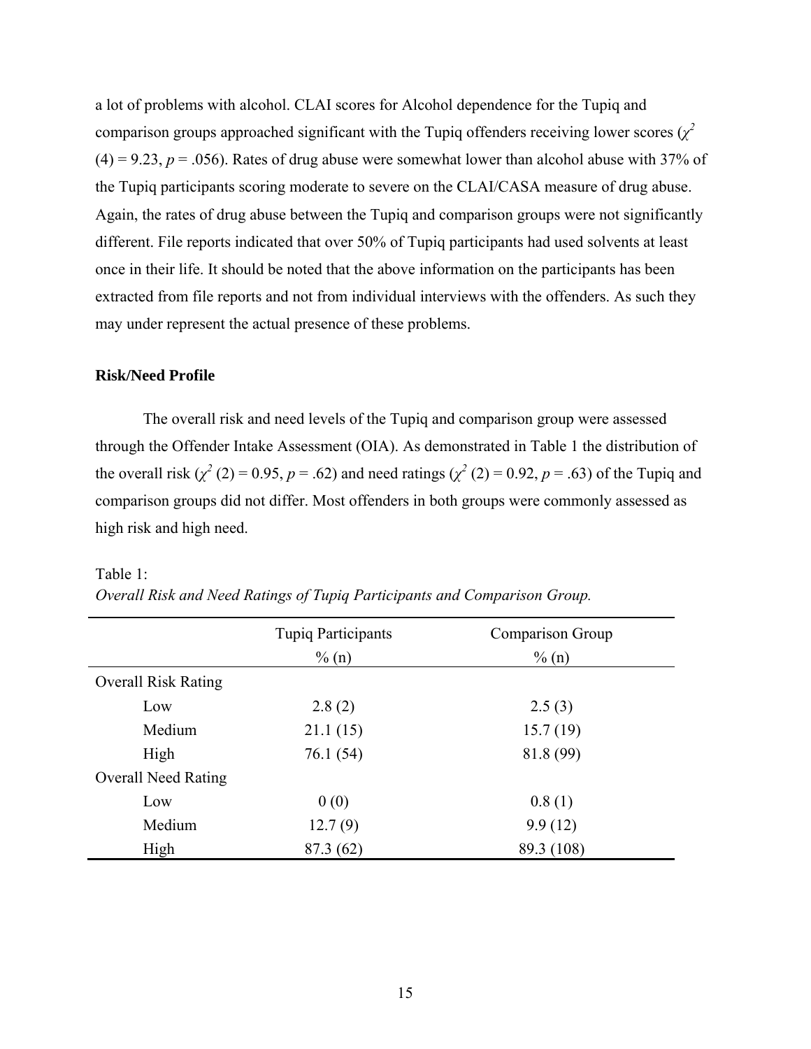a lot of problems with alcohol. CLAI scores for Alcohol dependence for the Tupiq and comparison groups approached significant with the Tupiq offenders receiving lower scores ($\chi^2$ (4) = 9.23, *p* = .056). Rates of drug abuse were somewhat lower than alcohol abuse with 37% of the Tupiq participants scoring moderate to severe on the CLAI/CASA measure of drug abuse. Again, the rates of drug abuse between the Tupiq and comparison groups were not significantly different. File reports indicated that over 50% of Tupiq participants had used solvents at least once in their life. It should be noted that the above information on the participants has been extracted from file reports and not from individual interviews with the offenders. As such they may under represent the actual presence of these problems.

**Risk/Need Profile**

The overall risk and need levels of the Tupiq and comparison group were assessed through the Offender Intake Assessment (OIA). As demonstrated in Table 1 the distribution of the overall risk ($\chi^2$ (2) = 0.95, *p* = .62) and need ratings ($\chi^2$ (2) = 0.92, *p* = .63) of the Tupiq and comparison groups did not differ. Most offenders in both groups were commonly assessed as high risk and high need.

Table 1:
*Overall Risk and Need Ratings of Tupiq Participants and Comparison Group.*

| | Tupiq Participants<br>% (n) | Comparison Group<br>% (n) |
|---|---|---|
| Overall Risk Rating | | |
| Low | 2.8 (2) | 2.5 (3) |
| Medium | 21.1 (15) | 15.7 (19) |
| High | 76.1 (54) | 81.8 (99) |
| Overall Need Rating | | |
| Low | 0 (0) | 0.8 (1) |
| Medium | 12.7 (9) | 9.9 (12) |
| High | 87.3 (62) | 89.3 (108) |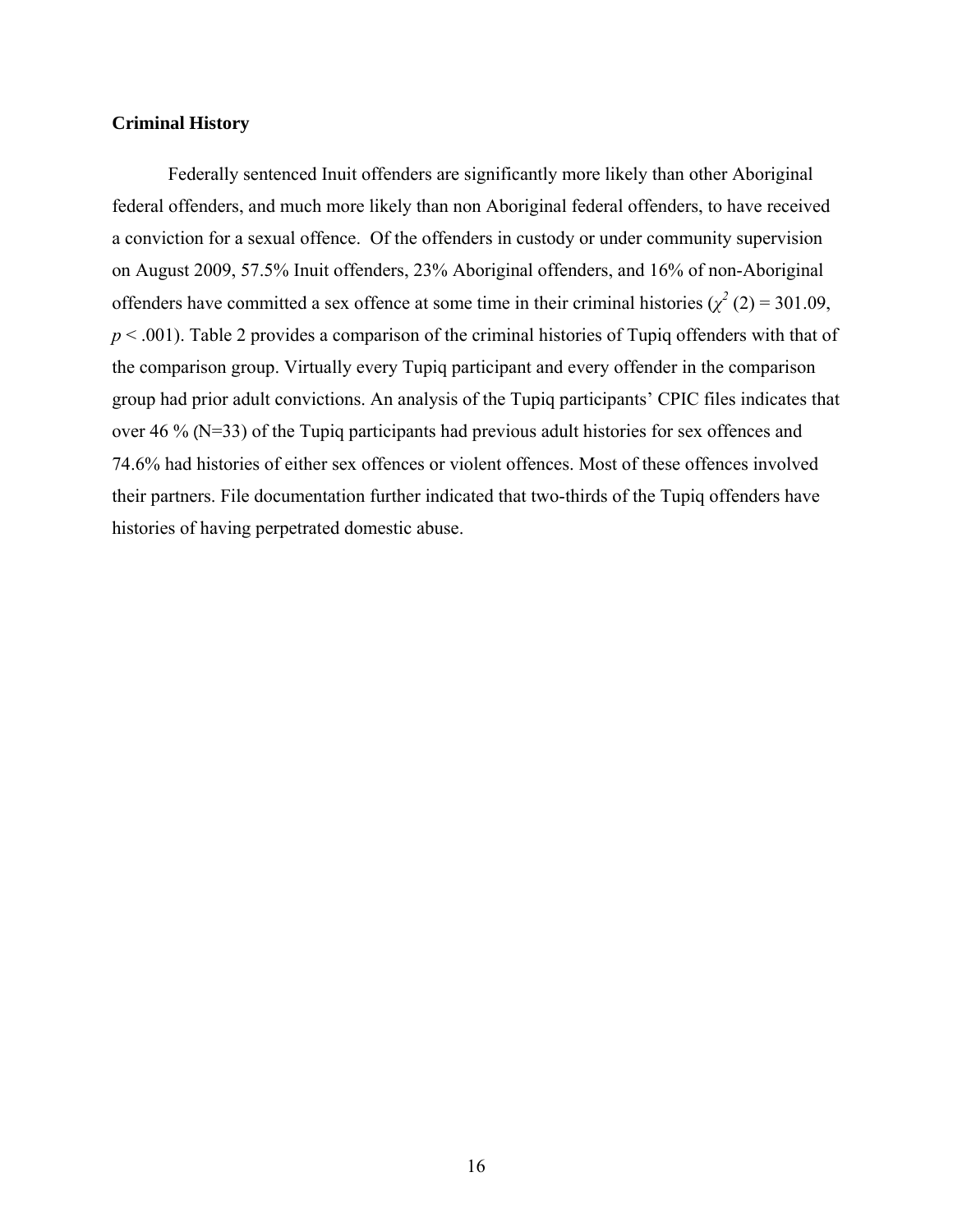### Criminal History

Federally sentenced Inuit offenders are significantly more likely than other Aboriginal federal offenders, and much more likely than non Aboriginal federal offenders, to have received a conviction for a sexual offence. Of the offenders in custody or under community supervision on August 2009, 57.5% Inuit offenders, 23% Aboriginal offenders, and 16% of non-Aboriginal offenders have committed a sex offence at some time in their criminal histories ($\chi^2$ (2) = 301.09, $p < .001$). Table 2 provides a comparison of the criminal histories of Tupiq offenders with that of the comparison group. Virtually every Tupiq participant and every offender in the comparison group had prior adult convictions. An analysis of the Tupiq participants' CPIC files indicates that over 46 % (N=33) of the Tupiq participants had previous adult histories for sex offences and 74.6% had histories of either sex offences or violent offences. Most of these offences involved their partners. File documentation further indicated that two-thirds of the Tupiq offenders have histories of having perpetrated domestic abuse.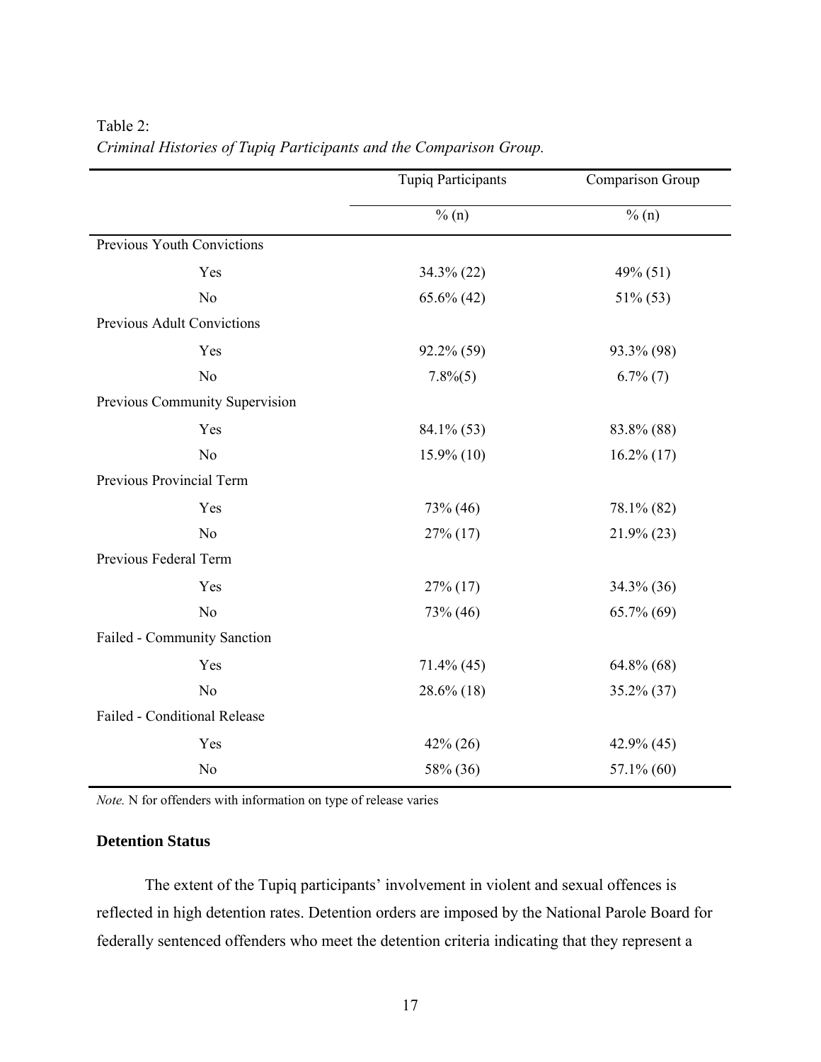Table 2:
*Criminal Histories of Tupiq Participants and the Comparison Group.*

| | Tupiq Participants | Comparison Group |
|---|---|---|
| | % (n) | % (n) |
| Previous Youth Convictions | | |
| Yes | 34.3% (22) | 49% (51) |
| No | 65.6% (42) | 51% (53) |
| Previous Adult Convictions | | |
| Yes | 92.2% (59) | 93.3% (98) |
| No | 7.8%(5) | 6.7% (7) |
| Previous Community Supervision | | |
| Yes | 84.1% (53) | 83.8% (88) |
| No | 15.9% (10) | 16.2% (17) |
| Previous Provincial Term | | |
| Yes | 73% (46) | 78.1% (82) |
| No | 27% (17) | 21.9% (23) |
| Previous Federal Term | | |
| Yes | 27% (17) | 34.3% (36) |
| No | 73% (46) | 65.7% (69) |
| Failed - Community Sanction | | |
| Yes | 71.4% (45) | 64.8% (68) |
| No | 28.6% (18) | 35.2% (37) |
| Failed - Conditional Release | | |
| Yes | 42% (26) | 42.9% (45) |
| No | 58% (36) | 57.1% (60) |

*Note.* N for offenders with information on type of release varies

### Detention Status

The extent of the Tupiq participants' involvement in violent and sexual offences is reflected in high detention rates. Detention orders are imposed by the National Parole Board for federally sentenced offenders who meet the detention criteria indicating that they represent a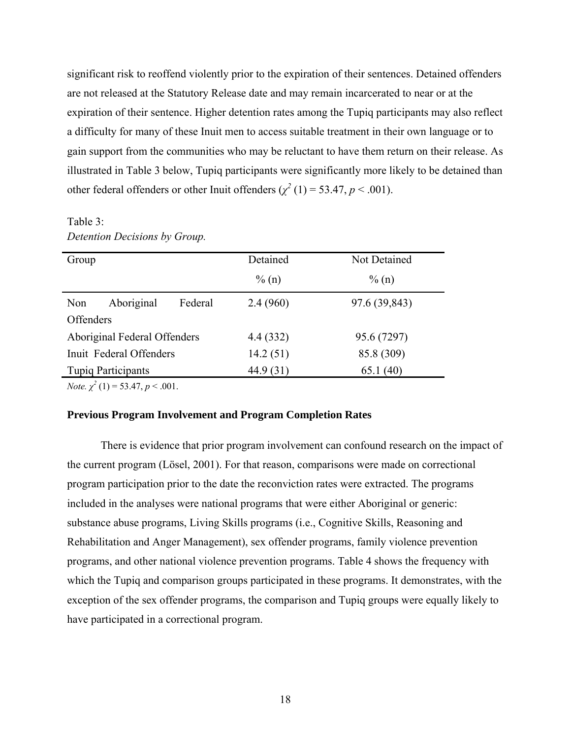significant risk to reoffend violently prior to the expiration of their sentences. Detained offenders are not released at the Statutory Release date and may remain incarcerated to near or at the expiration of their sentence. Higher detention rates among the Tupiq participants may also reflect a difficulty for many of these Inuit men to access suitable treatment in their own language or to gain support from the communities who may be reluctant to have them return on their release. As illustrated in Table 3 below, Tupiq participants were significantly more likely to be detained than other federal offenders or other Inuit offenders ($\chi^2$ (1) = 53.47, $p$ < .001).

Table 3:
*Detention Decisions by Group.*

| Group | Detained<br>% (n) | Not Detained<br>% (n) |
|---|---|---|
| Non Aboriginal Federal Offenders | 2.4 (960) | 97.6 (39,843) |
| Aboriginal Federal Offenders | 4.4 (332) | 95.6 (7297) |
| Inuit Federal Offenders | 14.2 (51) | 85.8 (309) |
| Tupiq Participants | 44.9 (31) | 65.1 (40) |

*Note.* $\chi^2$ (1) = 53.47, $p$ < .001.

### Previous Program Involvement and Program Completion Rates

There is evidence that prior program involvement can confound research on the impact of the current program (Lösel, 2001). For that reason, comparisons were made on correctional program participation prior to the date the reconviction rates were extracted. The programs included in the analyses were national programs that were either Aboriginal or generic: substance abuse programs, Living Skills programs (i.e., Cognitive Skills, Reasoning and Rehabilitation and Anger Management), sex offender programs, family violence prevention programs, and other national violence prevention programs. Table 4 shows the frequency with which the Tupiq and comparison groups participated in these programs. It demonstrates, with the exception of the sex offender programs, the comparison and Tupiq groups were equally likely to have participated in a correctional program.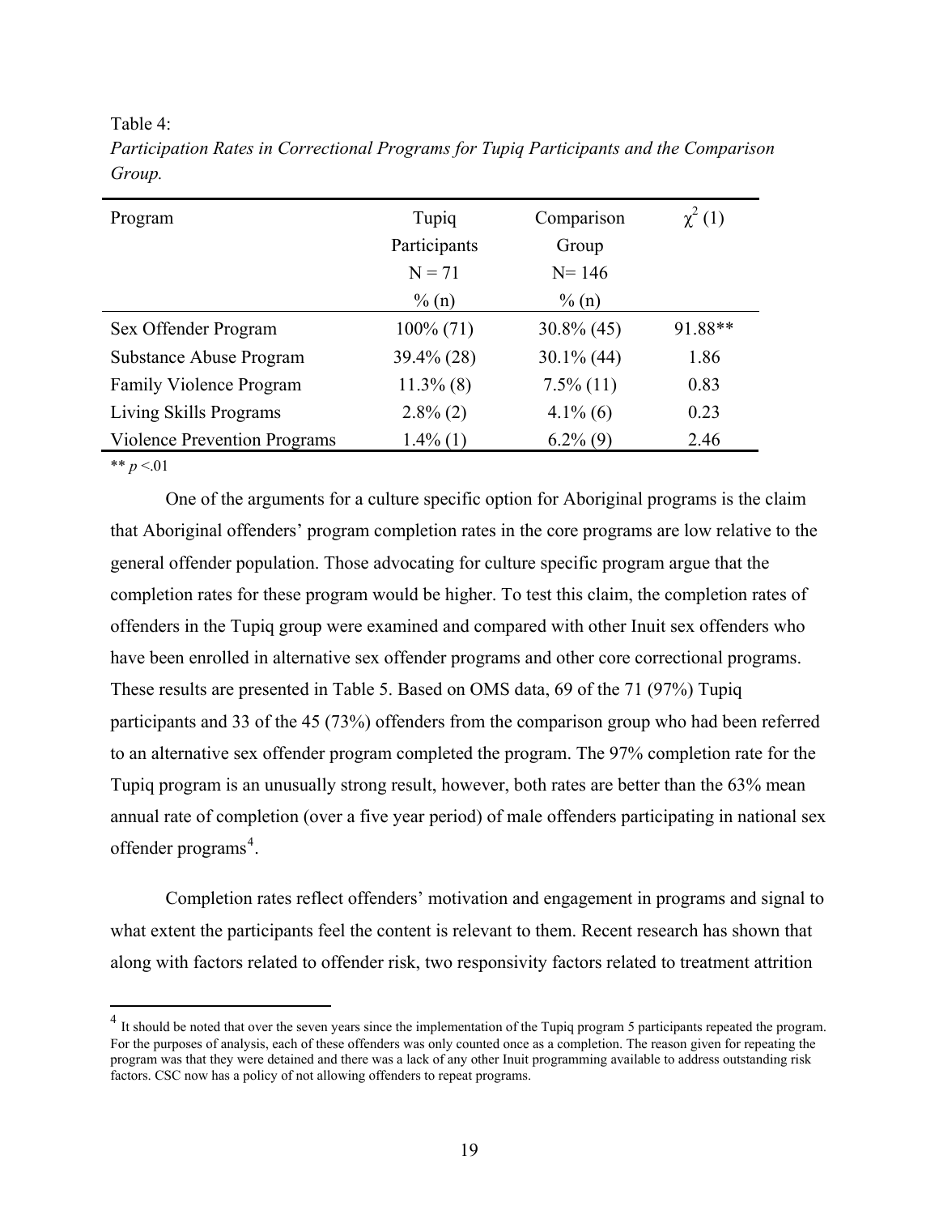Table 4:

*Participation Rates in Correctional Programs for Tupiq Participants and the Comparison Group.*

| Program | Tupiq Participants N = 71 % (n) | Comparison Group N= 146 % (n) | $\chi^2$ (1) |
|---|---|---|---|
| Sex Offender Program | 100% (71) | 30.8% (45) | 91.88** |
| Substance Abuse Program | 39.4% (28) | 30.1% (44) | 1.86 |
| Family Violence Program | 11.3% (8) | 7.5% (11) | 0.83 |
| Living Skills Programs | 2.8% (2) | 4.1% (6) | 0.23 |
| Violence Prevention Programs | 1.4% (1) | 6.2% (9) | 2.46 |

** $p$ <.01

One of the arguments for a culture specific option for Aboriginal programs is the claim that Aboriginal offenders' program completion rates in the core programs are low relative to the general offender population. Those advocating for culture specific program argue that the completion rates for these program would be higher. To test this claim, the completion rates of offenders in the Tupiq group were examined and compared with other Inuit sex offenders who have been enrolled in alternative sex offender programs and other core correctional programs. These results are presented in Table 5. Based on OMS data, 69 of the 71 (97%) Tupiq participants and 33 of the 45 (73%) offenders from the comparison group who had been referred to an alternative sex offender program completed the program. The 97% completion rate for the Tupiq program is an unusually strong result, however, both rates are better than the 63% mean annual rate of completion (over a five year period) of male offenders participating in national sex offender programs[4].

Completion rates reflect offenders' motivation and engagement in programs and signal to what extent the participants feel the content is relevant to them. Recent research has shown that along with factors related to offender risk, two responsivity factors related to treatment attrition

[4] It should be noted that over the seven years since the implementation of the Tupiq program 5 participants repeated the program. For the purposes of analysis, each of these offenders was only counted once as a completion. The reason given for repeating the program was that they were detained and there was a lack of any other Inuit programming available to address outstanding risk factors. CSC now has a policy of not allowing offenders to repeat programs.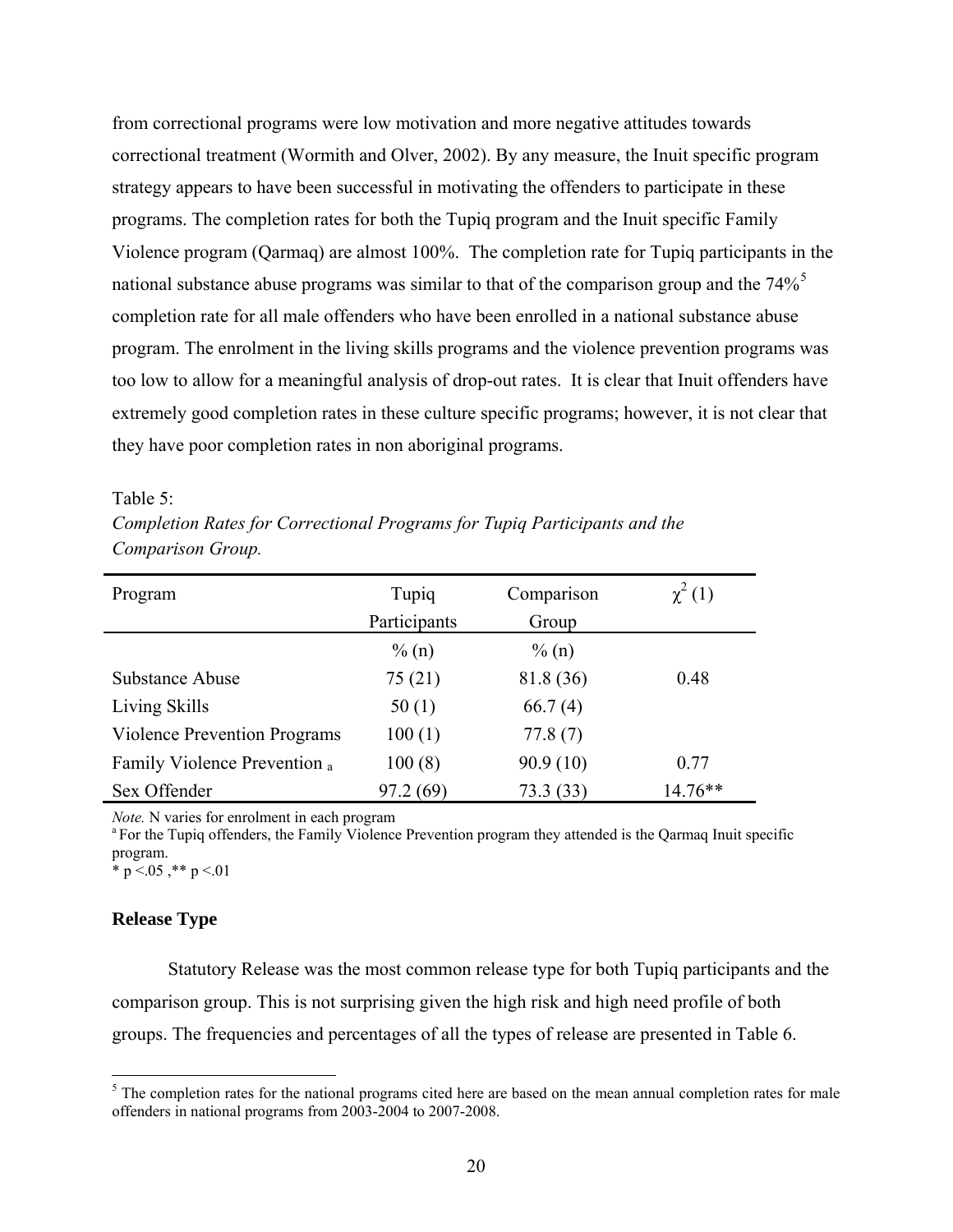from correctional programs were low motivation and more negative attitudes towards correctional treatment (Wormith and Olver, 2002). By any measure, the Inuit specific program strategy appears to have been successful in motivating the offenders to participate in these programs. The completion rates for both the Tupiq program and the Inuit specific Family Violence program (Qarmaq) are almost 100%. The completion rate for Tupiq participants in the national substance abuse programs was similar to that of the comparison group and the 74%[5] completion rate for all male offenders who have been enrolled in a national substance abuse program. The enrolment in the living skills programs and the violence prevention programs was too low to allow for a meaningful analysis of drop-out rates. It is clear that Inuit offenders have extremely good completion rates in these culture specific programs; however, it is not clear that they have poor completion rates in non aboriginal programs.

Table 5:

*Completion Rates for Correctional Programs for Tupiq Participants and the Comparison Group.*

| Program | Tupiq Participants | Comparison Group | $\chi^2$ (1) |
|---|---|---|---|
| | % (n) | % (n) | |
| Substance Abuse | 75 (21) | 81.8 (36) | 0.48 |
| Living Skills | 50 (1) | 66.7 (4) | |
| Violence Prevention Programs | 100 (1) | 77.8 (7) | |
| Family Violence Prevention [a] | 100 (8) | 90.9 (10) | 0.77 |
| Sex Offender | 97.2 (69) | 73.3 (33) | 14.76** |

*Note.* N varies for enrolment in each program

[a] For the Tupiq offenders, the Family Violence Prevention program they attended is the Qarmaq Inuit specific program.

* p <.05 ,** p <.01

### Release Type

Statutory Release was the most common release type for both Tupiq participants and the comparison group. This is not surprising given the high risk and high need profile of both groups. The frequencies and percentages of all the types of release are presented in Table 6.

[5] The completion rates for the national programs cited here are based on the mean annual completion rates for male offenders in national programs from 2003-2004 to 2007-2008.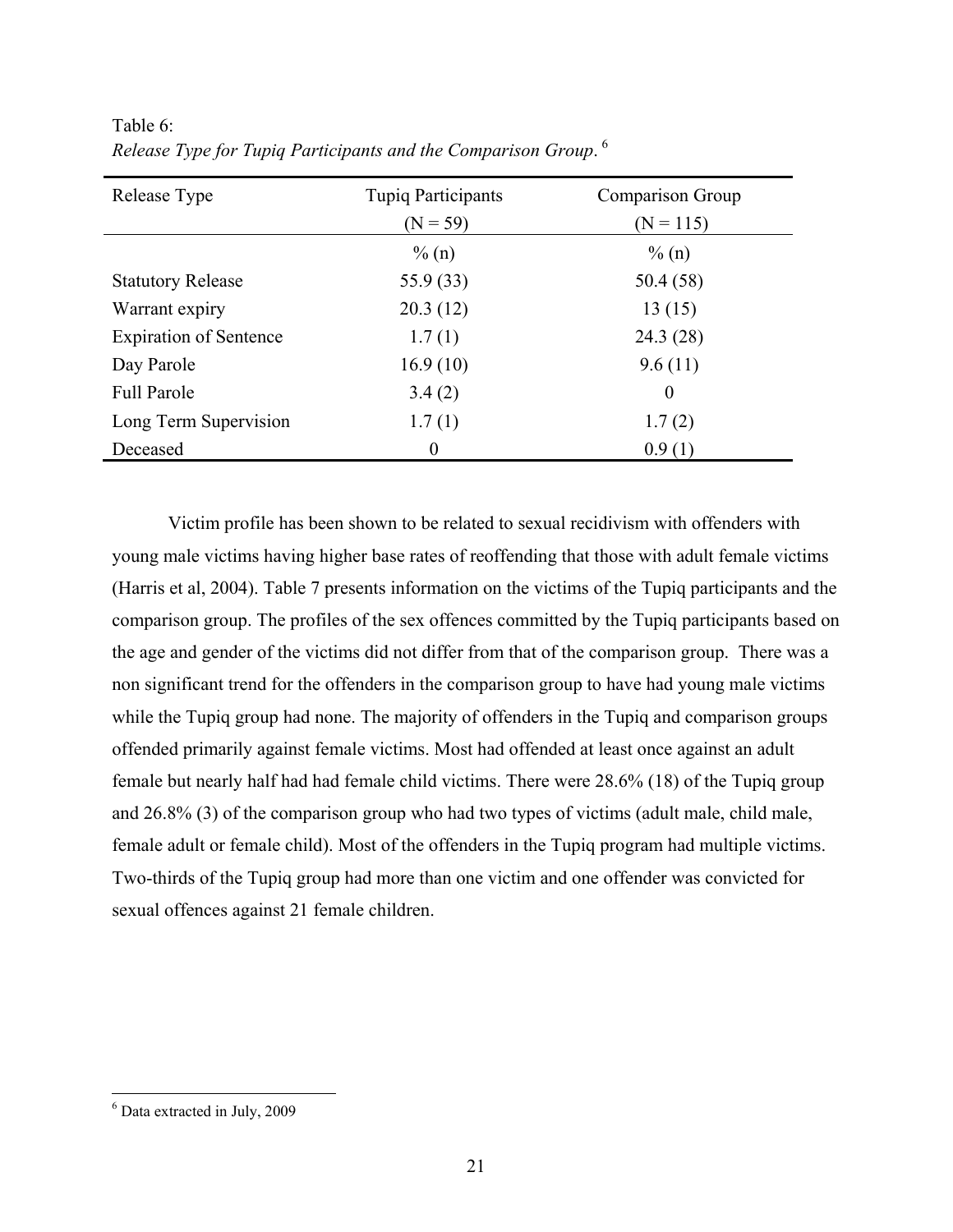Table 6:
*Release Type for Tupiq Participants and the Comparison Group.*[6]

| Release Type | Tupiq Participants (N = 59) | Comparison Group (N = 115) |
|---|---|---|
| | % (n) | % (n) |
| Statutory Release | 55.9 (33) | 50.4 (58) |
| Warrant expiry | 20.3 (12) | 13 (15) |
| Expiration of Sentence | 1.7 (1) | 24.3 (28) |
| Day Parole | 16.9 (10) | 9.6 (11) |
| Full Parole | 3.4 (2) | 0 |
| Long Term Supervision | 1.7 (1) | 1.7 (2) |
| Deceased | 0 | 0.9 (1) |

Victim profile has been shown to be related to sexual recidivism with offenders with young male victims having higher base rates of reoffending that those with adult female victims (Harris et al, 2004). Table 7 presents information on the victims of the Tupiq participants and the comparison group. The profiles of the sex offences committed by the Tupiq participants based on the age and gender of the victims did not differ from that of the comparison group. There was a non significant trend for the offenders in the comparison group to have had young male victims while the Tupiq group had none. The majority of offenders in the Tupiq and comparison groups offended primarily against female victims. Most had offended at least once against an adult female but nearly half had had female child victims. There were 28.6% (18) of the Tupiq group and 26.8% (3) of the comparison group who had two types of victims (adult male, child male, female adult or female child). Most of the offenders in the Tupiq program had multiple victims. Two-thirds of the Tupiq group had more than one victim and one offender was convicted for sexual offences against 21 female children.

[6] Data extracted in July, 2009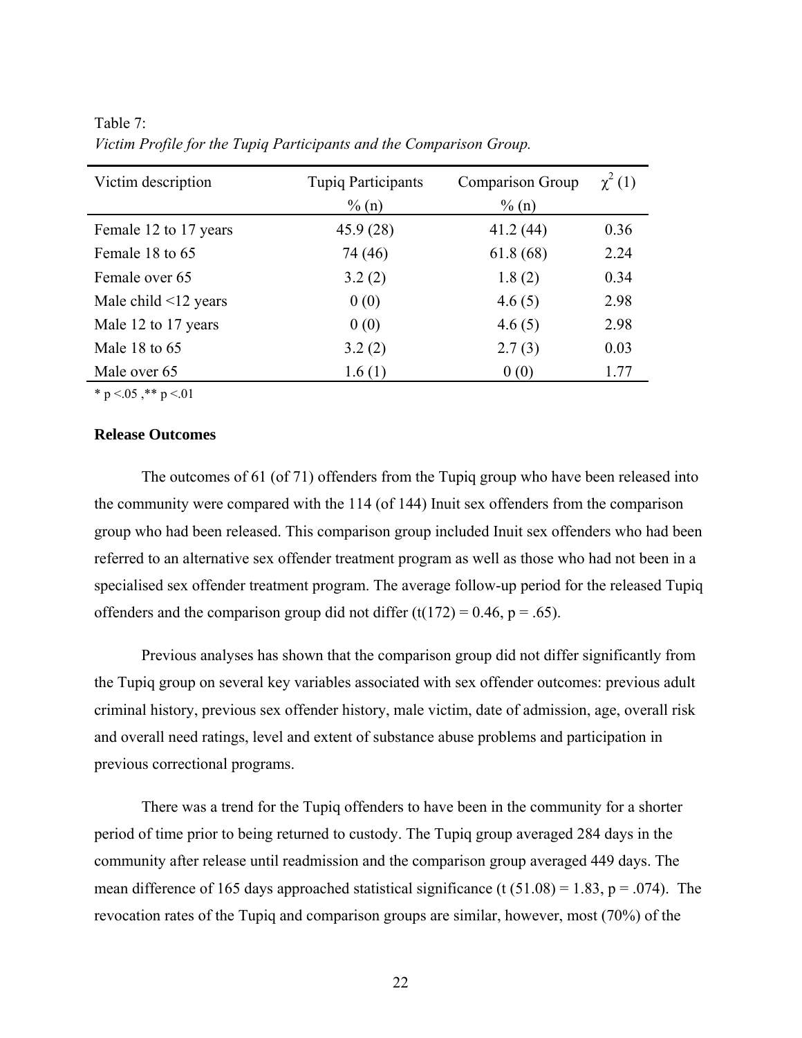Table 7:
*Victim Profile for the Tupiq Participants and the Comparison Group.*

| Victim description | Tupiq Participants % (n) | Comparison Group % (n) | $\chi^2$ (1) |
|---|---|---|---|
| Female 12 to 17 years | 45.9 (28) | 41.2 (44) | 0.36 |
| Female 18 to 65 | 74 (46) | 61.8 (68) | 2.24 |
| Female over 65 | 3.2 (2) | 1.8 (2) | 0.34 |
| Male child <12 years | 0 (0) | 4.6 (5) | 2.98 |
| Male 12 to 17 years | 0 (0) | 4.6 (5) | 2.98 |
| Male 18 to 65 | 3.2 (2) | 2.7 (3) | 0.03 |
| Male over 65 | 1.6 (1) | 0 (0) | 1.77 |

\* $p < .05$, \*\* $p < .01$

**Release Outcomes**

The outcomes of 61 (of 71) offenders from the Tupiq group who have been released into the community were compared with the 114 (of 144) Inuit sex offenders from the comparison group who had been released. This comparison group included Inuit sex offenders who had been referred to an alternative sex offender treatment program as well as those who had not been in a specialised sex offender treatment program. The average follow-up period for the released Tupiq offenders and the comparison group did not differ ($t(172) = 0.46$, $p = .65$).

Previous analyses has shown that the comparison group did not differ significantly from the Tupiq group on several key variables associated with sex offender outcomes: previous adult criminal history, previous sex offender history, male victim, date of admission, age, overall risk and overall need ratings, level and extent of substance abuse problems and participation in previous correctional programs.

There was a trend for the Tupiq offenders to have been in the community for a shorter period of time prior to being returned to custody. The Tupiq group averaged 284 days in the community after release until readmission and the comparison group averaged 449 days. The mean difference of 165 days approached statistical significance ($t\ (51.08) = 1.83$, $p = .074$). The revocation rates of the Tupiq and comparison groups are similar, however, most (70%) of the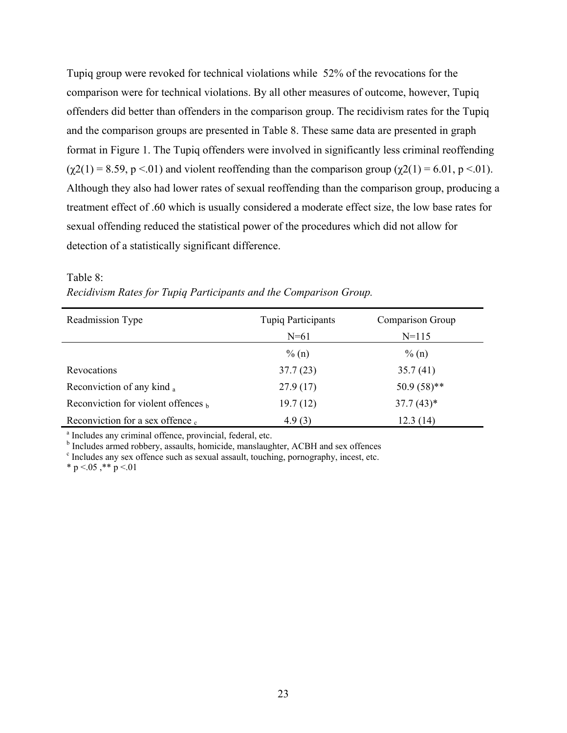Tupiq group were revoked for technical violations while 52% of the revocations for the comparison were for technical violations. By all other measures of outcome, however, Tupiq offenders did better than offenders in the comparison group. The recidivism rates for the Tupiq and the comparison groups are presented in Table 8. These same data are presented in graph format in Figure 1. The Tupiq offenders were involved in significantly less criminal reoffending ($\chi2(1) = 8.59$, $p < .01$) and violent reoffending than the comparison group ($\chi2(1) = 6.01$, $p < .01$). Although they also had lower rates of sexual reoffending than the comparison group, producing a treatment effect of .60 which is usually considered a moderate effect size, the low base rates for sexual offending reduced the statistical power of the procedures which did not allow for detection of a statistically significant difference.

Table 8:

*Recidivism Rates for Tupiq Participants and the Comparison Group.*

| Readmission Type | Tupiq Participants N=61 | Comparison Group N=115 |
|---|---|---|
| | % (n) | % (n) |
| Revocations | 37.7 (23) | 35.7 (41) |
| Reconviction of any kind [a] | 27.9 (17) | 50.9 (58)** |
| Reconviction for violent offences [b] | 19.7 (12) | 37.7 (43)* |
| Reconviction for a sex offence [c] | 4.9 (3) | 12.3 (14) |

[a] Includes any criminal offence, provincial, federal, etc.

[b] Includes armed robbery, assaults, homicide, manslaughter, ACBH and sex offences

[c] Includes any sex offence such as sexual assault, touching, pornography, incest, etc.

* $p < .05$ ,** $p < .01$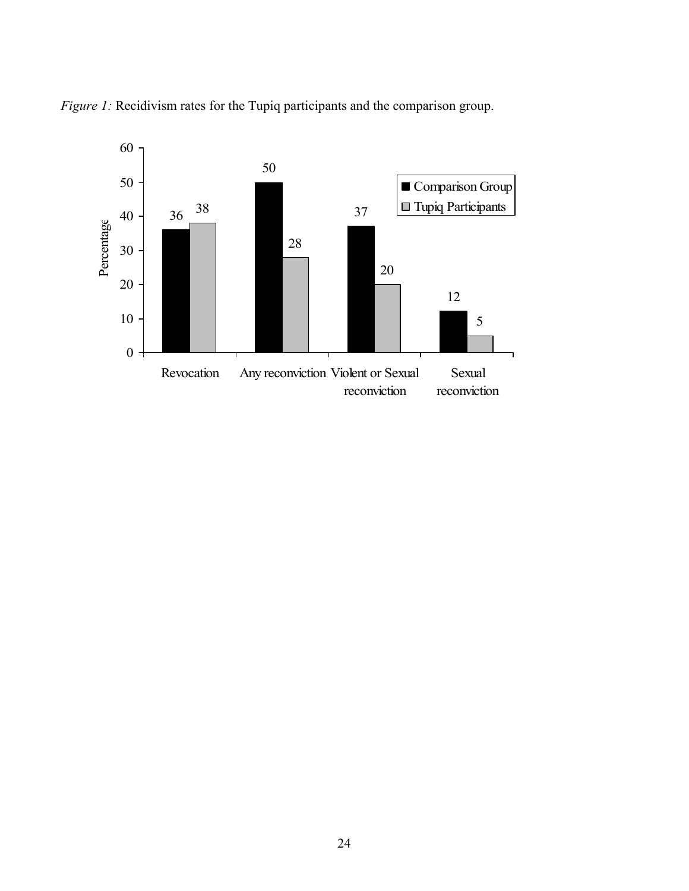*Figure 1:* Recidivism rates for the Tupiq participants and the comparison group.

| | Comparison Group | Tupiq Participants |
|---|---|---|
| Revocation | 36 | 38 |
| Any reconviction | 50 | 28 |
| Violent or Sexual reconviction | 37 | 20 |
| Sexual reconviction | 12 | 5 |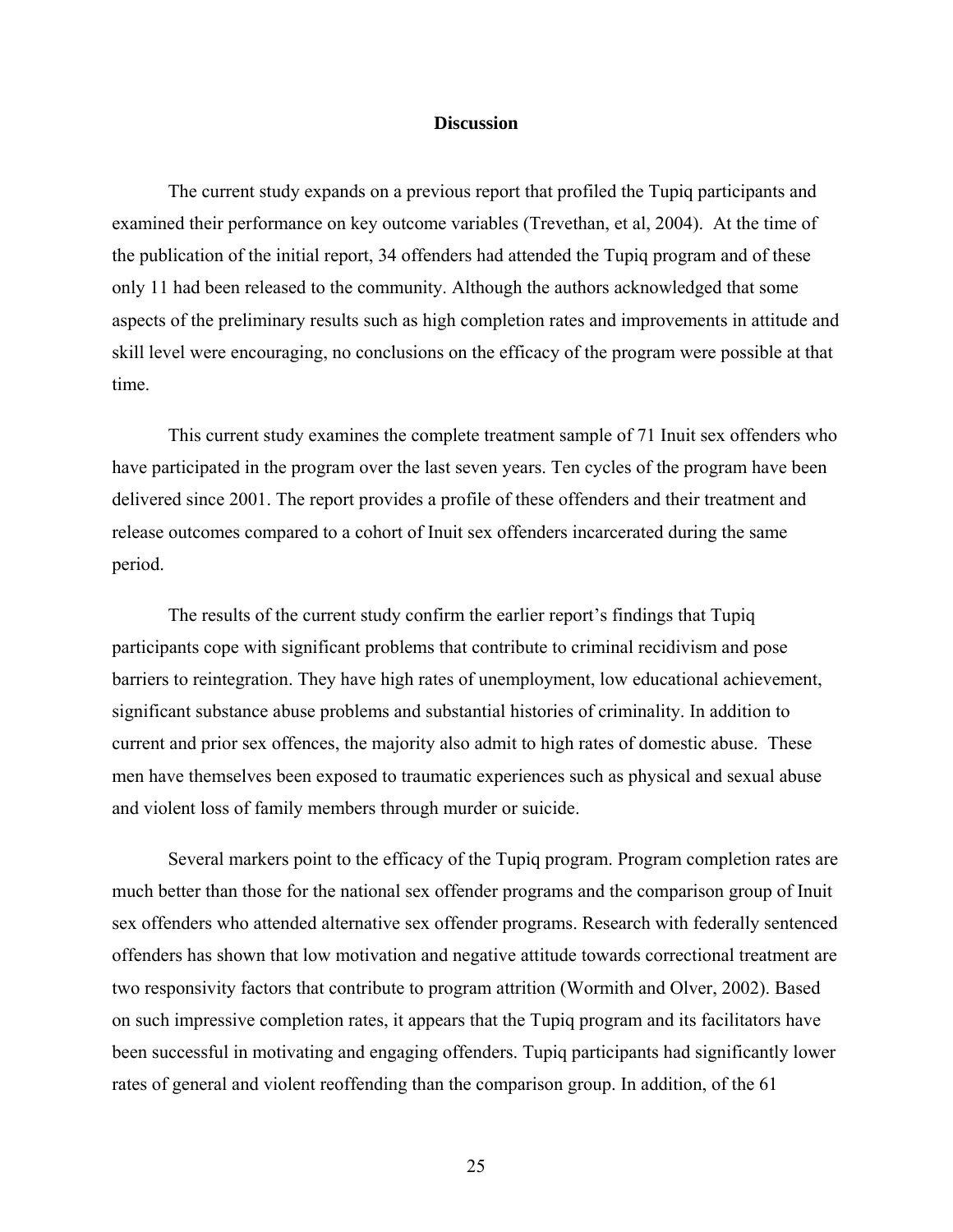## Discussion

The current study expands on a previous report that profiled the Tupiq participants and examined their performance on key outcome variables (Trevethan, et al, 2004). At the time of the publication of the initial report, 34 offenders had attended the Tupiq program and of these only 11 had been released to the community. Although the authors acknowledged that some aspects of the preliminary results such as high completion rates and improvements in attitude and skill level were encouraging, no conclusions on the efficacy of the program were possible at that time.

This current study examines the complete treatment sample of 71 Inuit sex offenders who have participated in the program over the last seven years. Ten cycles of the program have been delivered since 2001. The report provides a profile of these offenders and their treatment and release outcomes compared to a cohort of Inuit sex offenders incarcerated during the same period.

The results of the current study confirm the earlier report's findings that Tupiq participants cope with significant problems that contribute to criminal recidivism and pose barriers to reintegration. They have high rates of unemployment, low educational achievement, significant substance abuse problems and substantial histories of criminality. In addition to current and prior sex offences, the majority also admit to high rates of domestic abuse. These men have themselves been exposed to traumatic experiences such as physical and sexual abuse and violent loss of family members through murder or suicide.

Several markers point to the efficacy of the Tupiq program. Program completion rates are much better than those for the national sex offender programs and the comparison group of Inuit sex offenders who attended alternative sex offender programs. Research with federally sentenced offenders has shown that low motivation and negative attitude towards correctional treatment are two responsivity factors that contribute to program attrition (Wormith and Olver, 2002). Based on such impressive completion rates, it appears that the Tupiq program and its facilitators have been successful in motivating and engaging offenders. Tupiq participants had significantly lower rates of general and violent reoffending than the comparison group. In addition, of the 61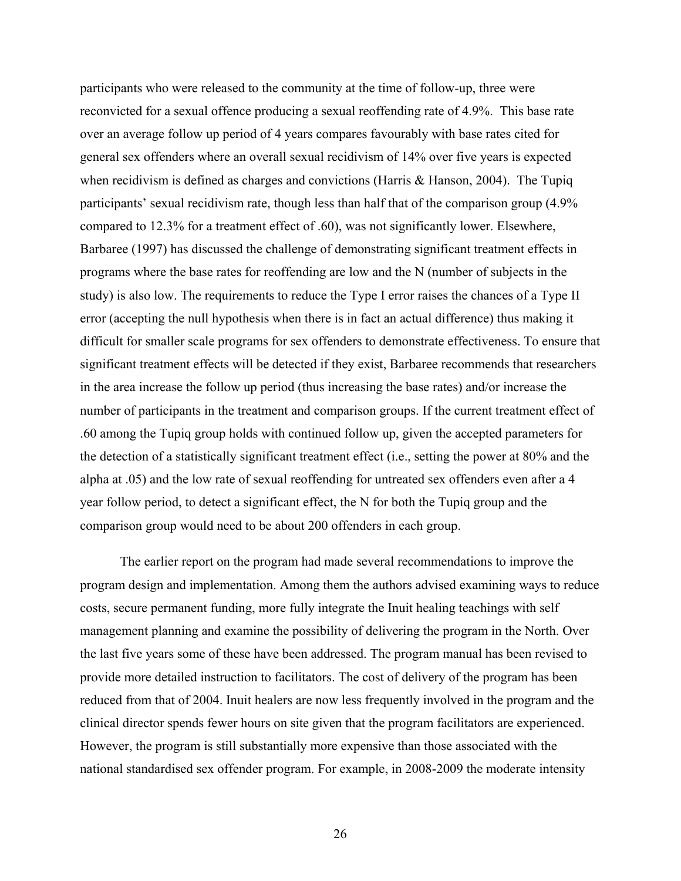participants who were released to the community at the time of follow-up, three were reconvicted for a sexual offence producing a sexual reoffending rate of 4.9%. This base rate over an average follow up period of 4 years compares favourably with base rates cited for general sex offenders where an overall sexual recidivism of 14% over five years is expected when recidivism is defined as charges and convictions (Harris & Hanson, 2004). The Tupiq participants' sexual recidivism rate, though less than half that of the comparison group (4.9% compared to 12.3% for a treatment effect of .60), was not significantly lower. Elsewhere, Barbaree (1997) has discussed the challenge of demonstrating significant treatment effects in programs where the base rates for reoffending are low and the N (number of subjects in the study) is also low. The requirements to reduce the Type I error raises the chances of a Type II error (accepting the null hypothesis when there is in fact an actual difference) thus making it difficult for smaller scale programs for sex offenders to demonstrate effectiveness. To ensure that significant treatment effects will be detected if they exist, Barbaree recommends that researchers in the area increase the follow up period (thus increasing the base rates) and/or increase the number of participants in the treatment and comparison groups. If the current treatment effect of .60 among the Tupiq group holds with continued follow up, given the accepted parameters for the detection of a statistically significant treatment effect (i.e., setting the power at 80% and the alpha at .05) and the low rate of sexual reoffending for untreated sex offenders even after a 4 year follow period, to detect a significant effect, the N for both the Tupiq group and the comparison group would need to be about 200 offenders in each group.

The earlier report on the program had made several recommendations to improve the program design and implementation. Among them the authors advised examining ways to reduce costs, secure permanent funding, more fully integrate the Inuit healing teachings with self management planning and examine the possibility of delivering the program in the North. Over the last five years some of these have been addressed. The program manual has been revised to provide more detailed instruction to facilitators. The cost of delivery of the program has been reduced from that of 2004. Inuit healers are now less frequently involved in the program and the clinical director spends fewer hours on site given that the program facilitators are experienced. However, the program is still substantially more expensive than those associated with the national standardised sex offender program. For example, in 2008-2009 the moderate intensity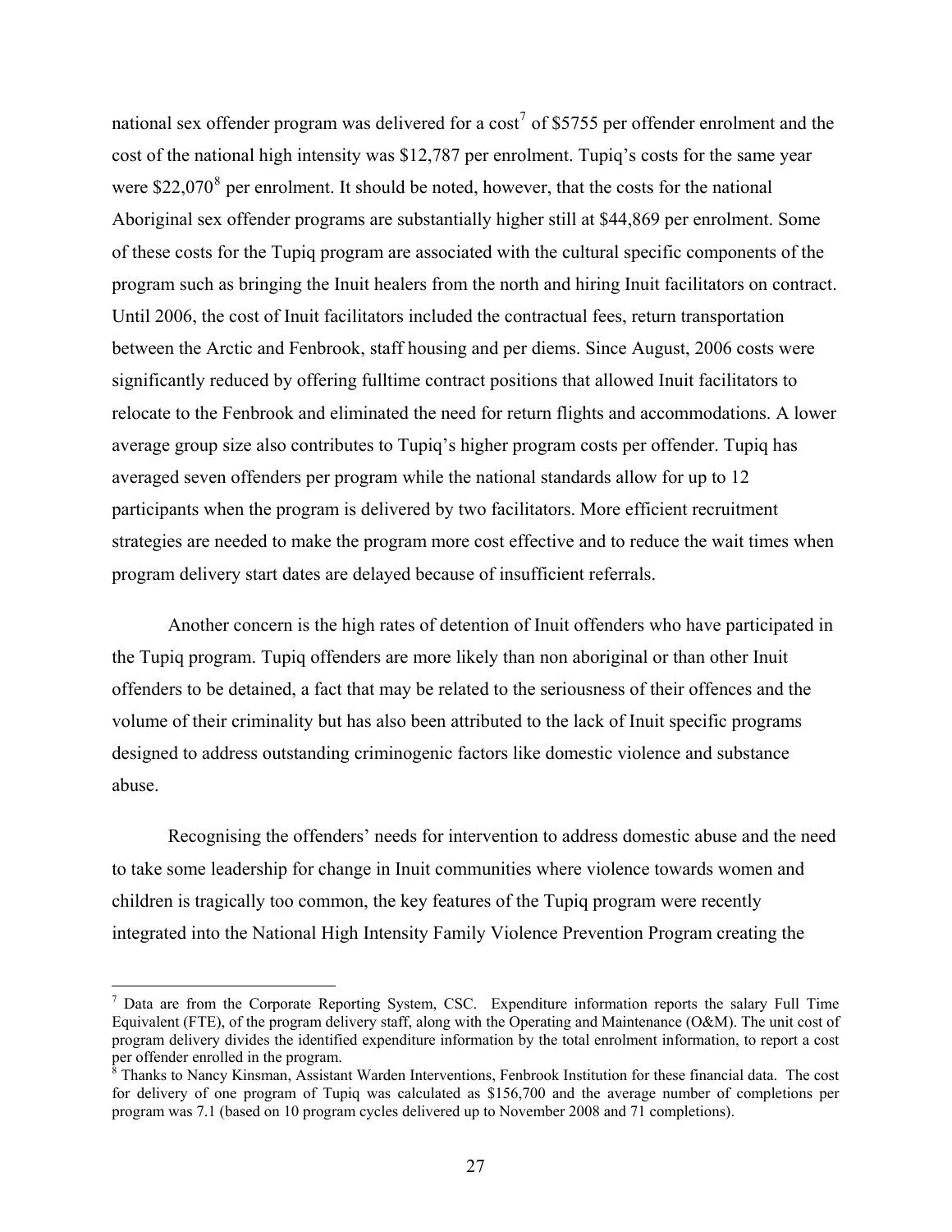national sex offender program was delivered for a cost[7] of $5755 per offender enrolment and the cost of the national high intensity was $12,787 per enrolment. Tupiq's costs for the same year were $22,070[8] per enrolment. It should be noted, however, that the costs for the national Aboriginal sex offender programs are substantially higher still at $44,869 per enrolment. Some of these costs for the Tupiq program are associated with the cultural specific components of the program such as bringing the Inuit healers from the north and hiring Inuit facilitators on contract. Until 2006, the cost of Inuit facilitators included the contractual fees, return transportation between the Arctic and Fenbrook, staff housing and per diems. Since August, 2006 costs were significantly reduced by offering fulltime contract positions that allowed Inuit facilitators to relocate to the Fenbrook and eliminated the need for return flights and accommodations. A lower average group size also contributes to Tupiq's higher program costs per offender. Tupiq has averaged seven offenders per program while the national standards allow for up to 12 participants when the program is delivered by two facilitators. More efficient recruitment strategies are needed to make the program more cost effective and to reduce the wait times when program delivery start dates are delayed because of insufficient referrals.

Another concern is the high rates of detention of Inuit offenders who have participated in the Tupiq program. Tupiq offenders are more likely than non aboriginal or than other Inuit offenders to be detained, a fact that may be related to the seriousness of their offences and the volume of their criminality but has also been attributed to the lack of Inuit specific programs designed to address outstanding criminogenic factors like domestic violence and substance abuse.

Recognising the offenders' needs for intervention to address domestic abuse and the need to take some leadership for change in Inuit communities where violence towards women and children is tragically too common, the key features of the Tupiq program were recently integrated into the National High Intensity Family Violence Prevention Program creating the

---

[7] Data are from the Corporate Reporting System, CSC. Expenditure information reports the salary Full Time Equivalent (FTE), of the program delivery staff, along with the Operating and Maintenance (O&M). The unit cost of program delivery divides the identified expenditure information by the total enrolment information, to report a cost per offender enrolled in the program.

[8] Thanks to Nancy Kinsman, Assistant Warden Interventions, Fenbrook Institution for these financial data. The cost for delivery of one program of Tupiq was calculated as $156,700 and the average number of completions per program was 7.1 (based on 10 program cycles delivered up to November 2008 and 71 completions).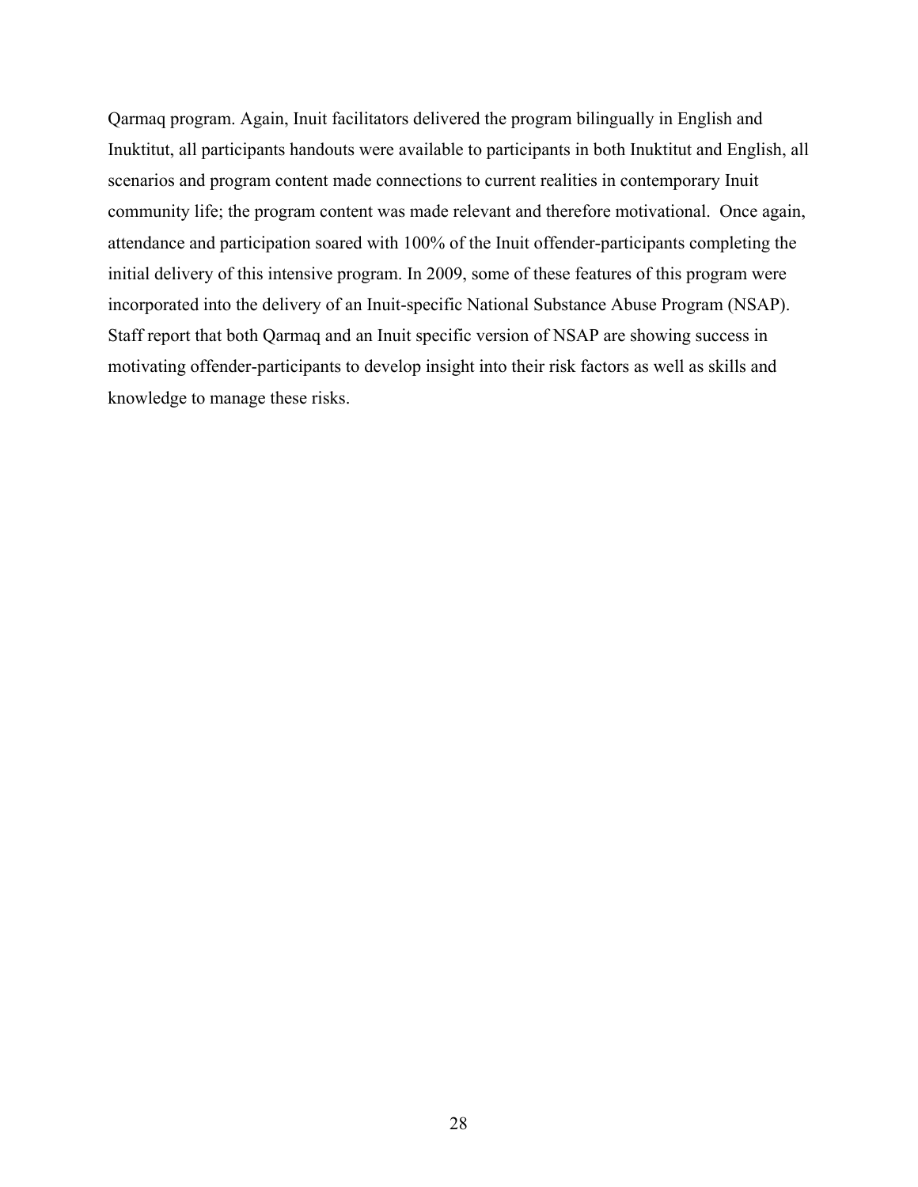Qarmaq program. Again, Inuit facilitators delivered the program bilingually in English and Inuktitut, all participants handouts were available to participants in both Inuktitut and English, all scenarios and program content made connections to current realities in contemporary Inuit community life; the program content was made relevant and therefore motivational.  Once again, attendance and participation soared with 100% of the Inuit offender-participants completing the initial delivery of this intensive program. In 2009, some of these features of this program were incorporated into the delivery of an Inuit-specific National Substance Abuse Program (NSAP). Staff report that both Qarmaq and an Inuit specific version of NSAP are showing success in motivating offender-participants to develop insight into their risk factors as well as skills and knowledge to manage these risks.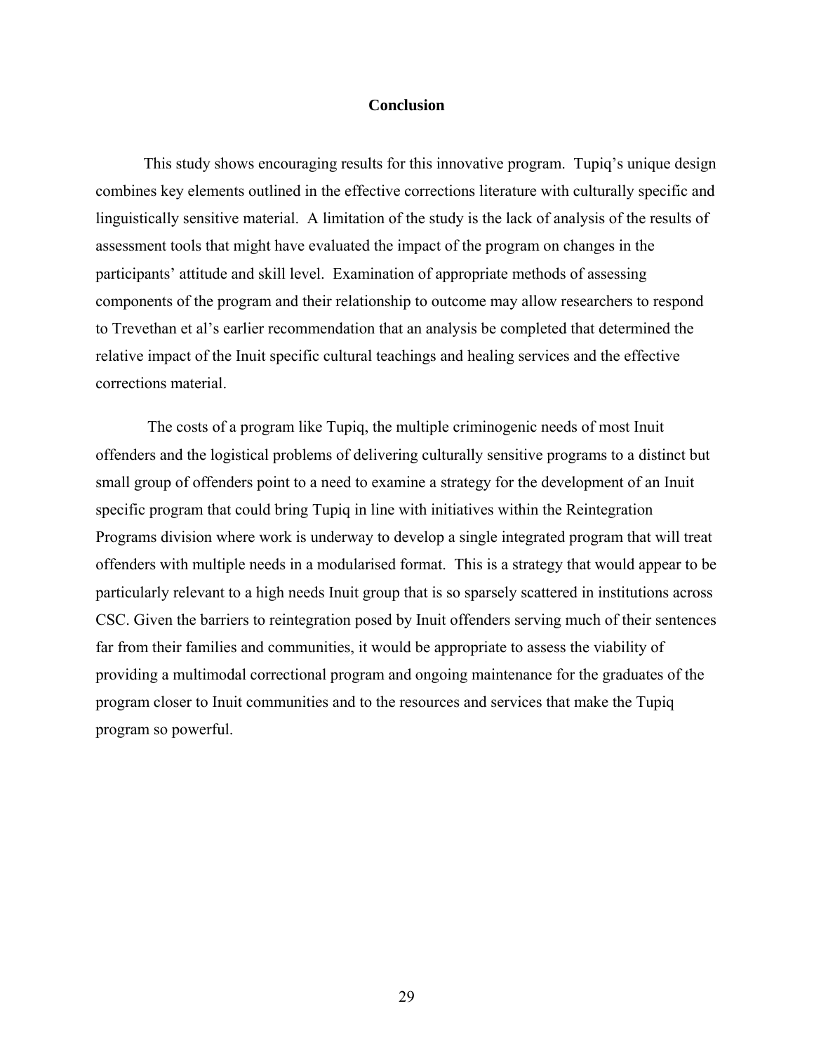## Conclusion

This study shows encouraging results for this innovative program. Tupiq's unique design combines key elements outlined in the effective corrections literature with culturally specific and linguistically sensitive material. A limitation of the study is the lack of analysis of the results of assessment tools that might have evaluated the impact of the program on changes in the participants' attitude and skill level. Examination of appropriate methods of assessing components of the program and their relationship to outcome may allow researchers to respond to Trevethan et al's earlier recommendation that an analysis be completed that determined the relative impact of the Inuit specific cultural teachings and healing services and the effective corrections material.

The costs of a program like Tupiq, the multiple criminogenic needs of most Inuit offenders and the logistical problems of delivering culturally sensitive programs to a distinct but small group of offenders point to a need to examine a strategy for the development of an Inuit specific program that could bring Tupiq in line with initiatives within the Reintegration Programs division where work is underway to develop a single integrated program that will treat offenders with multiple needs in a modularised format. This is a strategy that would appear to be particularly relevant to a high needs Inuit group that is so sparsely scattered in institutions across CSC. Given the barriers to reintegration posed by Inuit offenders serving much of their sentences far from their families and communities, it would be appropriate to assess the viability of providing a multimodal correctional program and ongoing maintenance for the graduates of the program closer to Inuit communities and to the resources and services that make the Tupiq program so powerful.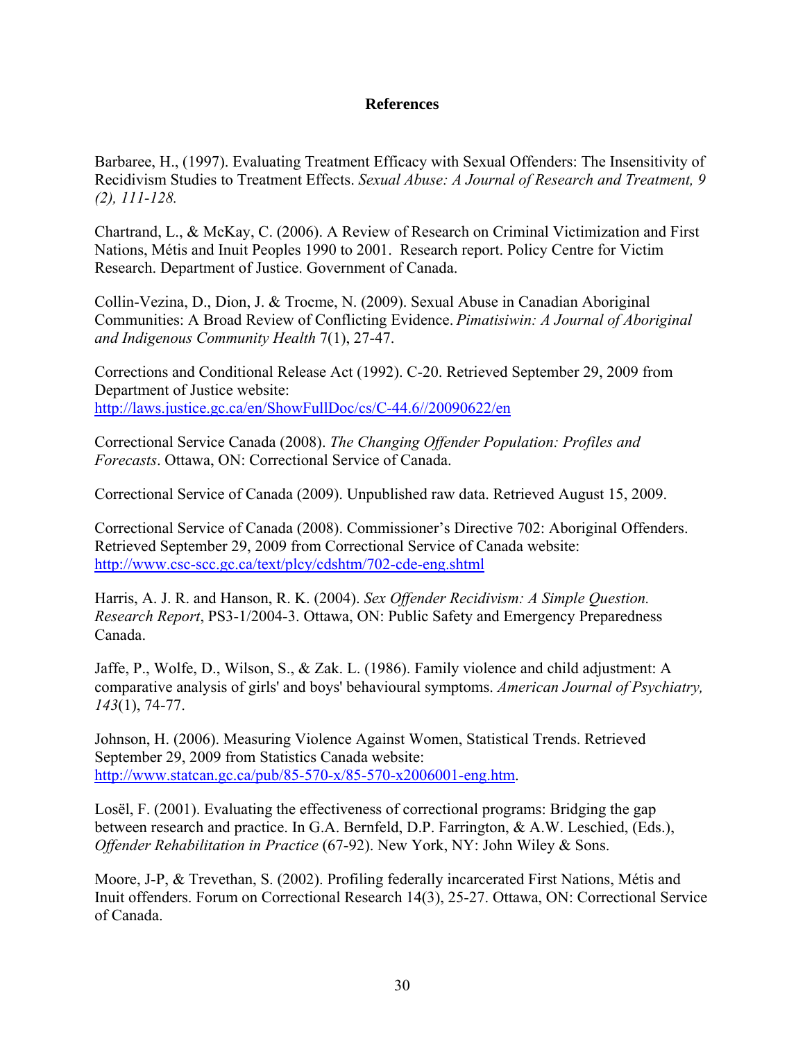# References

Barbaree, H., (1997). Evaluating Treatment Efficacy with Sexual Offenders: The Insensitivity of Recidivism Studies to Treatment Effects. *Sexual Abuse: A Journal of Research and Treatment, 9 (2), 111-128.*

Chartrand, L., & McKay, C. (2006). A Review of Research on Criminal Victimization and First Nations, Métis and Inuit Peoples 1990 to 2001. Research report. Policy Centre for Victim Research. Department of Justice. Government of Canada.

Collin-Vezina, D., Dion, J. & Trocme, N. (2009). Sexual Abuse in Canadian Aboriginal Communities: A Broad Review of Conflicting Evidence. *Pimatisiwin: A Journal of Aboriginal and Indigenous Community Health* 7(1), 27-47.

Corrections and Conditional Release Act (1992). C-20. Retrieved September 29, 2009 from Department of Justice website: http://laws.justice.gc.ca/en/ShowFullDoc/cs/C-44.6//20090622/en

Correctional Service Canada (2008). *The Changing Offender Population: Profiles and Forecasts*. Ottawa, ON: Correctional Service of Canada.

Correctional Service of Canada (2009). Unpublished raw data. Retrieved August 15, 2009.

Correctional Service of Canada (2008). Commissioner's Directive 702: Aboriginal Offenders. Retrieved September 29, 2009 from Correctional Service of Canada website: http://www.csc-scc.gc.ca/text/plcy/cdshtm/702-cde-eng.shtml

Harris, A. J. R. and Hanson, R. K. (2004). *Sex Offender Recidivism: A Simple Question. Research Report*, PS3-1/2004-3. Ottawa, ON: Public Safety and Emergency Preparedness Canada.

Jaffe, P., Wolfe, D., Wilson, S., & Zak. L. (1986). Family violence and child adjustment: A comparative analysis of girls' and boys' behavioural symptoms. *American Journal of Psychiatry, 143*(1), 74-77.

Johnson, H. (2006). Measuring Violence Against Women, Statistical Trends. Retrieved September 29, 2009 from Statistics Canada website: http://www.statcan.gc.ca/pub/85-570-x/85-570-x2006001-eng.htm.

Losël, F. (2001). Evaluating the effectiveness of correctional programs: Bridging the gap between research and practice. In G.A. Bernfeld, D.P. Farrington, & A.W. Leschied, (Eds.), *Offender Rehabilitation in Practice* (67-92). New York, NY: John Wiley & Sons.

Moore, J-P, & Trevethan, S. (2002). Profiling federally incarcerated First Nations, Métis and Inuit offenders. Forum on Correctional Research 14(3), 25-27. Ottawa, ON: Correctional Service of Canada.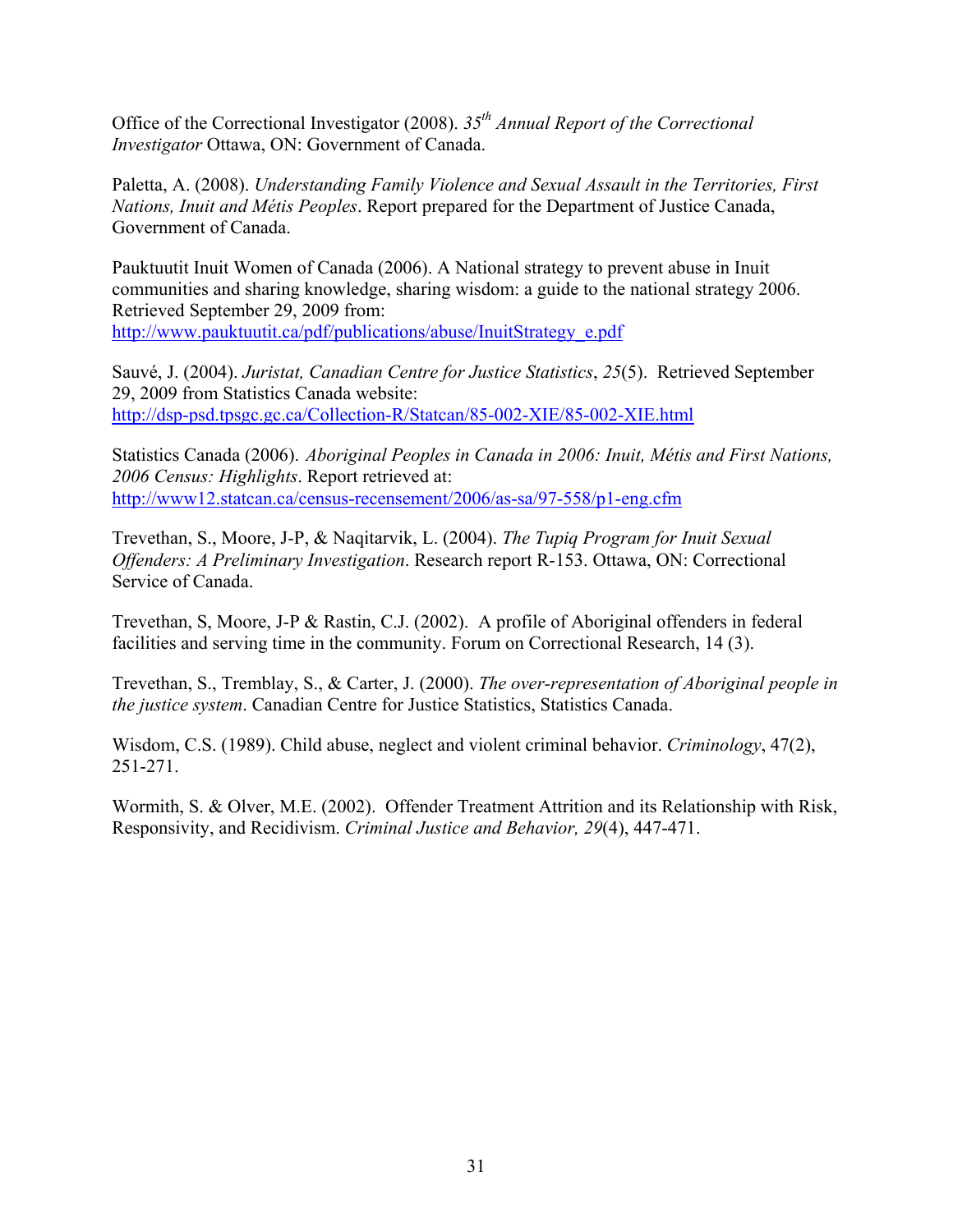Office of the Correctional Investigator (2008). *35th Annual Report of the Correctional Investigator* Ottawa, ON: Government of Canada.

Paletta, A. (2008). *Understanding Family Violence and Sexual Assault in the Territories, First Nations, Inuit and Métis Peoples*. Report prepared for the Department of Justice Canada, Government of Canada.

Pauktuutit Inuit Women of Canada (2006). A National strategy to prevent abuse in Inuit communities and sharing knowledge, sharing wisdom: a guide to the national strategy 2006. Retrieved September 29, 2009 from: http://www.pauktuutit.ca/pdf/publications/abuse/InuitStrategy_e.pdf

Sauvé, J. (2004). *Juristat, Canadian Centre for Justice Statistics*, *25*(5). Retrieved September 29, 2009 from Statistics Canada website: http://dsp-psd.tpsgc.gc.ca/Collection-R/Statcan/85-002-XIE/85-002-XIE.html

Statistics Canada (2006). *Aboriginal Peoples in Canada in 2006: Inuit, Métis and First Nations, 2006 Census: Highlights*. Report retrieved at: http://www12.statcan.ca/census-recensement/2006/as-sa/97-558/p1-eng.cfm

Trevethan, S., Moore, J-P, & Naqitarvik, L. (2004). *The Tupiq Program for Inuit Sexual Offenders: A Preliminary Investigation*. Research report R-153. Ottawa, ON: Correctional Service of Canada.

Trevethan, S, Moore, J-P & Rastin, C.J. (2002). A profile of Aboriginal offenders in federal facilities and serving time in the community. Forum on Correctional Research, 14 (3).

Trevethan, S., Tremblay, S., & Carter, J. (2000). *The over-representation of Aboriginal people in the justice system*. Canadian Centre for Justice Statistics, Statistics Canada.

Wisdom, C.S. (1989). Child abuse, neglect and violent criminal behavior. *Criminology*, 47(2), 251-271.

Wormith, S. & Olver, M.E. (2002). Offender Treatment Attrition and its Relationship with Risk, Responsivity, and Recidivism. *Criminal Justice and Behavior, 29*(4), 447-471.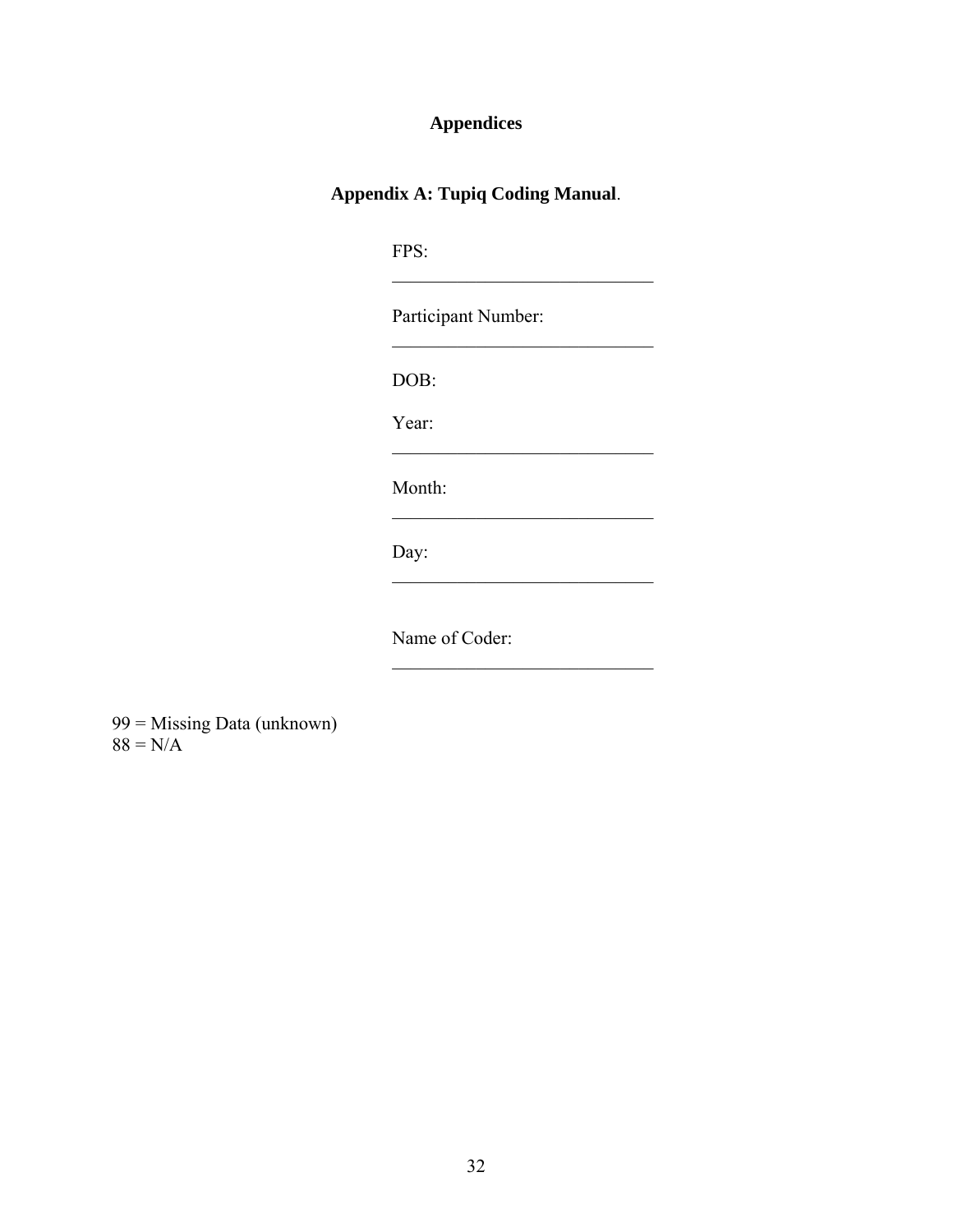# Appendices

## Appendix A: Tupiq Coding Manual.

FPS: \_\_\_\_\_\_\_\_\_\_\_\_\_\_\_\_\_\_\_\_\_\_\_\_\_\_\_\_\_\_

Participant Number: \_\_\_\_\_\_\_\_\_\_\_\_\_\_\_\_\_\_\_\_\_\_\_\_\_\_\_\_\_\_

DOB:

Year: \_\_\_\_\_\_\_\_\_\_\_\_\_\_\_\_\_\_\_\_\_\_\_\_\_\_\_\_\_\_

Month: \_\_\_\_\_\_\_\_\_\_\_\_\_\_\_\_\_\_\_\_\_\_\_\_\_\_\_\_\_\_

Day: \_\_\_\_\_\_\_\_\_\_\_\_\_\_\_\_\_\_\_\_\_\_\_\_\_\_\_\_\_\_

Name of Coder: \_\_\_\_\_\_\_\_\_\_\_\_\_\_\_\_\_\_\_\_\_\_\_\_\_\_\_\_\_\_

99 = Missing Data (unknown)  
88 = N/A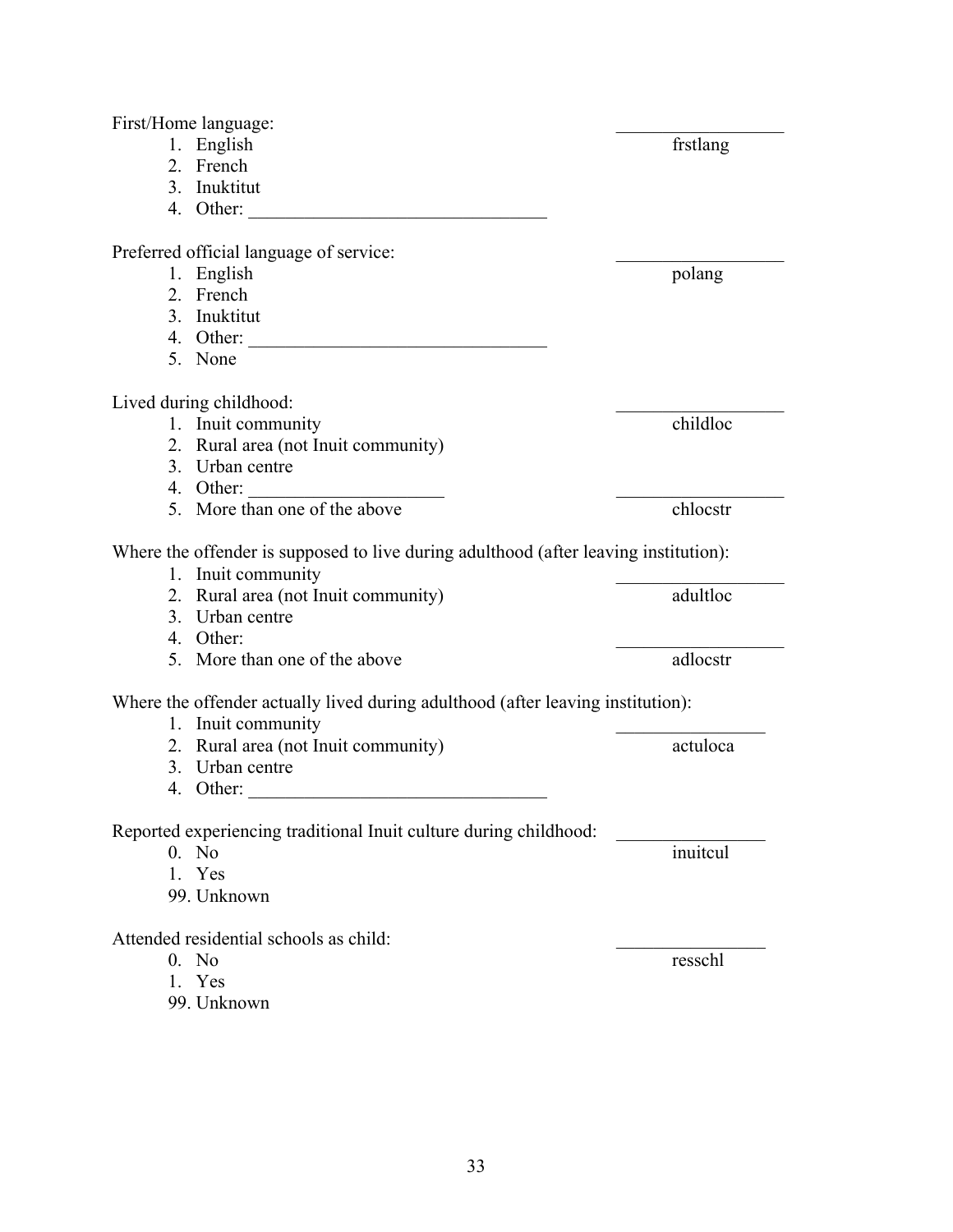First/Home language: \_\_\_\_\_\_\_\_\_\_\_\_\_\_\_\_\_ frstlang

1. English
2. French
3. Inuktitut
4. Other: \_\_\_\_\_\_\_\_\_\_\_\_\_\_\_\_\_\_\_\_\_\_\_\_\_\_\_\_\_\_\_\_

Preferred official language of service: \_\_\_\_\_\_\_\_\_\_\_\_\_\_\_\_\_ polang

1. English
2. French
3. Inuktitut
4. Other: \_\_\_\_\_\_\_\_\_\_\_\_\_\_\_\_\_\_\_\_\_\_\_\_\_\_\_\_\_\_\_\_
5. None

Lived during childhood: \_\_\_\_\_\_\_\_\_\_\_\_\_\_\_\_\_ childloc

1. Inuit community
2. Rural area (not Inuit community)
3. Urban centre
4. Other: \_\_\_\_\_\_\_\_\_\_\_\_\_\_\_\_\_\_\_\_
5. More than one of the above \_\_\_\_\_\_\_\_\_\_\_\_\_\_\_\_\_ chlocstr

Where the offender is supposed to live during adulthood (after leaving institution):

1. Inuit community \_\_\_\_\_\_\_\_\_\_\_\_\_\_\_\_\_
2. Rural area (not Inuit community) adultloc
3. Urban centre
4. Other: \_\_\_\_\_\_\_\_\_\_\_\_\_\_\_\_\_
5. More than one of the above adlocstr

Where the offender actually lived during adulthood (after leaving institution):

1. Inuit community \_\_\_\_\_\_\_\_\_\_\_\_\_\_\_\_
2. Rural area (not Inuit community) actuloca
3. Urban centre
4. Other: \_\_\_\_\_\_\_\_\_\_\_\_\_\_\_\_\_\_\_\_\_\_\_\_\_\_\_\_\_\_\_\_

Reported experiencing traditional Inuit culture during childhood: \_\_\_\_\_\_\_\_\_\_\_\_\_\_\_\_ inuitcul

0. No
1. Yes

99. Unknown

Attended residential schools as child: \_\_\_\_\_\_\_\_\_\_\_\_\_\_\_\_ resschl

0. No
1. Yes

99. Unknown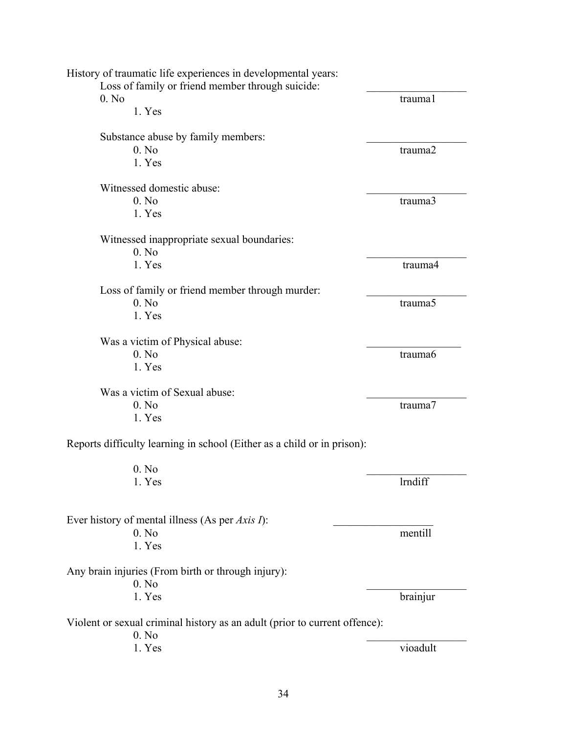History of traumatic life experiences in developmental years:

Loss of family or friend member through suicide: \_\_\_\_\_\_\_\_\_\_\_\_\_\_\_\_\_ trauma1
0. No
1. Yes

Substance abuse by family members: \_\_\_\_\_\_\_\_\_\_\_\_\_\_\_\_\_ trauma2
0. No
1. Yes

Witnessed domestic abuse: \_\_\_\_\_\_\_\_\_\_\_\_\_\_\_\_\_ trauma3
0. No
1. Yes

Witnessed inappropriate sexual boundaries: \_\_\_\_\_\_\_\_\_\_\_\_\_\_\_\_\_ trauma4
0. No
1. Yes

Loss of family or friend member through murder: \_\_\_\_\_\_\_\_\_\_\_\_\_\_\_\_\_ trauma5
0. No
1. Yes

Was a victim of Physical abuse: \_\_\_\_\_\_\_\_\_\_\_\_\_\_\_\_\_ trauma6
0. No
1. Yes

Was a victim of Sexual abuse: \_\_\_\_\_\_\_\_\_\_\_\_\_\_\_\_\_ trauma7
0. No
1. Yes

Reports difficulty learning in school (Either as a child or in prison): \_\_\_\_\_\_\_\_\_\_\_\_\_\_\_\_\_ lrndiff
0. No
1. Yes

Ever history of mental illness (As per *Axis I*): \_\_\_\_\_\_\_\_\_\_\_\_\_\_\_\_\_ mentill
0. No
1. Yes

Any brain injuries (From birth or through injury): \_\_\_\_\_\_\_\_\_\_\_\_\_\_\_\_\_ brainjur
0. No
1. Yes

Violent or sexual criminal history as an adult (prior to current offence): \_\_\_\_\_\_\_\_\_\_\_\_\_\_\_\_\_ vioadult
0. No
1. Yes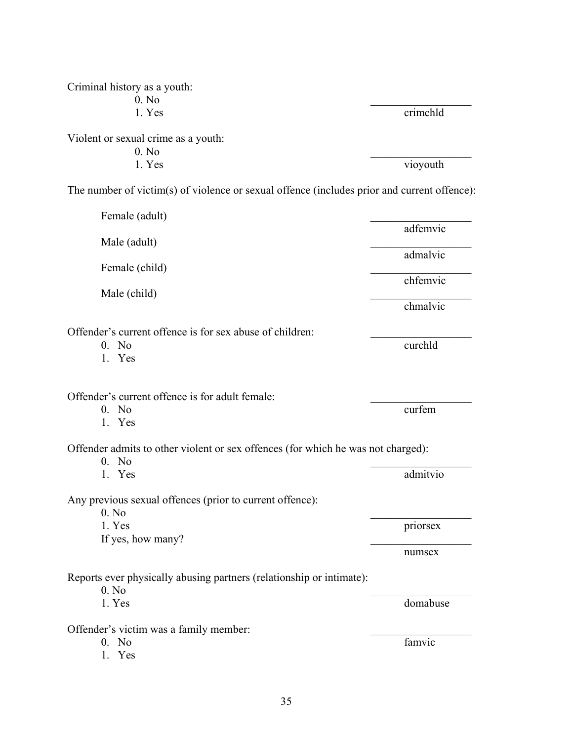Criminal history as a youth:

0. No
1. Yes

\_\_\_\_\_\_\_\_\_\_\_\_\_\_\_\_ crimchld

Violent or sexual crime as a youth:

0. No
1. Yes

\_\_\_\_\_\_\_\_\_\_\_\_\_\_\_\_ vioyouth

The number of victim(s) of violence or sexual offence (includes prior and current offence):

Female (adult) \_\_\_\_\_\_\_\_\_\_\_\_\_\_\_\_ adfemvic

Male (adult) \_\_\_\_\_\_\_\_\_\_\_\_\_\_\_\_ admalvic

Female (child) \_\_\_\_\_\_\_\_\_\_\_\_\_\_\_\_ chfemvic

Male (child) \_\_\_\_\_\_\_\_\_\_\_\_\_\_\_\_ chmalvic

Offender's current offence is for sex abuse of children: \_\_\_\_\_\_\_\_\_\_\_\_\_\_\_\_ curchld

0. No
1. Yes

Offender's current offence is for adult female: \_\_\_\_\_\_\_\_\_\_\_\_\_\_\_\_ curfem

0. No
1. Yes

Offender admits to other violent or sex offences (for which he was not charged):

0. No
1. Yes

\_\_\_\_\_\_\_\_\_\_\_\_\_\_\_\_ admitvio

Any previous sexual offences (prior to current offence):

0. No
1. Yes

\_\_\_\_\_\_\_\_\_\_\_\_\_\_\_\_ priorsex

If yes, how many? \_\_\_\_\_\_\_\_\_\_\_\_\_\_\_\_ numsex

Reports ever physically abusing partners (relationship or intimate):

0. No
1. Yes

\_\_\_\_\_\_\_\_\_\_\_\_\_\_\_\_ domabuse

Offender's victim was a family member: \_\_\_\_\_\_\_\_\_\_\_\_\_\_\_\_ famvic

0. No
1. Yes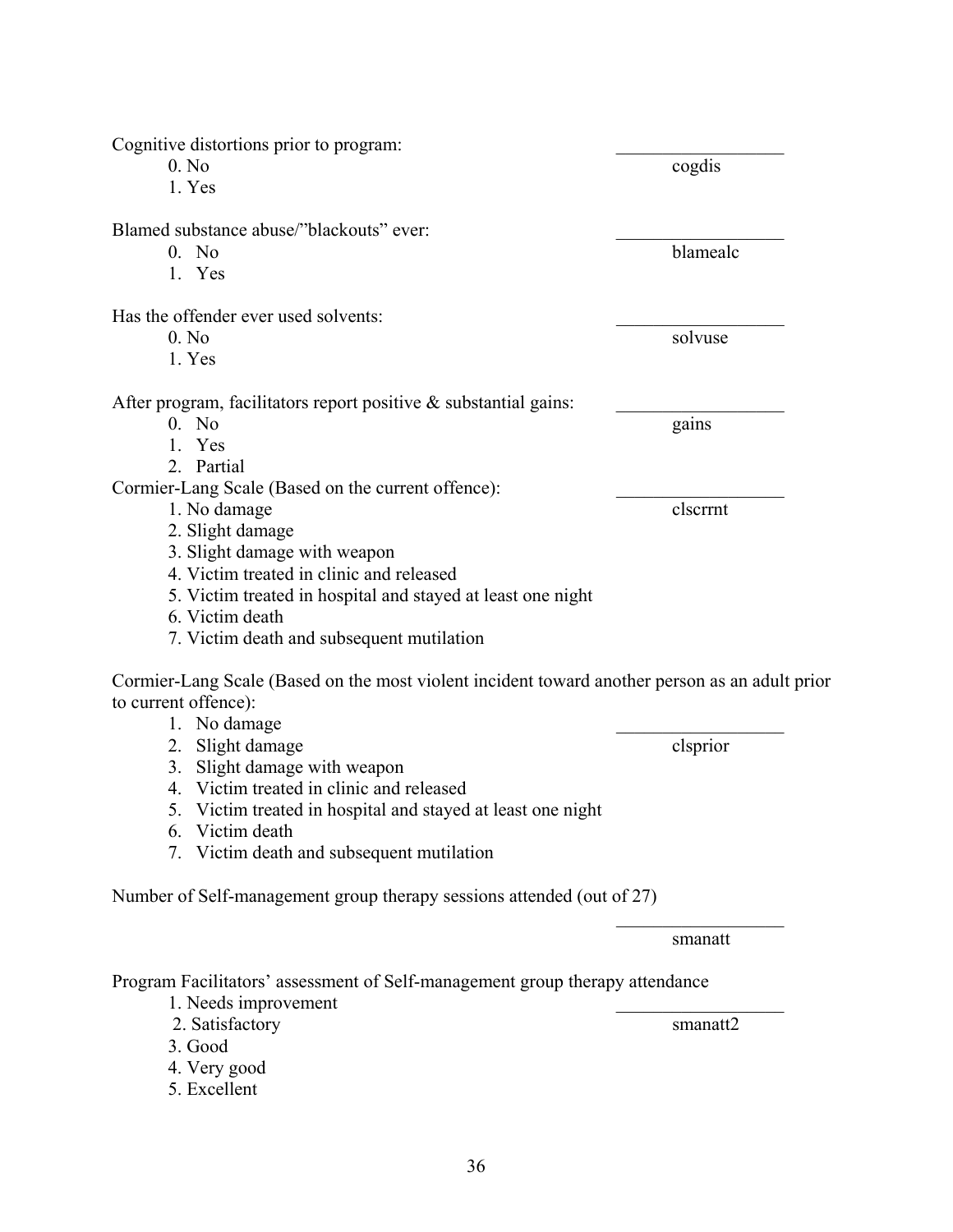Cognitive distortions prior to program: \_\_\_\_\_\_\_\_\_\_\_\_\_\_\_\_ cogdis

0. No
1. Yes

Blamed substance abuse/"blackouts" ever: \_\_\_\_\_\_\_\_\_\_\_\_\_\_\_\_ blamealc

0. No
1. Yes

Has the offender ever used solvents: \_\_\_\_\_\_\_\_\_\_\_\_\_\_\_\_ solvuse

0. No
1. Yes

After program, facilitators report positive & substantial gains: \_\_\_\_\_\_\_\_\_\_\_\_\_\_\_\_ gains

0. No
1. Yes
2. Partial

Cormier-Lang Scale (Based on the current offence): \_\_\_\_\_\_\_\_\_\_\_\_\_\_\_\_ clscrrnt

1. No damage
2. Slight damage
3. Slight damage with weapon
4. Victim treated in clinic and released
5. Victim treated in hospital and stayed at least one night
6. Victim death
7. Victim death and subsequent mutilation

Cormier-Lang Scale (Based on the most violent incident toward another person as an adult prior to current offence): \_\_\_\_\_\_\_\_\_\_\_\_\_\_\_\_ clsprior

1. No damage
2. Slight damage
3. Slight damage with weapon
4. Victim treated in clinic and released
5. Victim treated in hospital and stayed at least one night
6. Victim death
7. Victim death and subsequent mutilation

Number of Self-management group therapy sessions attended (out of 27)

\_\_\_\_\_\_\_\_\_\_\_\_\_\_\_\_ smanatt

Program Facilitators' assessment of Self-management group therapy attendance \_\_\_\_\_\_\_\_\_\_\_\_\_\_\_\_ smanatt2

1. Needs improvement
2. Satisfactory
3. Good
4. Very good
5. Excellent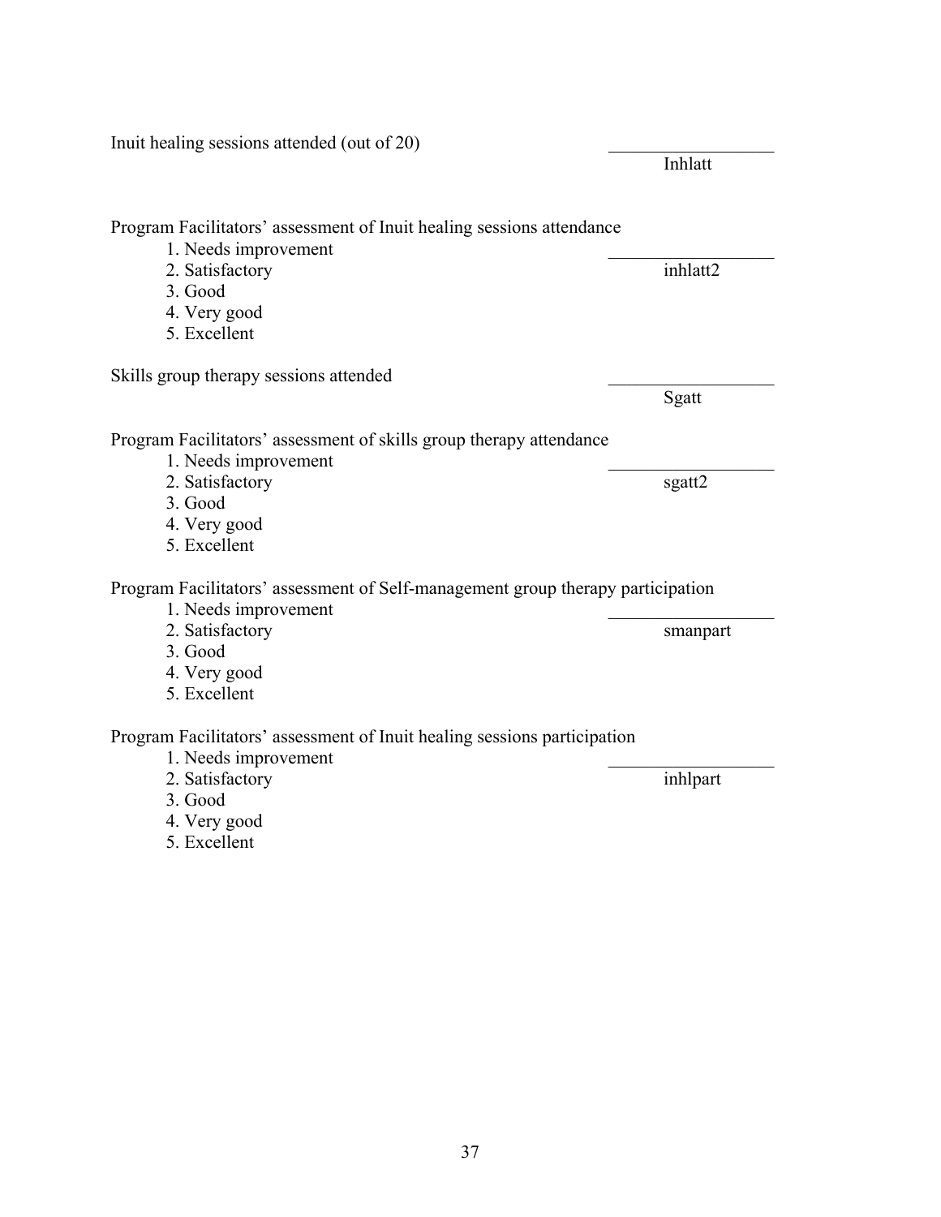Inuit healing sessions attended (out of 20) \_\_\_\_\_\_\_\_\_\_\_\_\_\_\_\_\_
Inhlatt

Program Facilitators' assessment of Inuit healing sessions attendance

1. Needs improvement
2. Satisfactory
3. Good
4. Very good
5. Excellent

\_\_\_\_\_\_\_\_\_\_\_\_\_\_\_\_\_
inhlatt2

Skills group therapy sessions attended \_\_\_\_\_\_\_\_\_\_\_\_\_\_\_\_\_
Sgatt

Program Facilitators' assessment of skills group therapy attendance

1. Needs improvement
2. Satisfactory
3. Good
4. Very good
5. Excellent

\_\_\_\_\_\_\_\_\_\_\_\_\_\_\_\_\_
sgatt2

Program Facilitators' assessment of Self-management group therapy participation

1. Needs improvement
2. Satisfactory
3. Good
4. Very good
5. Excellent

\_\_\_\_\_\_\_\_\_\_\_\_\_\_\_\_\_
smanpart

Program Facilitators' assessment of Inuit healing sessions participation

1. Needs improvement
2. Satisfactory
3. Good
4. Very good
5. Excellent

\_\_\_\_\_\_\_\_\_\_\_\_\_\_\_\_\_
inhlpart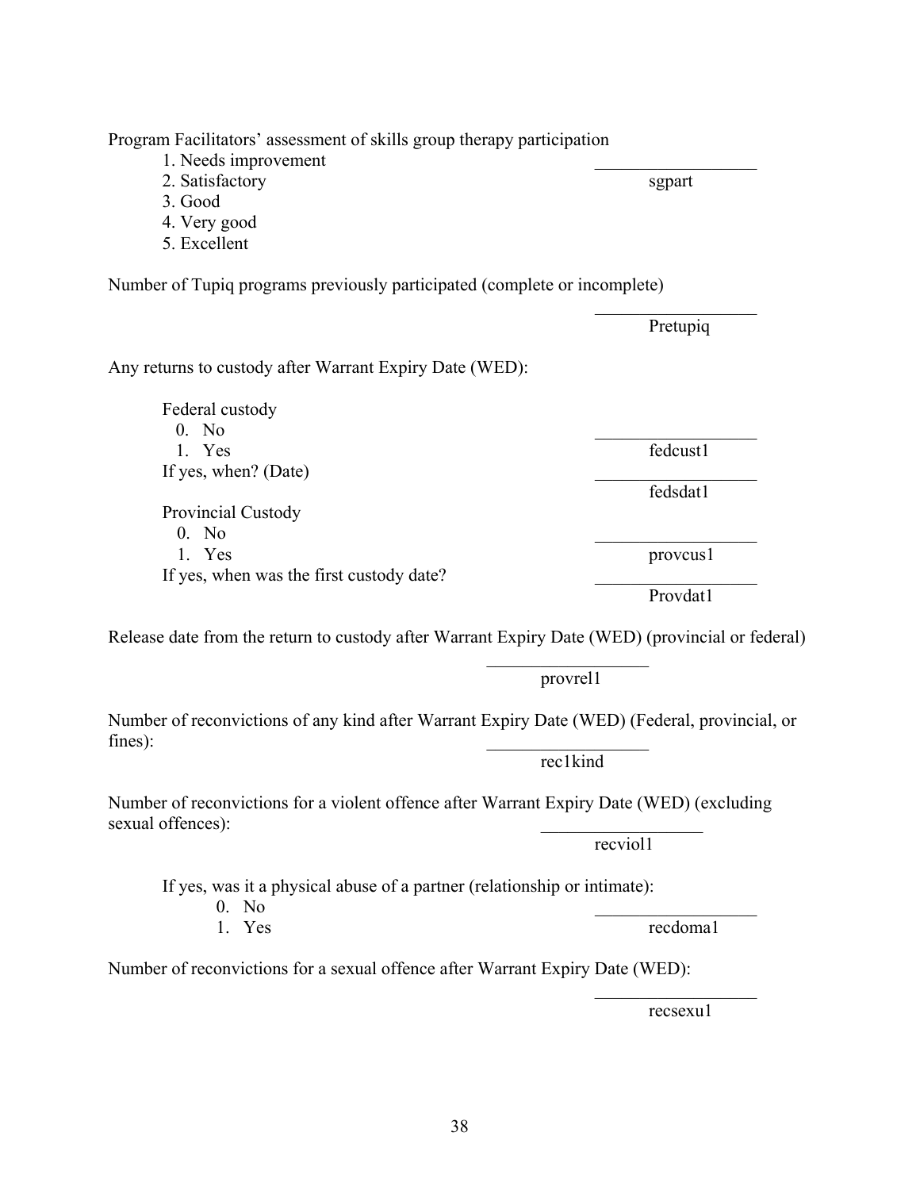Program Facilitators' assessment of skills group therapy participation

1. Needs improvement
2. Satisfactory
3. Good
4. Very good
5. Excellent

__________________ sgpart

Number of Tupiq programs previously participated (complete or incomplete)

__________________ Pretupiq

Any returns to custody after Warrant Expiry Date (WED):

Federal custody

0. No
1. Yes

__________________ fedcust1

If yes, when? (Date)

__________________ fedsdat1

Provincial Custody

0. No
1. Yes

__________________ provcus1

If yes, when was the first custody date?

__________________ Provdat1

Release date from the return to custody after Warrant Expiry Date (WED) (provincial or federal)

__________________ provrel1

Number of reconvictions of any kind after Warrant Expiry Date (WED) (Federal, provincial, or fines):

__________________ rec1kind

Number of reconvictions for a violent offence after Warrant Expiry Date (WED) (excluding sexual offences):

__________________ recviol1

If yes, was it a physical abuse of a partner (relationship or intimate):

0. No
1. Yes

__________________ recdoma1

Number of reconvictions for a sexual offence after Warrant Expiry Date (WED):

__________________ recsexu1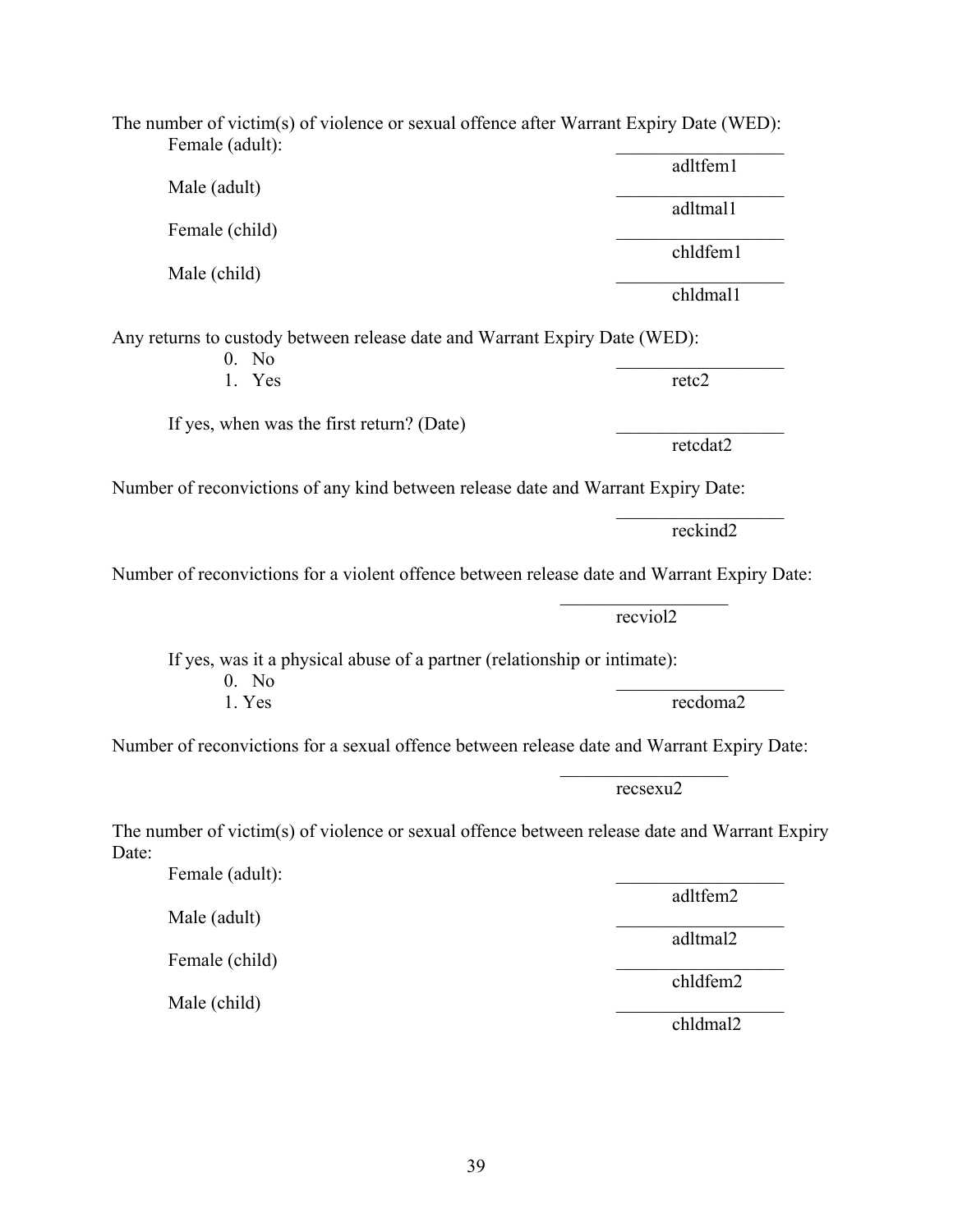The number of victim(s) of violence or sexual offence after Warrant Expiry Date (WED):

Female (adult): ________________ adltfem1

Male (adult) ________________ adltmal1

Female (child) ________________ chldfem1

Male (child) ________________ chldmal1

Any returns to custody between release date and Warrant Expiry Date (WED):

0. No
1. Yes

________________ retc2

If yes, when was the first return? (Date) ________________ retcdat2

Number of reconvictions of any kind between release date and Warrant Expiry Date:

________________ reckind2

Number of reconvictions for a violent offence between release date and Warrant Expiry Date:

________________ recviol2

If yes, was it a physical abuse of a partner (relationship or intimate):

0. No
1. Yes

________________ recdoma2

Number of reconvictions for a sexual offence between release date and Warrant Expiry Date:

________________ recsexu2

The number of victim(s) of violence or sexual offence between release date and Warrant Expiry Date:

Female (adult): ________________ adltfem2

Male (adult) ________________ adltmal2

Female (child) ________________ chldfem2

Male (child) ________________ chldmal2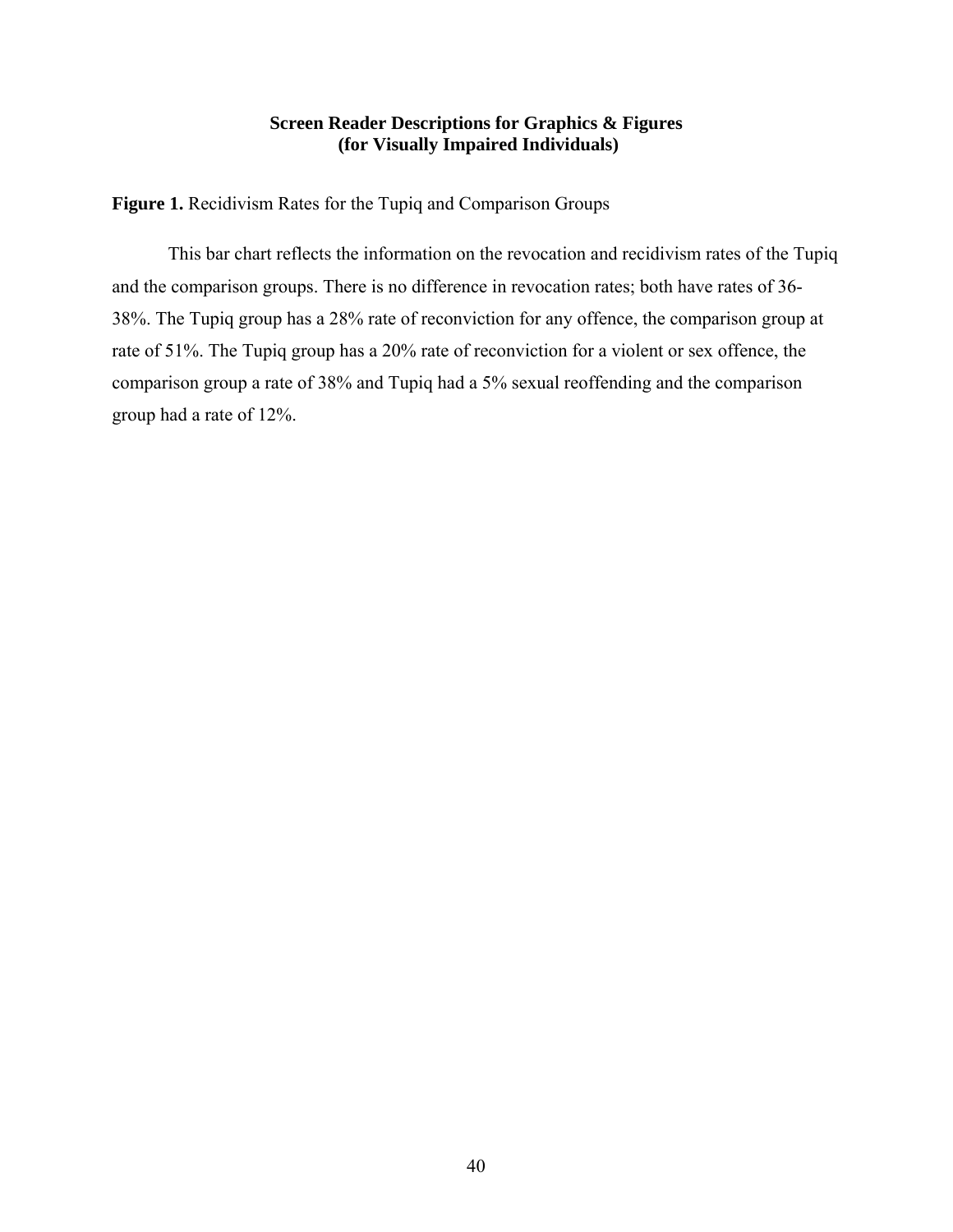## Screen Reader Descriptions for Graphics & Figures
## (for Visually Impaired Individuals)

**Figure 1.** Recidivism Rates for the Tupiq and Comparison Groups

This bar chart reflects the information on the revocation and recidivism rates of the Tupiq and the comparison groups. There is no difference in revocation rates; both have rates of 36-38%. The Tupiq group has a 28% rate of reconviction for any offence, the comparison group at rate of 51%. The Tupiq group has a 20% rate of reconviction for a violent or sex offence, the comparison group a rate of 38% and Tupiq had a 5% sexual reoffending and the comparison group had a rate of 12%.